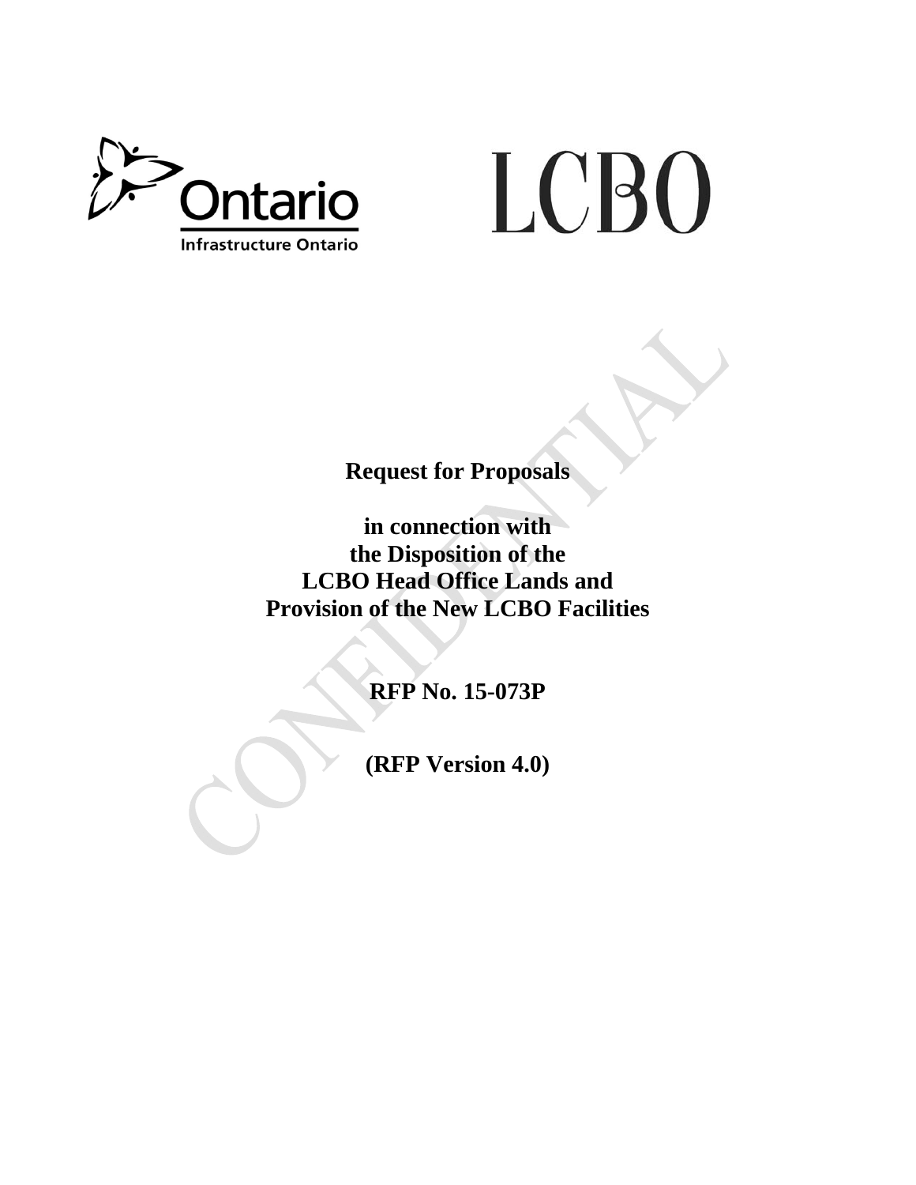Ontario

Infrastructure Ontario

LCBO

# Request for Proposals

## in connection with the Disposition of the LCBO Head Office Lands and Provision of the New LCBO Facilities

## RFP No. 15-073P

## (RFP Version 4.0)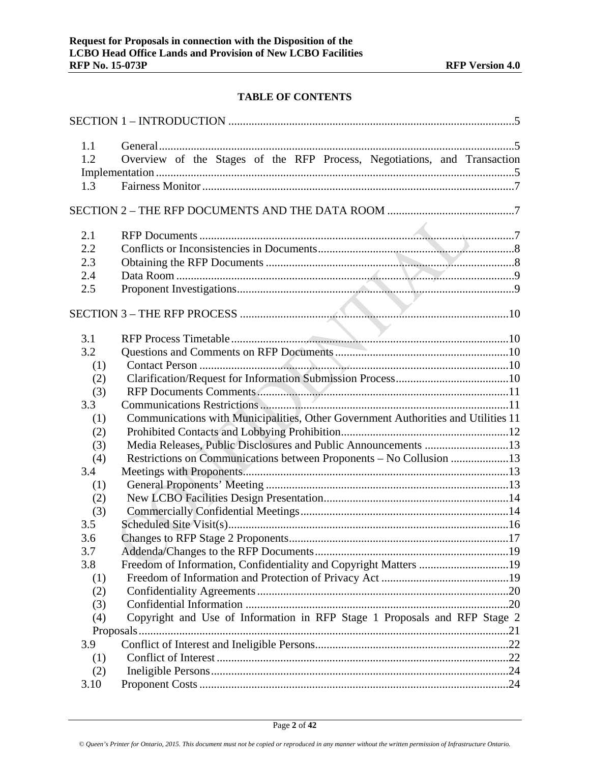# TABLE OF CONTENTS

SECTION 1 – INTRODUCTION ..... 5

- 1.1 General ..... 5
- 1.2 Overview of the Stages of the RFP Process, Negotiations, and Transaction Implementation ..... 5
- 1.3 Fairness Monitor ..... 7

SECTION 2 – THE RFP DOCUMENTS AND THE DATA ROOM ..... 7

- 2.1 RFP Documents ..... 7
- 2.2 Conflicts or Inconsistencies in Documents ..... 8
- 2.3 Obtaining the RFP Documents ..... 8
- 2.4 Data Room ..... 9
- 2.5 Proponent Investigations ..... 9

SECTION 3 – THE RFP PROCESS ..... 10

- 3.1 RFP Process Timetable ..... 10
- 3.2 Questions and Comments on RFP Documents ..... 10
  - (1) Contact Person ..... 10
  - (2) Clarification/Request for Information Submission Process ..... 10
  - (3) RFP Documents Comments ..... 11
- 3.3 Communications Restrictions ..... 11
  - (1) Communications with Municipalities, Other Government Authorities and Utilities ..... 11
  - (2) Prohibited Contacts and Lobbying Prohibition ..... 12
  - (3) Media Releases, Public Disclosures and Public Announcements ..... 13
  - (4) Restrictions on Communications between Proponents – No Collusion ..... 13
- 3.4 Meetings with Proponents ..... 13
  - (1) General Proponents' Meeting ..... 13
  - (2) New LCBO Facilities Design Presentation ..... 14
  - (3) Commercially Confidential Meetings ..... 14
- 3.5 Scheduled Site Visit(s) ..... 16
- 3.6 Changes to RFP Stage 2 Proponents ..... 17
- 3.7 Addenda/Changes to the RFP Documents ..... 19
- 3.8 Freedom of Information, Confidentiality and Copyright Matters ..... 19
  - (1) Freedom of Information and Protection of Privacy Act ..... 19
  - (2) Confidentiality Agreements ..... 20
  - (3) Confidential Information ..... 20
  - (4) Copyright and Use of Information in RFP Stage 1 Proposals and RFP Stage 2 Proposals ..... 21
- 3.9 Conflict of Interest and Ineligible Persons ..... 22
  - (1) Conflict of Interest ..... 22
  - (2) Ineligible Persons ..... 24
- 3.10 Proponent Costs ..... 24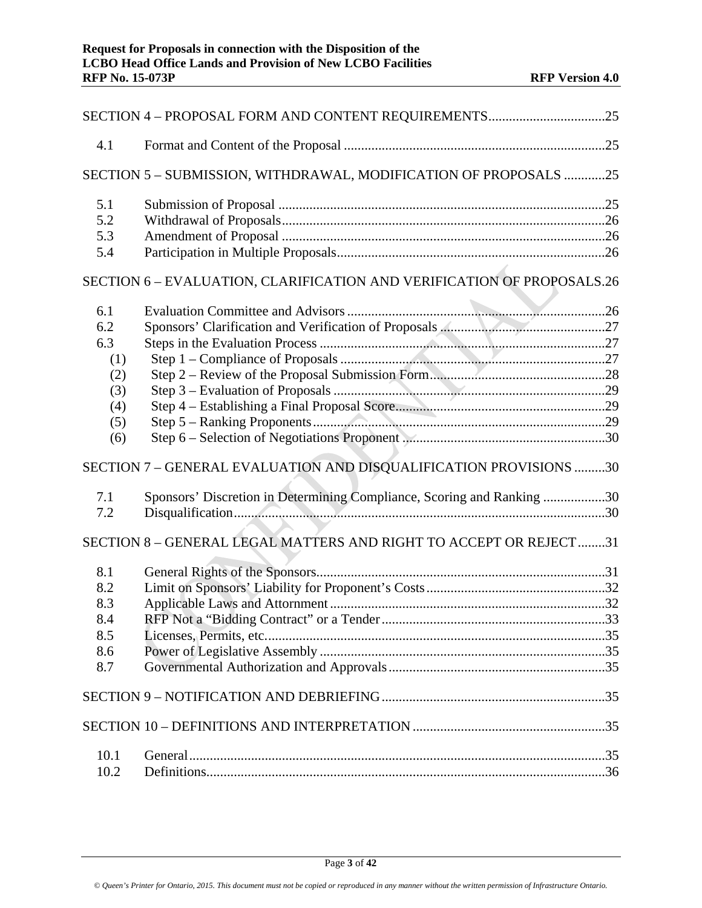SECTION 4 – PROPOSAL FORM AND CONTENT REQUIREMENTS .................................25

4.1 Format and Content of the Proposal ..........................................................................25

SECTION 5 – SUBMISSION, WITHDRAWAL, MODIFICATION OF PROPOSALS ............25

5.1 Submission of Proposal .............................................................................................25
5.2 Withdrawal of Proposals.............................................................................................26
5.3 Amendment of Proposal .............................................................................................26
5.4 Participation in Multiple Proposals.............................................................................26

SECTION 6 – EVALUATION, CLARIFICATION AND VERIFICATION OF PROPOSALS.26

6.1 Evaluation Committee and Advisors ..........................................................................26
6.2 Sponsors' Clarification and Verification of Proposals ...............................................27
6.3 Steps in the Evaluation Process ..................................................................................27
(1) Step 1 – Compliance of Proposals ............................................................................27
(2) Step 2 – Review of the Proposal Submission Form..................................................28
(3) Step 3 – Evaluation of Proposals ..............................................................................29
(4) Step 4 – Establishing a Final Proposal Score............................................................29
(5) Step 5 – Ranking Proponents....................................................................................29
(6) Step 6 – Selection of Negotiations Proponent ..........................................................30

SECTION 7 – GENERAL EVALUATION AND DISQUALIFICATION PROVISIONS .........30

7.1 Sponsors' Discretion in Determining Compliance, Scoring and Ranking ..................30
7.2 Disqualification...........................................................................................................30

SECTION 8 – GENERAL LEGAL MATTERS AND RIGHT TO ACCEPT OR REJECT........31

8.1 General Rights of the Sponsors...................................................................................31
8.2 Limit on Sponsors' Liability for Proponent's Costs....................................................32
8.3 Applicable Laws and Attornment...............................................................................32
8.4 RFP Not a "Bidding Contract" or a Tender................................................................33
8.5 Licenses, Permits, etc..................................................................................................35
8.6 Power of Legislative Assembly ..................................................................................35
8.7 Governmental Authorization and Approvals...............................................................35

SECTION 9 – NOTIFICATION AND DEBRIEFING................................................................35

SECTION 10 – DEFINITIONS AND INTERPRETATION.......................................................35

10.1 General.......................................................................................................................35
10.2 Definitions..................................................................................................................36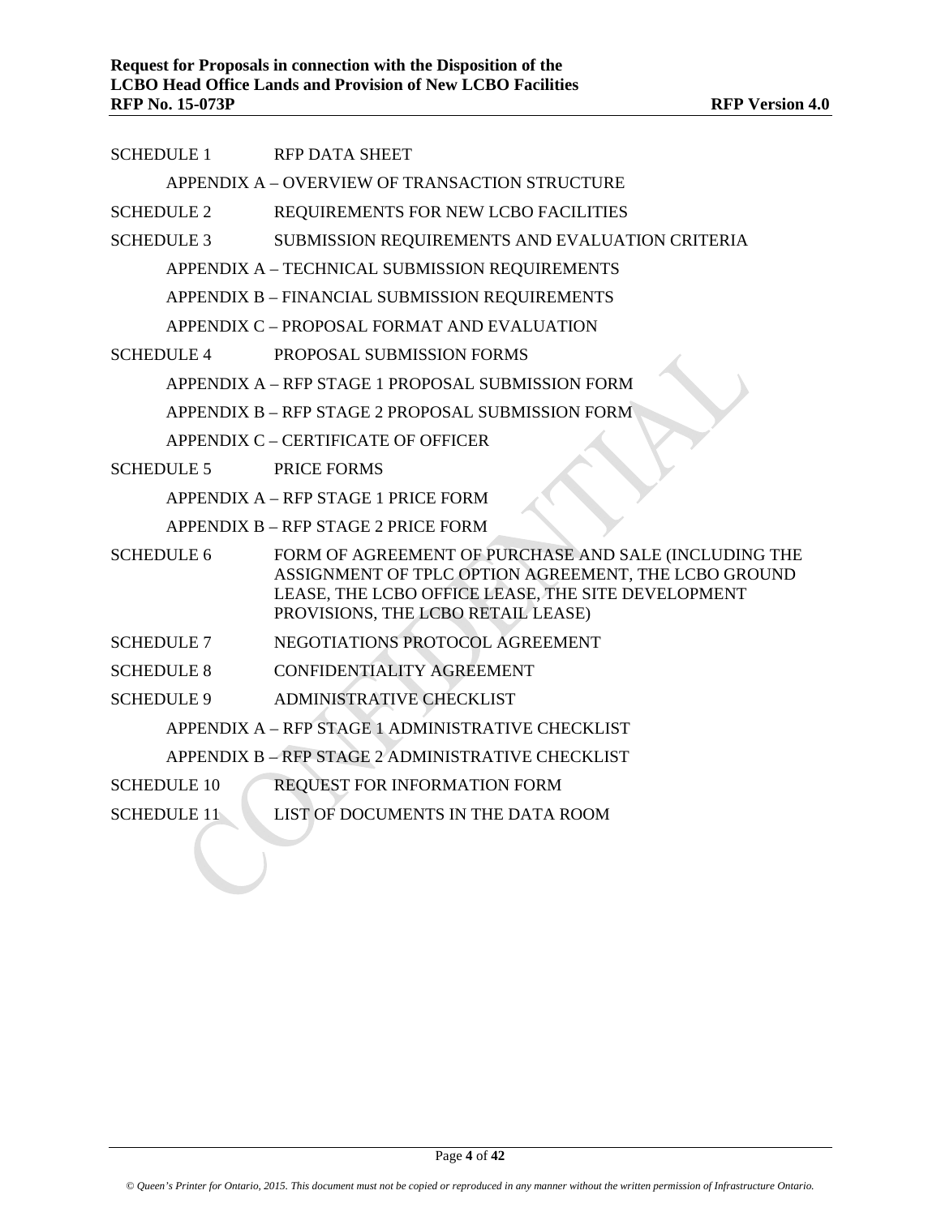SCHEDULE 1 RFP DATA SHEET

APPENDIX A – OVERVIEW OF TRANSACTION STRUCTURE

SCHEDULE 2 REQUIREMENTS FOR NEW LCBO FACILITIES

SCHEDULE 3 SUBMISSION REQUIREMENTS AND EVALUATION CRITERIA

APPENDIX A – TECHNICAL SUBMISSION REQUIREMENTS

APPENDIX B – FINANCIAL SUBMISSION REQUIREMENTS

APPENDIX C – PROPOSAL FORMAT AND EVALUATION

SCHEDULE 4 PROPOSAL SUBMISSION FORMS

APPENDIX A – RFP STAGE 1 PROPOSAL SUBMISSION FORM

APPENDIX B – RFP STAGE 2 PROPOSAL SUBMISSION FORM

APPENDIX C – CERTIFICATE OF OFFICER

SCHEDULE 5 PRICE FORMS

APPENDIX A – RFP STAGE 1 PRICE FORM

APPENDIX B – RFP STAGE 2 PRICE FORM

SCHEDULE 6 FORM OF AGREEMENT OF PURCHASE AND SALE (INCLUDING THE ASSIGNMENT OF TPLC OPTION AGREEMENT, THE LCBO GROUND LEASE, THE LCBO OFFICE LEASE, THE SITE DEVELOPMENT PROVISIONS, THE LCBO RETAIL LEASE)

SCHEDULE 7 NEGOTIATIONS PROTOCOL AGREEMENT

SCHEDULE 8 CONFIDENTIALITY AGREEMENT

SCHEDULE 9 ADMINISTRATIVE CHECKLIST

APPENDIX A – RFP STAGE 1 ADMINISTRATIVE CHECKLIST

APPENDIX B – RFP STAGE 2 ADMINISTRATIVE CHECKLIST

SCHEDULE 10 REQUEST FOR INFORMATION FORM

SCHEDULE 11 LIST OF DOCUMENTS IN THE DATA ROOM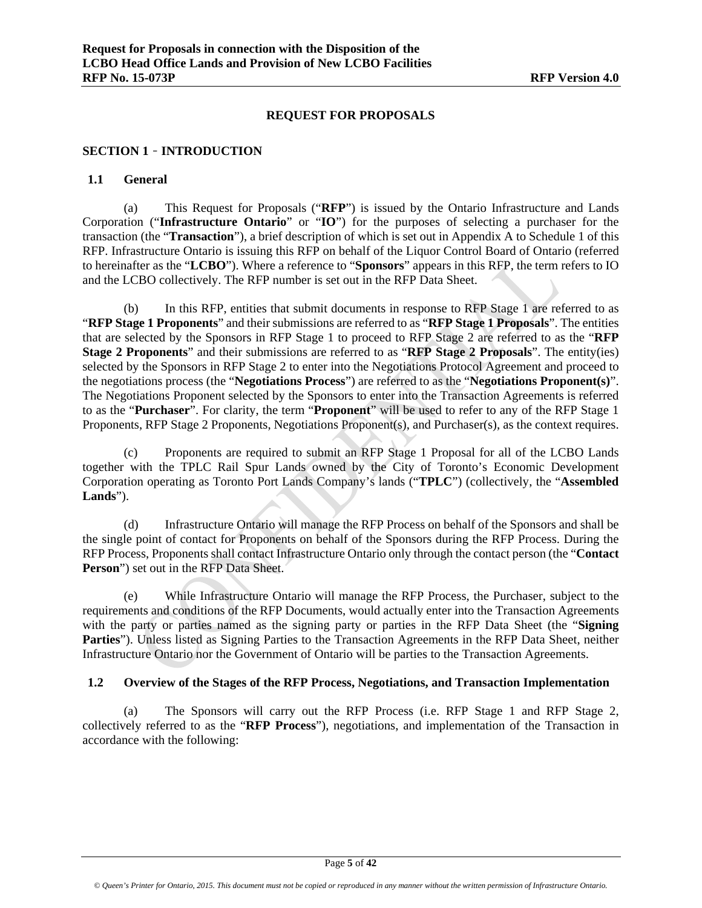## REQUEST FOR PROPOSALS

## SECTION 1 ‑ INTRODUCTION

### 1.1 General

(a) This Request for Proposals ("**RFP**") is issued by the Ontario Infrastructure and Lands Corporation ("**Infrastructure Ontario**" or "**IO**") for the purposes of selecting a purchaser for the transaction (the "**Transaction**"), a brief description of which is set out in Appendix A to Schedule 1 of this RFP. Infrastructure Ontario is issuing this RFP on behalf of the Liquor Control Board of Ontario (referred to hereinafter as the "**LCBO**"). Where a reference to "**Sponsors**" appears in this RFP, the term refers to IO and the LCBO collectively. The RFP number is set out in the RFP Data Sheet.

(b) In this RFP, entities that submit documents in response to RFP Stage 1 are referred to as "**RFP Stage 1 Proponents**" and their submissions are referred to as "**RFP Stage 1 Proposals**". The entities that are selected by the Sponsors in RFP Stage 1 to proceed to RFP Stage 2 are referred to as the "**RFP Stage 2 Proponents**" and their submissions are referred to as "**RFP Stage 2 Proposals**". The entity(ies) selected by the Sponsors in RFP Stage 2 to enter into the Negotiations Protocol Agreement and proceed to the negotiations process (the "**Negotiations Process**") are referred to as the "**Negotiations Proponent(s)**". The Negotiations Proponent selected by the Sponsors to enter into the Transaction Agreements is referred to as the "**Purchaser**". For clarity, the term "**Proponent**" will be used to refer to any of the RFP Stage 1 Proponents, RFP Stage 2 Proponents, Negotiations Proponent(s), and Purchaser(s), as the context requires.

(c) Proponents are required to submit an RFP Stage 1 Proposal for all of the LCBO Lands together with the TPLC Rail Spur Lands owned by the City of Toronto's Economic Development Corporation operating as Toronto Port Lands Company's lands ("**TPLC**") (collectively, the "**Assembled Lands**").

(d) Infrastructure Ontario will manage the RFP Process on behalf of the Sponsors and shall be the single point of contact for Proponents on behalf of the Sponsors during the RFP Process. During the RFP Process, Proponents shall contact Infrastructure Ontario only through the contact person (the "**Contact Person**") set out in the RFP Data Sheet.

(e) While Infrastructure Ontario will manage the RFP Process, the Purchaser, subject to the requirements and conditions of the RFP Documents, would actually enter into the Transaction Agreements with the party or parties named as the signing party or parties in the RFP Data Sheet (the "**Signing Parties**"). Unless listed as Signing Parties to the Transaction Agreements in the RFP Data Sheet, neither Infrastructure Ontario nor the Government of Ontario will be parties to the Transaction Agreements.

### 1.2 Overview of the Stages of the RFP Process, Negotiations, and Transaction Implementation

(a) The Sponsors will carry out the RFP Process (i.e. RFP Stage 1 and RFP Stage 2, collectively referred to as the "**RFP Process**"), negotiations, and implementation of the Transaction in accordance with the following: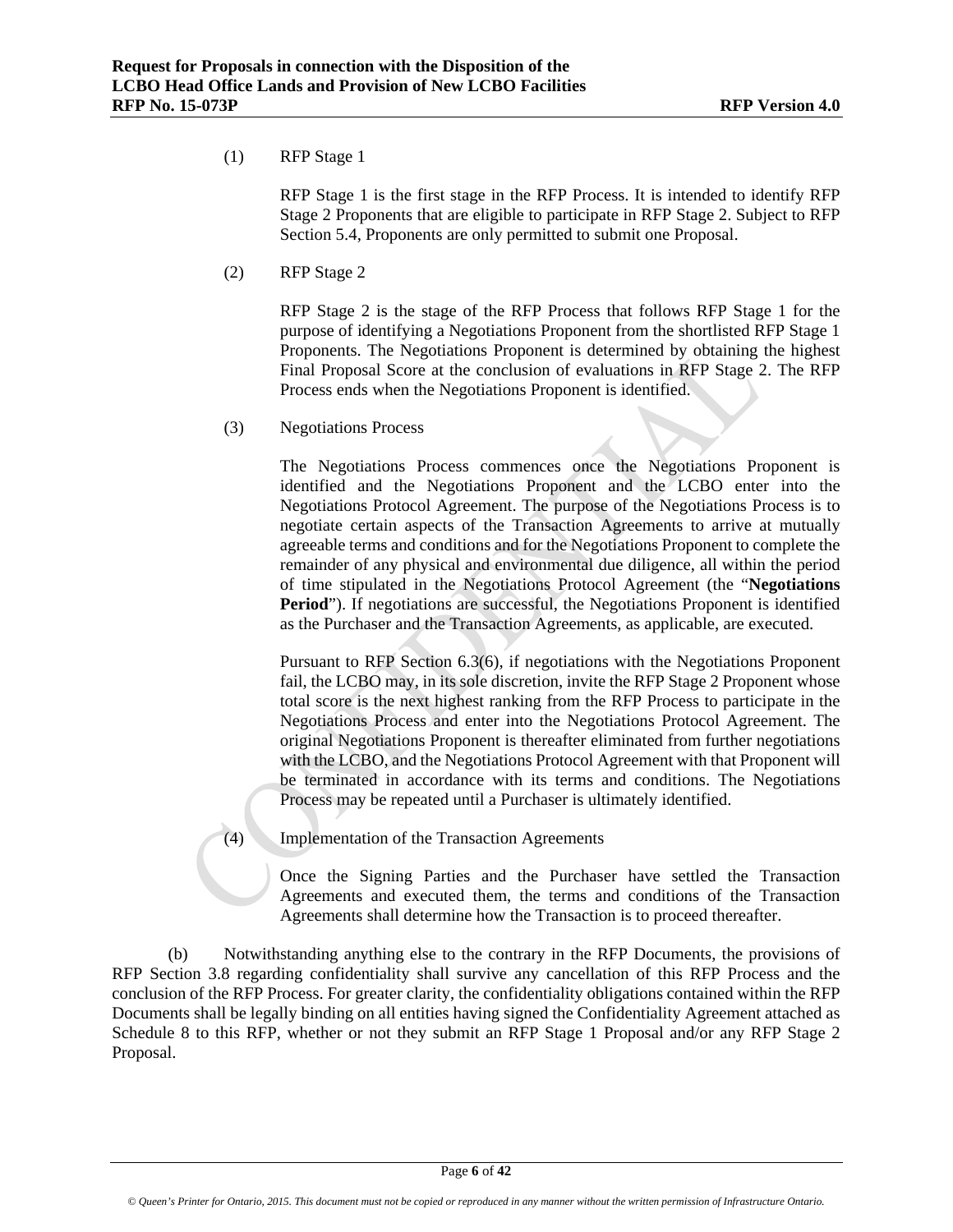(1) RFP Stage 1

RFP Stage 1 is the first stage in the RFP Process. It is intended to identify RFP Stage 2 Proponents that are eligible to participate in RFP Stage 2. Subject to RFP Section 5.4, Proponents are only permitted to submit one Proposal.

(2) RFP Stage 2

RFP Stage 2 is the stage of the RFP Process that follows RFP Stage 1 for the purpose of identifying a Negotiations Proponent from the shortlisted RFP Stage 1 Proponents. The Negotiations Proponent is determined by obtaining the highest Final Proposal Score at the conclusion of evaluations in RFP Stage 2. The RFP Process ends when the Negotiations Proponent is identified.

(3) Negotiations Process

The Negotiations Process commences once the Negotiations Proponent is identified and the Negotiations Proponent and the LCBO enter into the Negotiations Protocol Agreement. The purpose of the Negotiations Process is to negotiate certain aspects of the Transaction Agreements to arrive at mutually agreeable terms and conditions and for the Negotiations Proponent to complete the remainder of any physical and environmental due diligence, all within the period of time stipulated in the Negotiations Protocol Agreement (the "**Negotiations Period**"). If negotiations are successful, the Negotiations Proponent is identified as the Purchaser and the Transaction Agreements, as applicable, are executed.

Pursuant to RFP Section 6.3(6), if negotiations with the Negotiations Proponent fail, the LCBO may, in its sole discretion, invite the RFP Stage 2 Proponent whose total score is the next highest ranking from the RFP Process to participate in the Negotiations Process and enter into the Negotiations Protocol Agreement. The original Negotiations Proponent is thereafter eliminated from further negotiations with the LCBO, and the Negotiations Protocol Agreement with that Proponent will be terminated in accordance with its terms and conditions. The Negotiations Process may be repeated until a Purchaser is ultimately identified.

(4) Implementation of the Transaction Agreements

Once the Signing Parties and the Purchaser have settled the Transaction Agreements and executed them, the terms and conditions of the Transaction Agreements shall determine how the Transaction is to proceed thereafter.

(b) Notwithstanding anything else to the contrary in the RFP Documents, the provisions of RFP Section 3.8 regarding confidentiality shall survive any cancellation of this RFP Process and the conclusion of the RFP Process. For greater clarity, the confidentiality obligations contained within the RFP Documents shall be legally binding on all entities having signed the Confidentiality Agreement attached as Schedule 8 to this RFP, whether or not they submit an RFP Stage 1 Proposal and/or any RFP Stage 2 Proposal.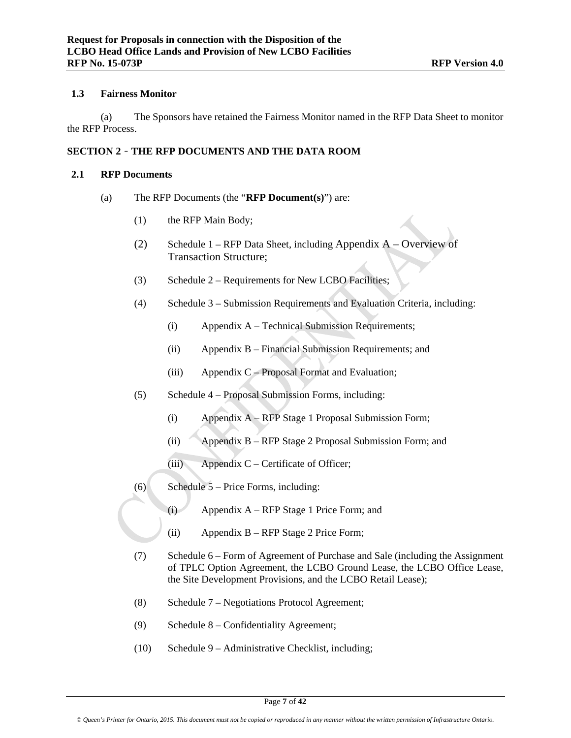### 1.3 Fairness Monitor

(a) The Sponsors have retained the Fairness Monitor named in the RFP Data Sheet to monitor the RFP Process.

## SECTION 2 ‑ THE RFP DOCUMENTS AND THE DATA ROOM

### 2.1 RFP Documents

(a) The RFP Documents (the "**RFP Document(s)**") are:

(1) the RFP Main Body;

(2) Schedule 1 – RFP Data Sheet, including Appendix A – Overview of Transaction Structure;

(3) Schedule 2 – Requirements for New LCBO Facilities;

(4) Schedule 3 – Submission Requirements and Evaluation Criteria, including:

(i) Appendix A – Technical Submission Requirements;

(ii) Appendix B – Financial Submission Requirements; and

(iii) Appendix C – Proposal Format and Evaluation;

(5) Schedule 4 – Proposal Submission Forms, including:

(i) Appendix A – RFP Stage 1 Proposal Submission Form;

(ii) Appendix B – RFP Stage 2 Proposal Submission Form; and

(iii) Appendix C – Certificate of Officer;

(6) Schedule 5 – Price Forms, including:

(i) Appendix A – RFP Stage 1 Price Form; and

(ii) Appendix B – RFP Stage 2 Price Form;

(7) Schedule 6 – Form of Agreement of Purchase and Sale (including the Assignment of TPLC Option Agreement, the LCBO Ground Lease, the LCBO Office Lease, the Site Development Provisions, and the LCBO Retail Lease);

(8) Schedule 7 – Negotiations Protocol Agreement;

(9) Schedule 8 – Confidentiality Agreement;

(10) Schedule 9 – Administrative Checklist, including;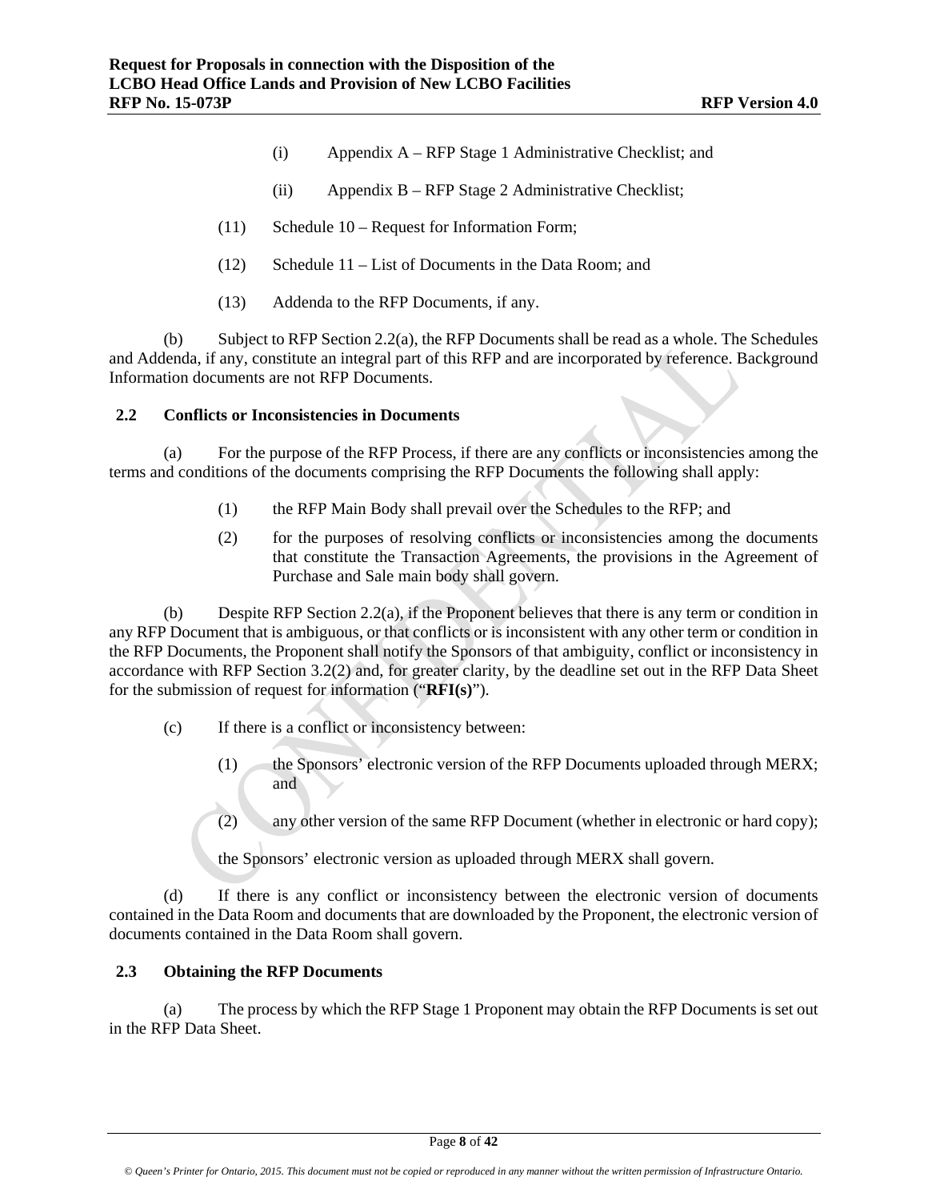(i) Appendix A – RFP Stage 1 Administrative Checklist; and

(ii) Appendix B – RFP Stage 2 Administrative Checklist;

(11) Schedule 10 – Request for Information Form;

(12) Schedule 11 – List of Documents in the Data Room; and

(13) Addenda to the RFP Documents, if any.

(b) Subject to RFP Section 2.2(a), the RFP Documents shall be read as a whole. The Schedules and Addenda, if any, constitute an integral part of this RFP and are incorporated by reference. Background Information documents are not RFP Documents.

### 2.2 Conflicts or Inconsistencies in Documents

(a) For the purpose of the RFP Process, if there are any conflicts or inconsistencies among the terms and conditions of the documents comprising the RFP Documents the following shall apply:

(1) the RFP Main Body shall prevail over the Schedules to the RFP; and

(2) for the purposes of resolving conflicts or inconsistencies among the documents that constitute the Transaction Agreements, the provisions in the Agreement of Purchase and Sale main body shall govern.

(b) Despite RFP Section 2.2(a), if the Proponent believes that there is any term or condition in any RFP Document that is ambiguous, or that conflicts or is inconsistent with any other term or condition in the RFP Documents, the Proponent shall notify the Sponsors of that ambiguity, conflict or inconsistency in accordance with RFP Section 3.2(2) and, for greater clarity, by the deadline set out in the RFP Data Sheet for the submission of request for information ("**RFI(s)**").

(c) If there is a conflict or inconsistency between:

(1) the Sponsors' electronic version of the RFP Documents uploaded through MERX; and

(2) any other version of the same RFP Document (whether in electronic or hard copy);

the Sponsors' electronic version as uploaded through MERX shall govern.

(d) If there is any conflict or inconsistency between the electronic version of documents contained in the Data Room and documents that are downloaded by the Proponent, the electronic version of documents contained in the Data Room shall govern.

### 2.3 Obtaining the RFP Documents

(a) The process by which the RFP Stage 1 Proponent may obtain the RFP Documents is set out in the RFP Data Sheet.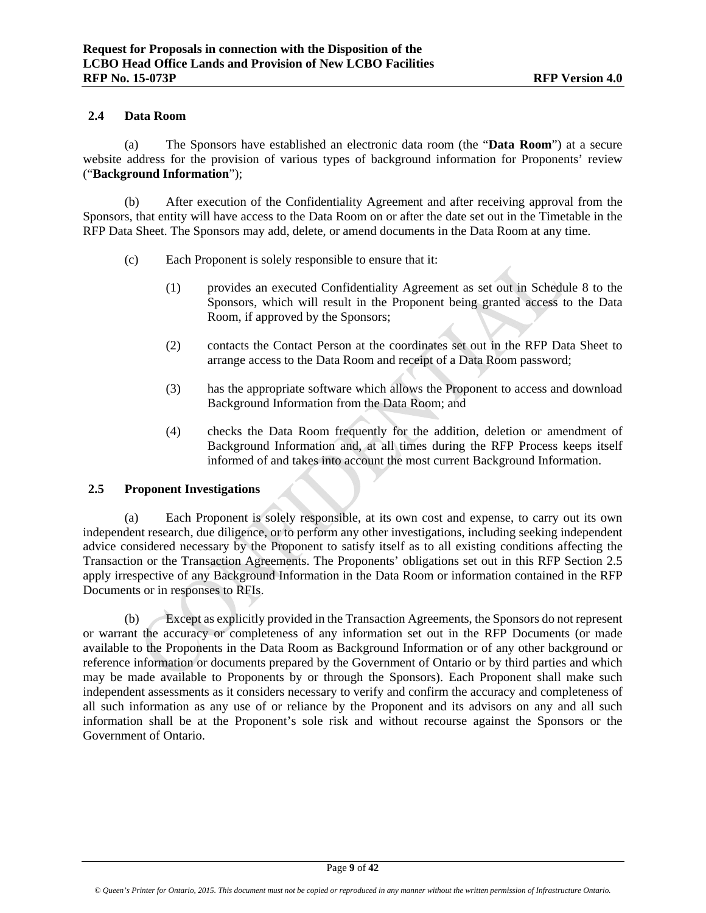## 2.4 Data Room

(a) The Sponsors have established an electronic data room (the "**Data Room**") at a secure website address for the provision of various types of background information for Proponents' review ("**Background Information**");

(b) After execution of the Confidentiality Agreement and after receiving approval from the Sponsors, that entity will have access to the Data Room on or after the date set out in the Timetable in the RFP Data Sheet. The Sponsors may add, delete, or amend documents in the Data Room at any time.

(c) Each Proponent is solely responsible to ensure that it:

(1) provides an executed Confidentiality Agreement as set out in Schedule 8 to the Sponsors, which will result in the Proponent being granted access to the Data Room, if approved by the Sponsors;

(2) contacts the Contact Person at the coordinates set out in the RFP Data Sheet to arrange access to the Data Room and receipt of a Data Room password;

(3) has the appropriate software which allows the Proponent to access and download Background Information from the Data Room; and

(4) checks the Data Room frequently for the addition, deletion or amendment of Background Information and, at all times during the RFP Process keeps itself informed of and takes into account the most current Background Information.

## 2.5 Proponent Investigations

(a) Each Proponent is solely responsible, at its own cost and expense, to carry out its own independent research, due diligence, or to perform any other investigations, including seeking independent advice considered necessary by the Proponent to satisfy itself as to all existing conditions affecting the Transaction or the Transaction Agreements. The Proponents' obligations set out in this RFP Section 2.5 apply irrespective of any Background Information in the Data Room or information contained in the RFP Documents or in responses to RFIs.

(b) Except as explicitly provided in the Transaction Agreements, the Sponsors do not represent or warrant the accuracy or completeness of any information set out in the RFP Documents (or made available to the Proponents in the Data Room as Background Information or of any other background or reference information or documents prepared by the Government of Ontario or by third parties and which may be made available to Proponents by or through the Sponsors). Each Proponent shall make such independent assessments as it considers necessary to verify and confirm the accuracy and completeness of all such information as any use of or reliance by the Proponent and its advisors on any and all such information shall be at the Proponent's sole risk and without recourse against the Sponsors or the Government of Ontario.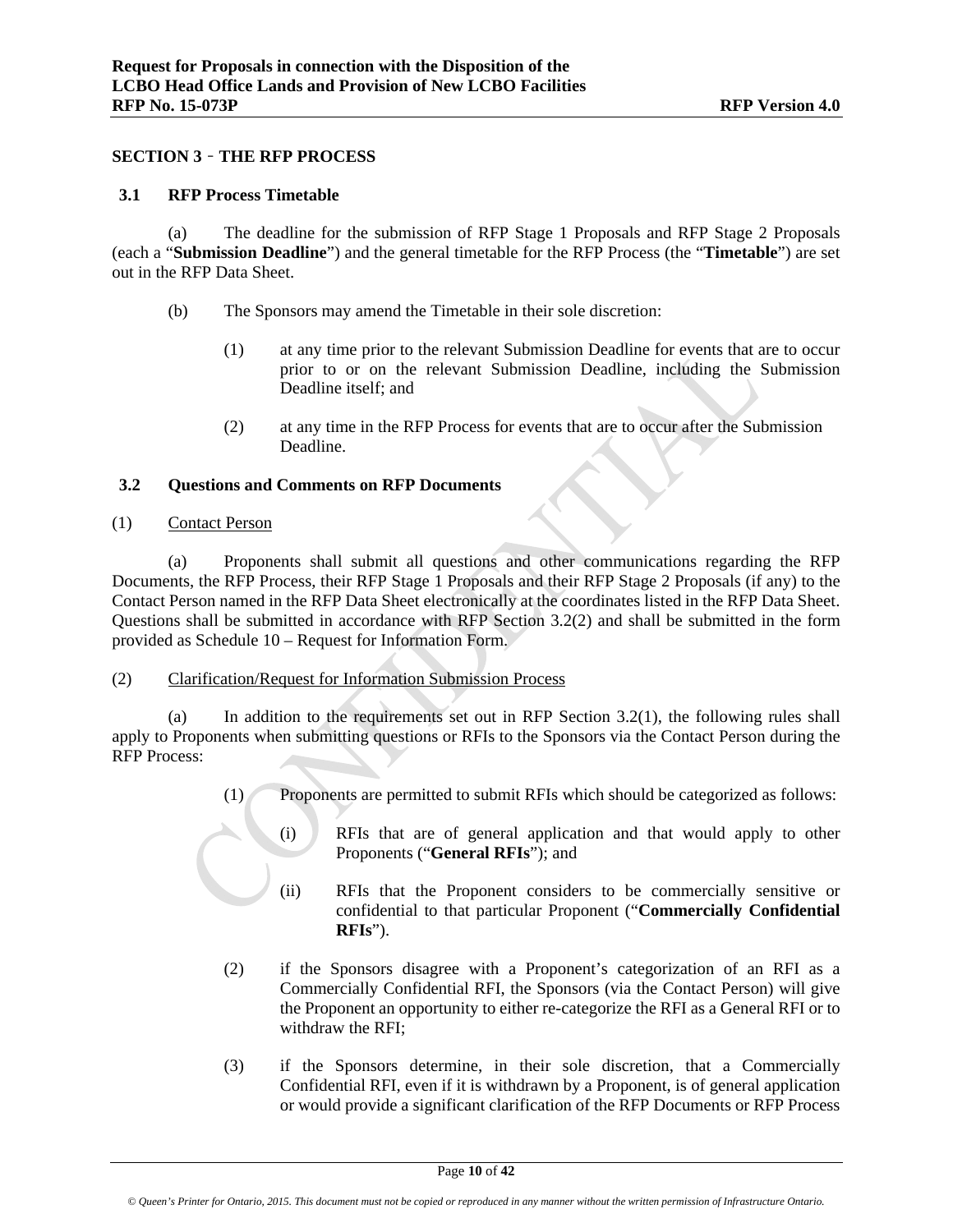## SECTION 3 ‑ THE RFP PROCESS

### 3.1 RFP Process Timetable

(a) The deadline for the submission of RFP Stage 1 Proposals and RFP Stage 2 Proposals (each a "**Submission Deadline**") and the general timetable for the RFP Process (the "**Timetable**") are set out in the RFP Data Sheet.

(b) The Sponsors may amend the Timetable in their sole discretion:

(1) at any time prior to the relevant Submission Deadline for events that are to occur prior to or on the relevant Submission Deadline, including the Submission Deadline itself; and

(2) at any time in the RFP Process for events that are to occur after the Submission Deadline.

### 3.2 Questions and Comments on RFP Documents

(1) Contact Person

(a) Proponents shall submit all questions and other communications regarding the RFP Documents, the RFP Process, their RFP Stage 1 Proposals and their RFP Stage 2 Proposals (if any) to the Contact Person named in the RFP Data Sheet electronically at the coordinates listed in the RFP Data Sheet. Questions shall be submitted in accordance with RFP Section 3.2(2) and shall be submitted in the form provided as Schedule 10 – Request for Information Form.

(2) Clarification/Request for Information Submission Process

(a) In addition to the requirements set out in RFP Section 3.2(1), the following rules shall apply to Proponents when submitting questions or RFIs to the Sponsors via the Contact Person during the RFP Process:

(1) Proponents are permitted to submit RFIs which should be categorized as follows:

(i) RFIs that are of general application and that would apply to other Proponents ("**General RFIs**"); and

(ii) RFIs that the Proponent considers to be commercially sensitive or confidential to that particular Proponent ("**Commercially Confidential RFIs**").

(2) if the Sponsors disagree with a Proponent's categorization of an RFI as a Commercially Confidential RFI, the Sponsors (via the Contact Person) will give the Proponent an opportunity to either re-categorize the RFI as a General RFI or to withdraw the RFI;

(3) if the Sponsors determine, in their sole discretion, that a Commercially Confidential RFI, even if it is withdrawn by a Proponent, is of general application or would provide a significant clarification of the RFP Documents or RFP Process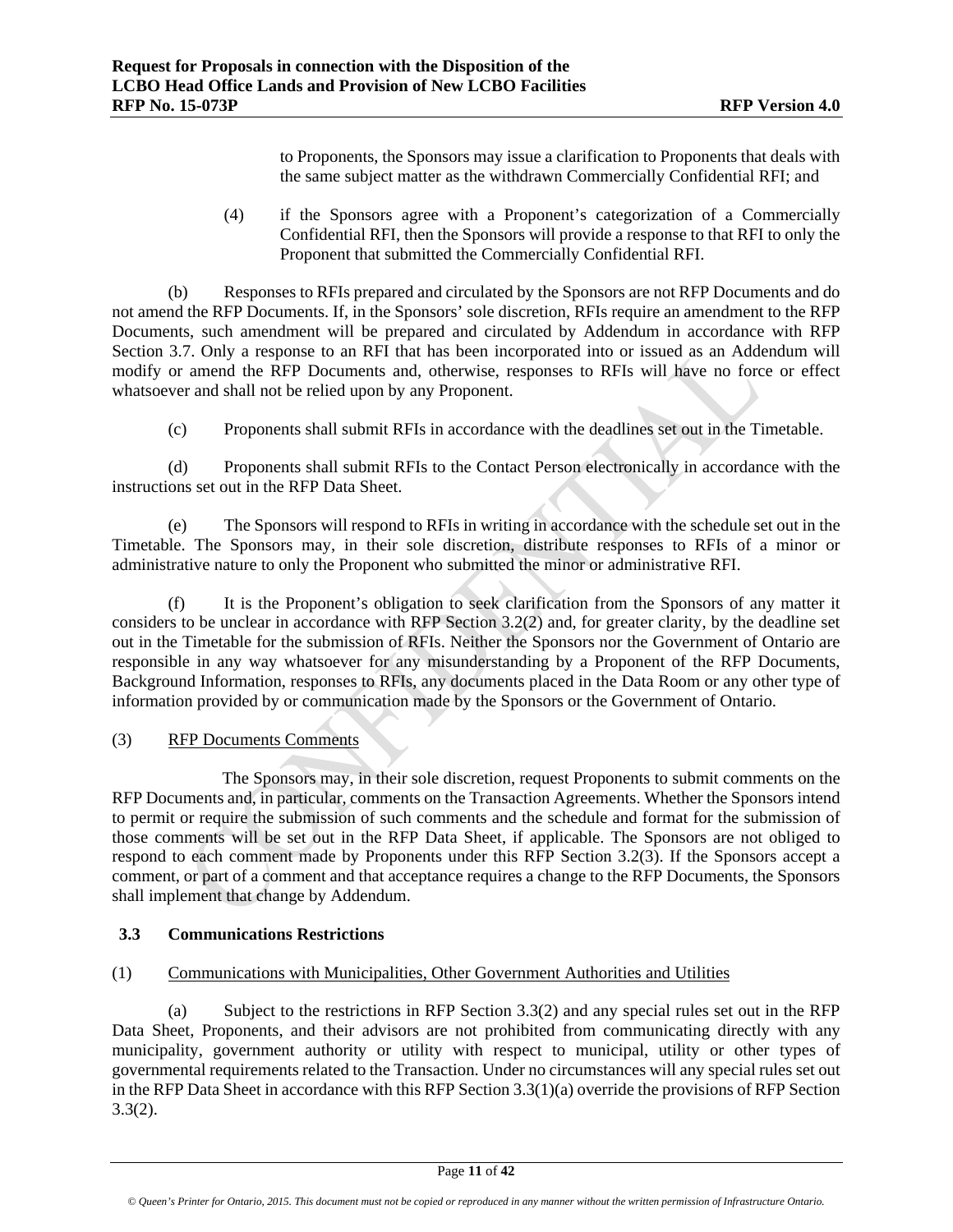to Proponents, the Sponsors may issue a clarification to Proponents that deals with the same subject matter as the withdrawn Commercially Confidential RFI; and

(4) if the Sponsors agree with a Proponent's categorization of a Commercially Confidential RFI, then the Sponsors will provide a response to that RFI to only the Proponent that submitted the Commercially Confidential RFI.

(b) Responses to RFIs prepared and circulated by the Sponsors are not RFP Documents and do not amend the RFP Documents. If, in the Sponsors' sole discretion, RFIs require an amendment to the RFP Documents, such amendment will be prepared and circulated by Addendum in accordance with RFP Section 3.7. Only a response to an RFI that has been incorporated into or issued as an Addendum will modify or amend the RFP Documents and, otherwise, responses to RFIs will have no force or effect whatsoever and shall not be relied upon by any Proponent.

(c) Proponents shall submit RFIs in accordance with the deadlines set out in the Timetable.

(d) Proponents shall submit RFIs to the Contact Person electronically in accordance with the instructions set out in the RFP Data Sheet.

(e) The Sponsors will respond to RFIs in writing in accordance with the schedule set out in the Timetable. The Sponsors may, in their sole discretion, distribute responses to RFIs of a minor or administrative nature to only the Proponent who submitted the minor or administrative RFI.

(f) It is the Proponent's obligation to seek clarification from the Sponsors of any matter it considers to be unclear in accordance with RFP Section 3.2(2) and, for greater clarity, by the deadline set out in the Timetable for the submission of RFIs. Neither the Sponsors nor the Government of Ontario are responsible in any way whatsoever for any misunderstanding by a Proponent of the RFP Documents, Background Information, responses to RFIs, any documents placed in the Data Room or any other type of information provided by or communication made by the Sponsors or the Government of Ontario.

(3) <u>RFP Documents Comments</u>

The Sponsors may, in their sole discretion, request Proponents to submit comments on the RFP Documents and, in particular, comments on the Transaction Agreements. Whether the Sponsors intend to permit or require the submission of such comments and the schedule and format for the submission of those comments will be set out in the RFP Data Sheet, if applicable. The Sponsors are not obliged to respond to each comment made by Proponents under this RFP Section 3.2(3). If the Sponsors accept a comment, or part of a comment and that acceptance requires a change to the RFP Documents, the Sponsors shall implement that change by Addendum.

### 3.3 Communications Restrictions

(1) <u>Communications with Municipalities, Other Government Authorities and Utilities</u>

(a) Subject to the restrictions in RFP Section 3.3(2) and any special rules set out in the RFP Data Sheet, Proponents, and their advisors are not prohibited from communicating directly with any municipality, government authority or utility with respect to municipal, utility or other types of governmental requirements related to the Transaction. Under no circumstances will any special rules set out in the RFP Data Sheet in accordance with this RFP Section 3.3(1)(a) override the provisions of RFP Section 3.3(2).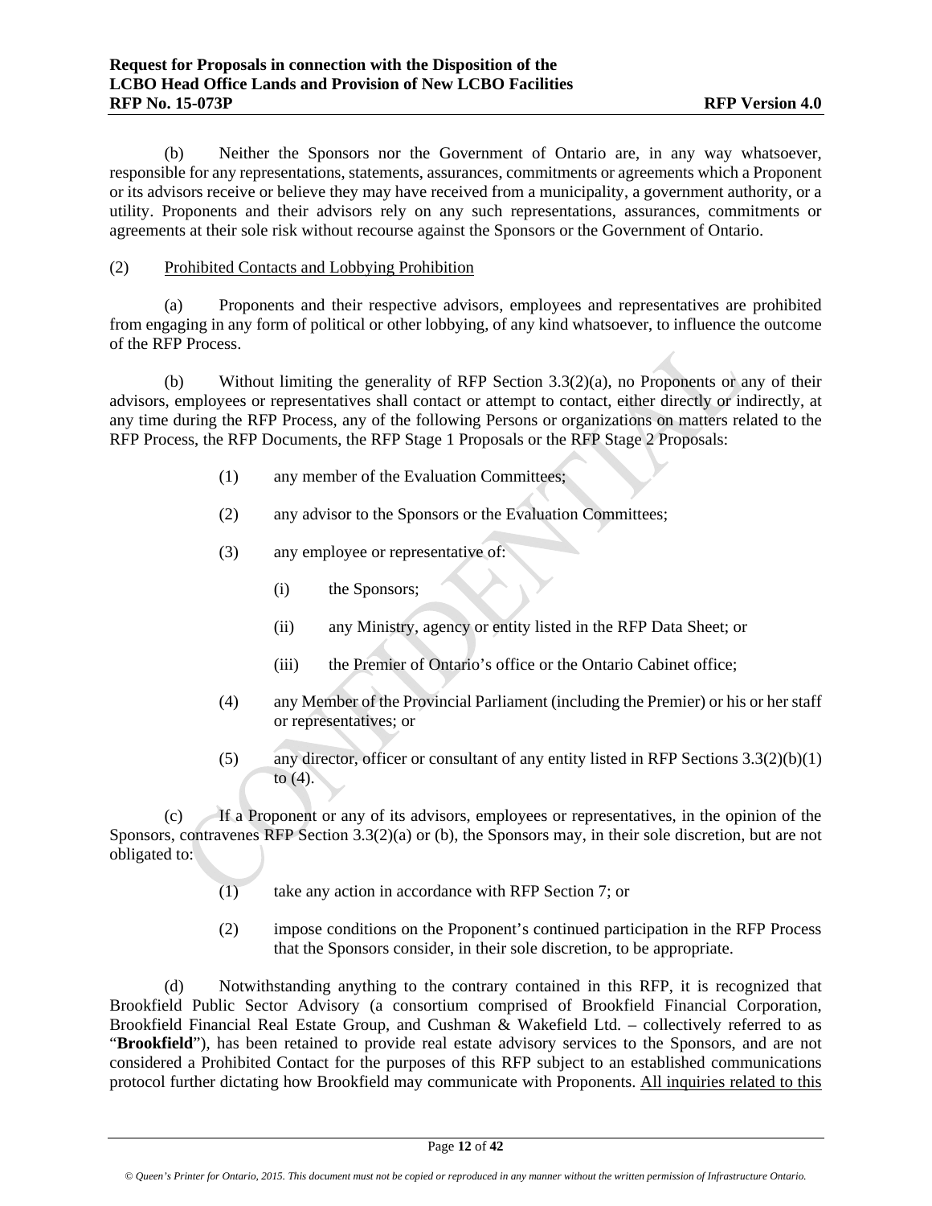(b) Neither the Sponsors nor the Government of Ontario are, in any way whatsoever, responsible for any representations, statements, assurances, commitments or agreements which a Proponent or its advisors receive or believe they may have received from a municipality, a government authority, or a utility. Proponents and their advisors rely on any such representations, assurances, commitments or agreements at their sole risk without recourse against the Sponsors or the Government of Ontario.

(2) Prohibited Contacts and Lobbying Prohibition

(a) Proponents and their respective advisors, employees and representatives are prohibited from engaging in any form of political or other lobbying, of any kind whatsoever, to influence the outcome of the RFP Process.

(b) Without limiting the generality of RFP Section 3.3(2)(a), no Proponents or any of their advisors, employees or representatives shall contact or attempt to contact, either directly or indirectly, at any time during the RFP Process, any of the following Persons or organizations on matters related to the RFP Process, the RFP Documents, the RFP Stage 1 Proposals or the RFP Stage 2 Proposals:

(1) any member of the Evaluation Committees;

(2) any advisor to the Sponsors or the Evaluation Committees;

(3) any employee or representative of:

(i) the Sponsors;

(ii) any Ministry, agency or entity listed in the RFP Data Sheet; or

(iii) the Premier of Ontario's office or the Ontario Cabinet office;

(4) any Member of the Provincial Parliament (including the Premier) or his or her staff or representatives; or

(5) any director, officer or consultant of any entity listed in RFP Sections 3.3(2)(b)(1) to (4).

(c) If a Proponent or any of its advisors, employees or representatives, in the opinion of the Sponsors, contravenes RFP Section 3.3(2)(a) or (b), the Sponsors may, in their sole discretion, but are not obligated to:

(1) take any action in accordance with RFP Section 7; or

(2) impose conditions on the Proponent's continued participation in the RFP Process that the Sponsors consider, in their sole discretion, to be appropriate.

(d) Notwithstanding anything to the contrary contained in this RFP, it is recognized that Brookfield Public Sector Advisory (a consortium comprised of Brookfield Financial Corporation, Brookfield Financial Real Estate Group, and Cushman & Wakefield Ltd. – collectively referred to as "**Brookfield**"), has been retained to provide real estate advisory services to the Sponsors, and are not considered a Prohibited Contact for the purposes of this RFP subject to an established communications protocol further dictating how Brookfield may communicate with Proponents. <u>All inquiries related to this</u>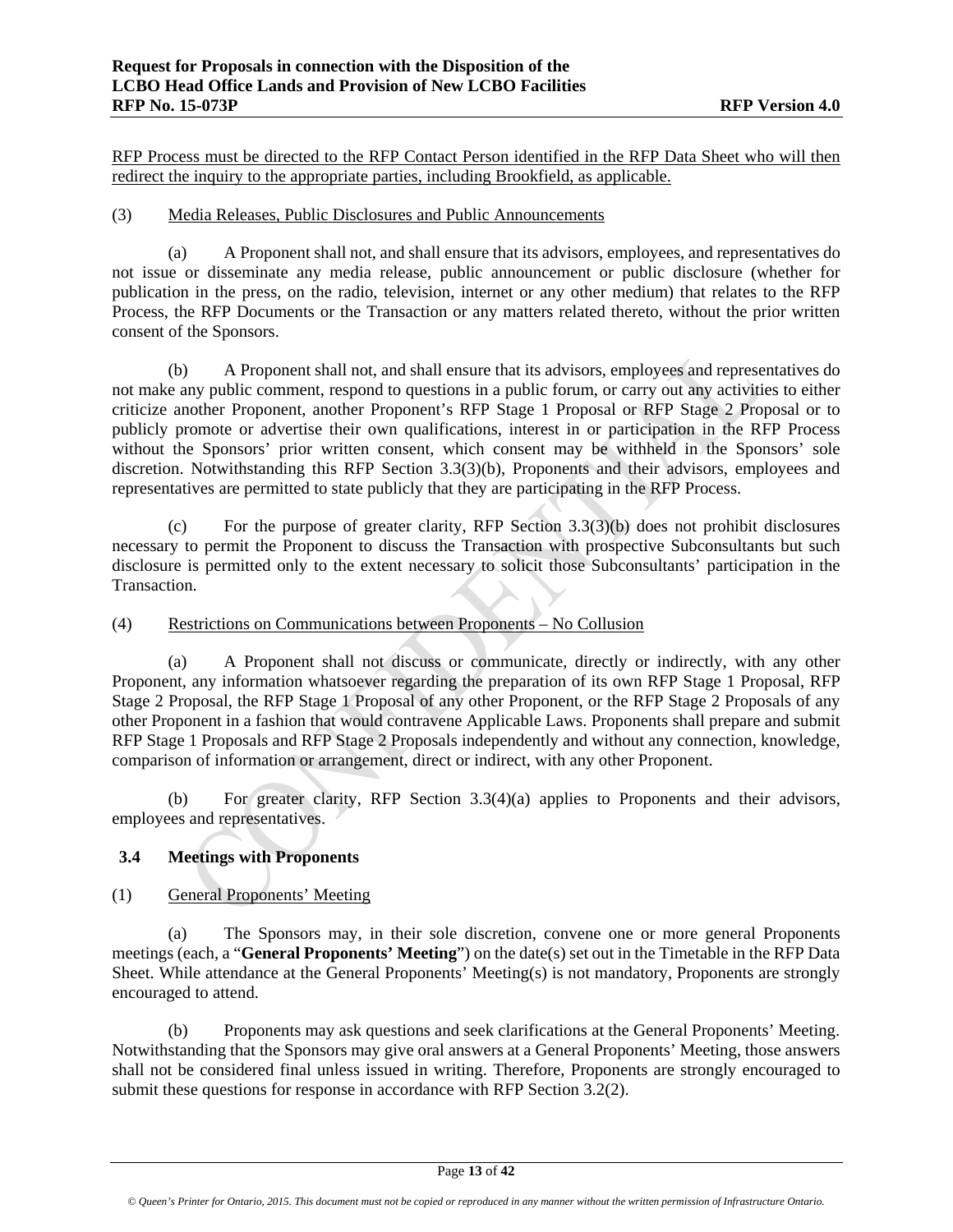RFP Process must be directed to the RFP Contact Person identified in the RFP Data Sheet who will then redirect the inquiry to the appropriate parties, including Brookfield, as applicable.

(3) Media Releases, Public Disclosures and Public Announcements

(a) A Proponent shall not, and shall ensure that its advisors, employees, and representatives do not issue or disseminate any media release, public announcement or public disclosure (whether for publication in the press, on the radio, television, internet or any other medium) that relates to the RFP Process, the RFP Documents or the Transaction or any matters related thereto, without the prior written consent of the Sponsors.

(b) A Proponent shall not, and shall ensure that its advisors, employees and representatives do not make any public comment, respond to questions in a public forum, or carry out any activities to either criticize another Proponent, another Proponent's RFP Stage 1 Proposal or RFP Stage 2 Proposal or to publicly promote or advertise their own qualifications, interest in or participation in the RFP Process without the Sponsors' prior written consent, which consent may be withheld in the Sponsors' sole discretion. Notwithstanding this RFP Section 3.3(3)(b), Proponents and their advisors, employees and representatives are permitted to state publicly that they are participating in the RFP Process.

(c) For the purpose of greater clarity, RFP Section 3.3(3)(b) does not prohibit disclosures necessary to permit the Proponent to discuss the Transaction with prospective Subconsultants but such disclosure is permitted only to the extent necessary to solicit those Subconsultants' participation in the Transaction.

(4) Restrictions on Communications between Proponents – No Collusion

(a) A Proponent shall not discuss or communicate, directly or indirectly, with any other Proponent, any information whatsoever regarding the preparation of its own RFP Stage 1 Proposal, RFP Stage 2 Proposal, the RFP Stage 1 Proposal of any other Proponent, or the RFP Stage 2 Proposals of any other Proponent in a fashion that would contravene Applicable Laws. Proponents shall prepare and submit RFP Stage 1 Proposals and RFP Stage 2 Proposals independently and without any connection, knowledge, comparison of information or arrangement, direct or indirect, with any other Proponent.

(b) For greater clarity, RFP Section 3.3(4)(a) applies to Proponents and their advisors, employees and representatives.

### 3.4 Meetings with Proponents

(1) General Proponents' Meeting

(a) The Sponsors may, in their sole discretion, convene one or more general Proponents meetings (each, a "**General Proponents' Meeting**") on the date(s) set out in the Timetable in the RFP Data Sheet. While attendance at the General Proponents' Meeting(s) is not mandatory, Proponents are strongly encouraged to attend.

(b) Proponents may ask questions and seek clarifications at the General Proponents' Meeting. Notwithstanding that the Sponsors may give oral answers at a General Proponents' Meeting, those answers shall not be considered final unless issued in writing. Therefore, Proponents are strongly encouraged to submit these questions for response in accordance with RFP Section 3.2(2).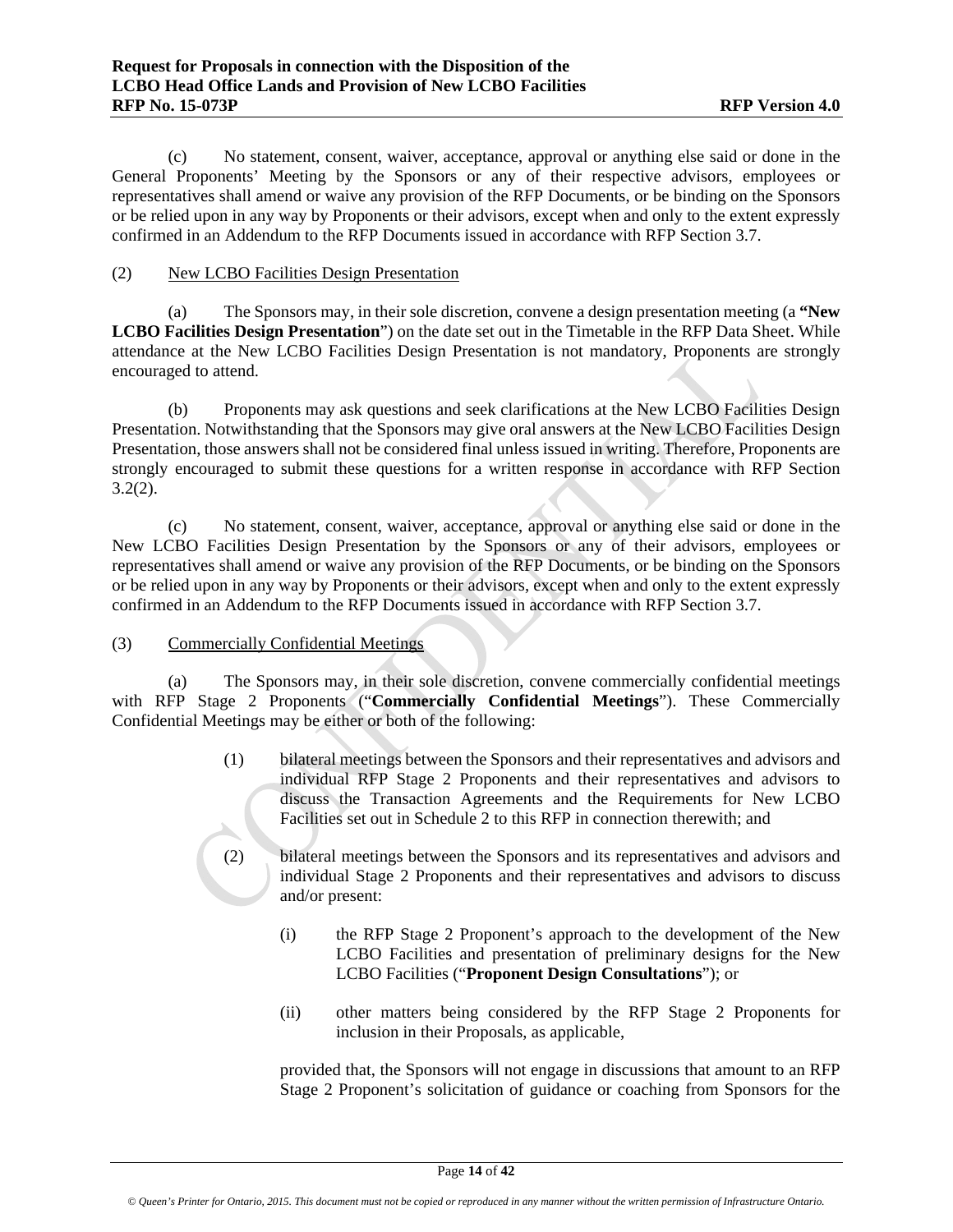(c) No statement, consent, waiver, acceptance, approval or anything else said or done in the General Proponents' Meeting by the Sponsors or any of their respective advisors, employees or representatives shall amend or waive any provision of the RFP Documents, or be binding on the Sponsors or be relied upon in any way by Proponents or their advisors, except when and only to the extent expressly confirmed in an Addendum to the RFP Documents issued in accordance with RFP Section 3.7.

(2) New LCBO Facilities Design Presentation

(a) The Sponsors may, in their sole discretion, convene a design presentation meeting (a **"New LCBO Facilities Design Presentation"**) on the date set out in the Timetable in the RFP Data Sheet. While attendance at the New LCBO Facilities Design Presentation is not mandatory, Proponents are strongly encouraged to attend.

(b) Proponents may ask questions and seek clarifications at the New LCBO Facilities Design Presentation. Notwithstanding that the Sponsors may give oral answers at the New LCBO Facilities Design Presentation, those answers shall not be considered final unless issued in writing. Therefore, Proponents are strongly encouraged to submit these questions for a written response in accordance with RFP Section 3.2(2).

(c) No statement, consent, waiver, acceptance, approval or anything else said or done in the New LCBO Facilities Design Presentation by the Sponsors or any of their advisors, employees or representatives shall amend or waive any provision of the RFP Documents, or be binding on the Sponsors or be relied upon in any way by Proponents or their advisors, except when and only to the extent expressly confirmed in an Addendum to the RFP Documents issued in accordance with RFP Section 3.7.

(3) Commercially Confidential Meetings

(a) The Sponsors may, in their sole discretion, convene commercially confidential meetings with RFP Stage 2 Proponents ("**Commercially Confidential Meetings**"). These Commercially Confidential Meetings may be either or both of the following:

(1) bilateral meetings between the Sponsors and their representatives and advisors and individual RFP Stage 2 Proponents and their representatives and advisors to discuss the Transaction Agreements and the Requirements for New LCBO Facilities set out in Schedule 2 to this RFP in connection therewith; and

(2) bilateral meetings between the Sponsors and its representatives and advisors and individual Stage 2 Proponents and their representatives and advisors to discuss and/or present:

(i) the RFP Stage 2 Proponent's approach to the development of the New LCBO Facilities and presentation of preliminary designs for the New LCBO Facilities ("**Proponent Design Consultations**"); or

(ii) other matters being considered by the RFP Stage 2 Proponents for inclusion in their Proposals, as applicable,

provided that, the Sponsors will not engage in discussions that amount to an RFP Stage 2 Proponent's solicitation of guidance or coaching from Sponsors for the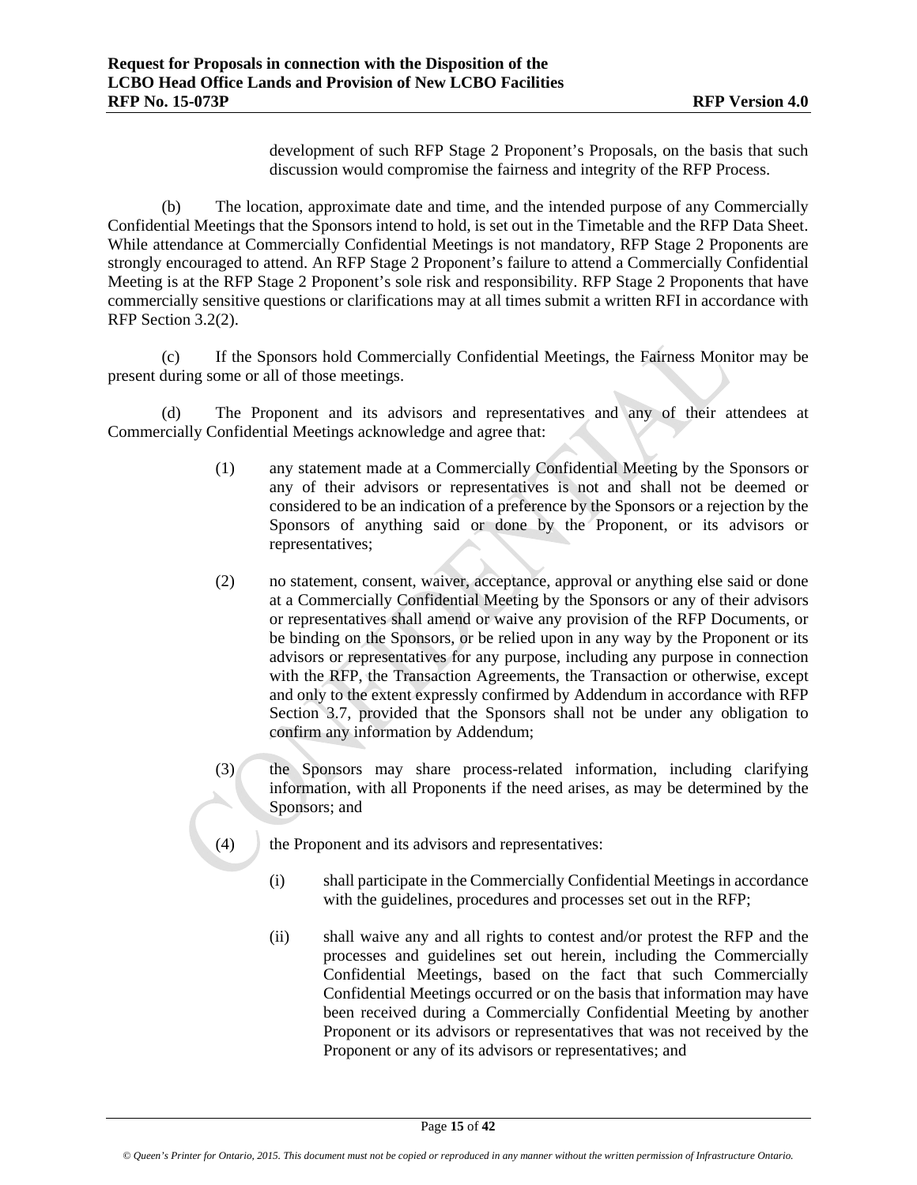development of such RFP Stage 2 Proponent's Proposals, on the basis that such discussion would compromise the fairness and integrity of the RFP Process.

(b) The location, approximate date and time, and the intended purpose of any Commercially Confidential Meetings that the Sponsors intend to hold, is set out in the Timetable and the RFP Data Sheet. While attendance at Commercially Confidential Meetings is not mandatory, RFP Stage 2 Proponents are strongly encouraged to attend. An RFP Stage 2 Proponent's failure to attend a Commercially Confidential Meeting is at the RFP Stage 2 Proponent's sole risk and responsibility. RFP Stage 2 Proponents that have commercially sensitive questions or clarifications may at all times submit a written RFI in accordance with RFP Section 3.2(2).

(c) If the Sponsors hold Commercially Confidential Meetings, the Fairness Monitor may be present during some or all of those meetings.

(d) The Proponent and its advisors and representatives and any of their attendees at Commercially Confidential Meetings acknowledge and agree that:

(1) any statement made at a Commercially Confidential Meeting by the Sponsors or any of their advisors or representatives is not and shall not be deemed or considered to be an indication of a preference by the Sponsors or a rejection by the Sponsors of anything said or done by the Proponent, or its advisors or representatives;

(2) no statement, consent, waiver, acceptance, approval or anything else said or done at a Commercially Confidential Meeting by the Sponsors or any of their advisors or representatives shall amend or waive any provision of the RFP Documents, or be binding on the Sponsors, or be relied upon in any way by the Proponent or its advisors or representatives for any purpose, including any purpose in connection with the RFP, the Transaction Agreements, the Transaction or otherwise, except and only to the extent expressly confirmed by Addendum in accordance with RFP Section 3.7, provided that the Sponsors shall not be under any obligation to confirm any information by Addendum;

(3) the Sponsors may share process-related information, including clarifying information, with all Proponents if the need arises, as may be determined by the Sponsors; and

(4) the Proponent and its advisors and representatives:

(i) shall participate in the Commercially Confidential Meetings in accordance with the guidelines, procedures and processes set out in the RFP;

(ii) shall waive any and all rights to contest and/or protest the RFP and the processes and guidelines set out herein, including the Commercially Confidential Meetings, based on the fact that such Commercially Confidential Meetings occurred or on the basis that information may have been received during a Commercially Confidential Meeting by another Proponent or its advisors or representatives that was not received by the Proponent or any of its advisors or representatives; and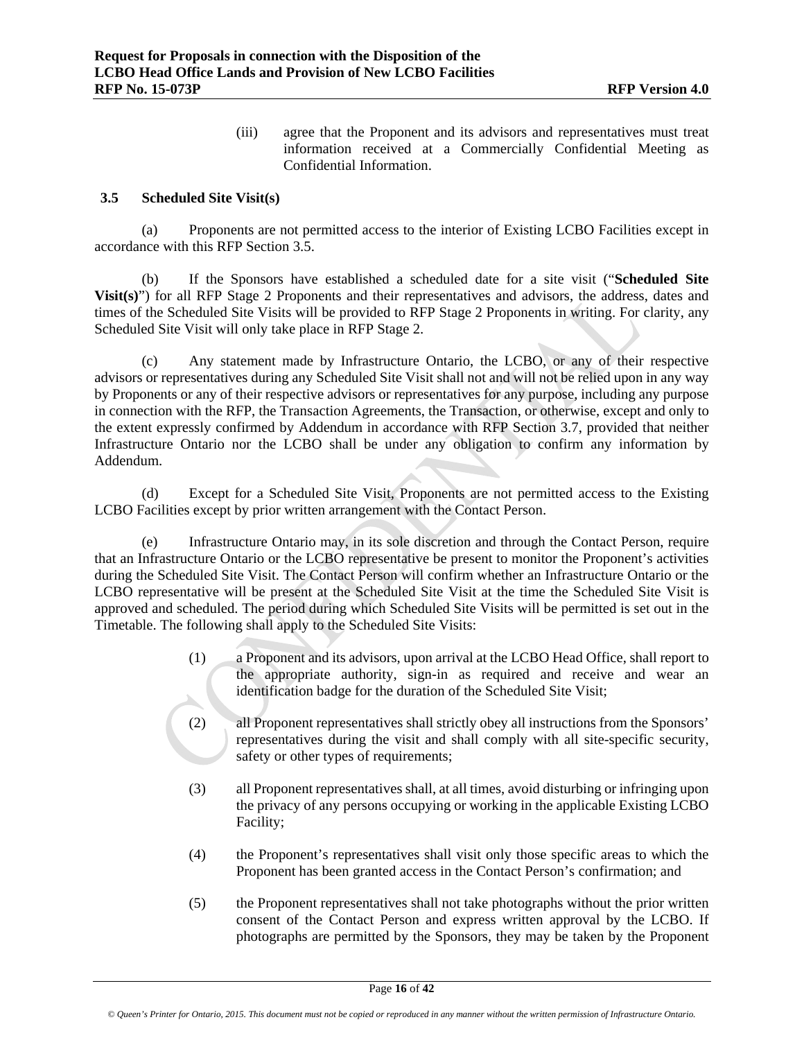(iii) agree that the Proponent and its advisors and representatives must treat information received at a Commercially Confidential Meeting as Confidential Information.

### 3.5 Scheduled Site Visit(s)

(a) Proponents are not permitted access to the interior of Existing LCBO Facilities except in accordance with this RFP Section 3.5.

(b) If the Sponsors have established a scheduled date for a site visit ("**Scheduled Site Visit(s)**") for all RFP Stage 2 Proponents and their representatives and advisors, the address, dates and times of the Scheduled Site Visits will be provided to RFP Stage 2 Proponents in writing. For clarity, any Scheduled Site Visit will only take place in RFP Stage 2.

(c) Any statement made by Infrastructure Ontario, the LCBO, or any of their respective advisors or representatives during any Scheduled Site Visit shall not and will not be relied upon in any way by Proponents or any of their respective advisors or representatives for any purpose, including any purpose in connection with the RFP, the Transaction Agreements, the Transaction, or otherwise, except and only to the extent expressly confirmed by Addendum in accordance with RFP Section 3.7, provided that neither Infrastructure Ontario nor the LCBO shall be under any obligation to confirm any information by Addendum.

(d) Except for a Scheduled Site Visit, Proponents are not permitted access to the Existing LCBO Facilities except by prior written arrangement with the Contact Person.

(e) Infrastructure Ontario may, in its sole discretion and through the Contact Person, require that an Infrastructure Ontario or the LCBO representative be present to monitor the Proponent's activities during the Scheduled Site Visit. The Contact Person will confirm whether an Infrastructure Ontario or the LCBO representative will be present at the Scheduled Site Visit at the time the Scheduled Site Visit is approved and scheduled. The period during which Scheduled Site Visits will be permitted is set out in the Timetable. The following shall apply to the Scheduled Site Visits:

(1) a Proponent and its advisors, upon arrival at the LCBO Head Office, shall report to the appropriate authority, sign-in as required and receive and wear an identification badge for the duration of the Scheduled Site Visit;

(2) all Proponent representatives shall strictly obey all instructions from the Sponsors' representatives during the visit and shall comply with all site-specific security, safety or other types of requirements;

(3) all Proponent representatives shall, at all times, avoid disturbing or infringing upon the privacy of any persons occupying or working in the applicable Existing LCBO Facility;

(4) the Proponent's representatives shall visit only those specific areas to which the Proponent has been granted access in the Contact Person's confirmation; and

(5) the Proponent representatives shall not take photographs without the prior written consent of the Contact Person and express written approval by the LCBO. If photographs are permitted by the Sponsors, they may be taken by the Proponent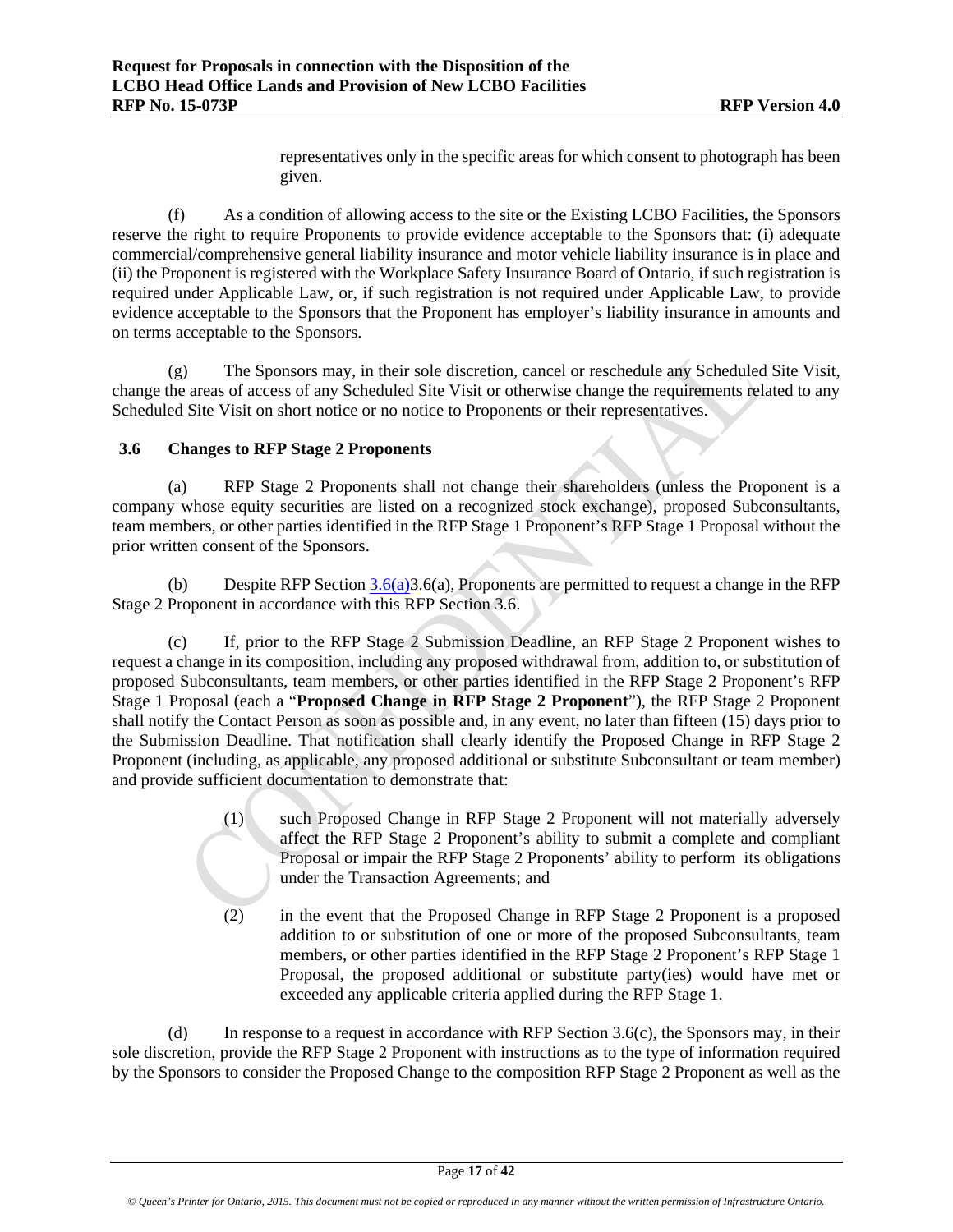representatives only in the specific areas for which consent to photograph has been given.

(f) As a condition of allowing access to the site or the Existing LCBO Facilities, the Sponsors reserve the right to require Proponents to provide evidence acceptable to the Sponsors that: (i) adequate commercial/comprehensive general liability insurance and motor vehicle liability insurance is in place and (ii) the Proponent is registered with the Workplace Safety Insurance Board of Ontario, if such registration is required under Applicable Law, or, if such registration is not required under Applicable Law, to provide evidence acceptable to the Sponsors that the Proponent has employer's liability insurance in amounts and on terms acceptable to the Sponsors.

(g) The Sponsors may, in their sole discretion, cancel or reschedule any Scheduled Site Visit, change the areas of access of any Scheduled Site Visit or otherwise change the requirements related to any Scheduled Site Visit on short notice or no notice to Proponents or their representatives.

### 3.6 Changes to RFP Stage 2 Proponents

(a) RFP Stage 2 Proponents shall not change their shareholders (unless the Proponent is a company whose equity securities are listed on a recognized stock exchange), proposed Subconsultants, team members, or other parties identified in the RFP Stage 1 Proponent's RFP Stage 1 Proposal without the prior written consent of the Sponsors.

(b) Despite RFP Section 3.6(a)3.6(a), Proponents are permitted to request a change in the RFP Stage 2 Proponent in accordance with this RFP Section 3.6.

(c) If, prior to the RFP Stage 2 Submission Deadline, an RFP Stage 2 Proponent wishes to request a change in its composition, including any proposed withdrawal from, addition to, or substitution of proposed Subconsultants, team members, or other parties identified in the RFP Stage 2 Proponent's RFP Stage 1 Proposal (each a "**Proposed Change in RFP Stage 2 Proponent**"), the RFP Stage 2 Proponent shall notify the Contact Person as soon as possible and, in any event, no later than fifteen (15) days prior to the Submission Deadline. That notification shall clearly identify the Proposed Change in RFP Stage 2 Proponent (including, as applicable, any proposed additional or substitute Subconsultant or team member) and provide sufficient documentation to demonstrate that:

(1) such Proposed Change in RFP Stage 2 Proponent will not materially adversely affect the RFP Stage 2 Proponent's ability to submit a complete and compliant Proposal or impair the RFP Stage 2 Proponents' ability to perform its obligations under the Transaction Agreements; and

(2) in the event that the Proposed Change in RFP Stage 2 Proponent is a proposed addition to or substitution of one or more of the proposed Subconsultants, team members, or other parties identified in the RFP Stage 2 Proponent's RFP Stage 1 Proposal, the proposed additional or substitute party(ies) would have met or exceeded any applicable criteria applied during the RFP Stage 1.

(d) In response to a request in accordance with RFP Section 3.6(c), the Sponsors may, in their sole discretion, provide the RFP Stage 2 Proponent with instructions as to the type of information required by the Sponsors to consider the Proposed Change to the composition RFP Stage 2 Proponent as well as the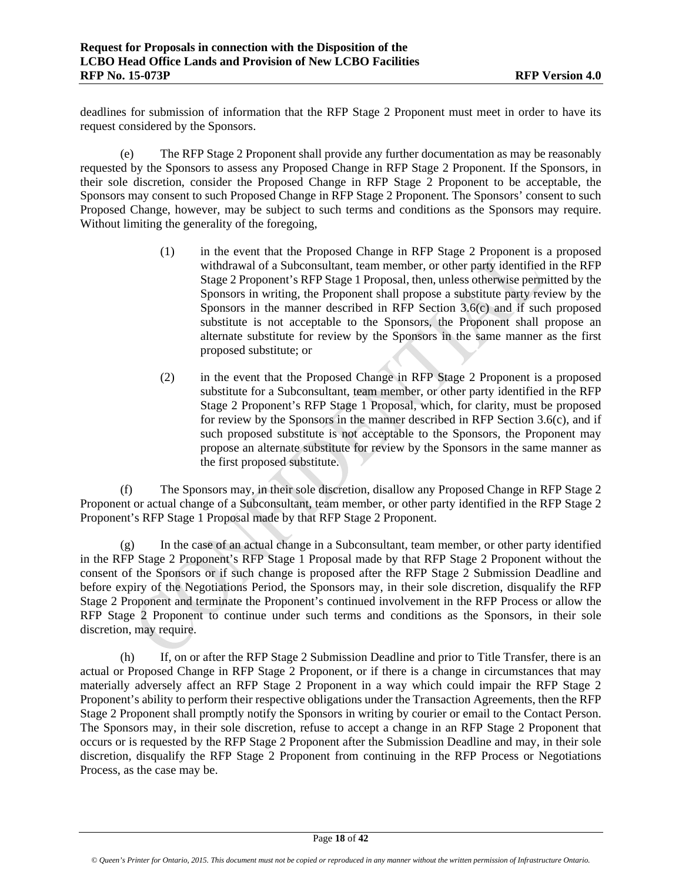deadlines for submission of information that the RFP Stage 2 Proponent must meet in order to have its request considered by the Sponsors.

(e) The RFP Stage 2 Proponent shall provide any further documentation as may be reasonably requested by the Sponsors to assess any Proposed Change in RFP Stage 2 Proponent. If the Sponsors, in their sole discretion, consider the Proposed Change in RFP Stage 2 Proponent to be acceptable, the Sponsors may consent to such Proposed Change in RFP Stage 2 Proponent. The Sponsors' consent to such Proposed Change, however, may be subject to such terms and conditions as the Sponsors may require. Without limiting the generality of the foregoing,

(1) in the event that the Proposed Change in RFP Stage 2 Proponent is a proposed withdrawal of a Subconsultant, team member, or other party identified in the RFP Stage 2 Proponent's RFP Stage 1 Proposal, then, unless otherwise permitted by the Sponsors in writing, the Proponent shall propose a substitute party review by the Sponsors in the manner described in RFP Section 3.6(c) and if such proposed substitute is not acceptable to the Sponsors, the Proponent shall propose an alternate substitute for review by the Sponsors in the same manner as the first proposed substitute; or

(2) in the event that the Proposed Change in RFP Stage 2 Proponent is a proposed substitute for a Subconsultant, team member, or other party identified in the RFP Stage 2 Proponent's RFP Stage 1 Proposal, which, for clarity, must be proposed for review by the Sponsors in the manner described in RFP Section 3.6(c), and if such proposed substitute is not acceptable to the Sponsors, the Proponent may propose an alternate substitute for review by the Sponsors in the same manner as the first proposed substitute.

(f) The Sponsors may, in their sole discretion, disallow any Proposed Change in RFP Stage 2 Proponent or actual change of a Subconsultant, team member, or other party identified in the RFP Stage 2 Proponent's RFP Stage 1 Proposal made by that RFP Stage 2 Proponent.

(g) In the case of an actual change in a Subconsultant, team member, or other party identified in the RFP Stage 2 Proponent's RFP Stage 1 Proposal made by that RFP Stage 2 Proponent without the consent of the Sponsors or if such change is proposed after the RFP Stage 2 Submission Deadline and before expiry of the Negotiations Period, the Sponsors may, in their sole discretion, disqualify the RFP Stage 2 Proponent and terminate the Proponent's continued involvement in the RFP Process or allow the RFP Stage 2 Proponent to continue under such terms and conditions as the Sponsors, in their sole discretion, may require.

(h) If, on or after the RFP Stage 2 Submission Deadline and prior to Title Transfer, there is an actual or Proposed Change in RFP Stage 2 Proponent, or if there is a change in circumstances that may materially adversely affect an RFP Stage 2 Proponent in a way which could impair the RFP Stage 2 Proponent's ability to perform their respective obligations under the Transaction Agreements, then the RFP Stage 2 Proponent shall promptly notify the Sponsors in writing by courier or email to the Contact Person. The Sponsors may, in their sole discretion, refuse to accept a change in an RFP Stage 2 Proponent that occurs or is requested by the RFP Stage 2 Proponent after the Submission Deadline and may, in their sole discretion, disqualify the RFP Stage 2 Proponent from continuing in the RFP Process or Negotiations Process, as the case may be.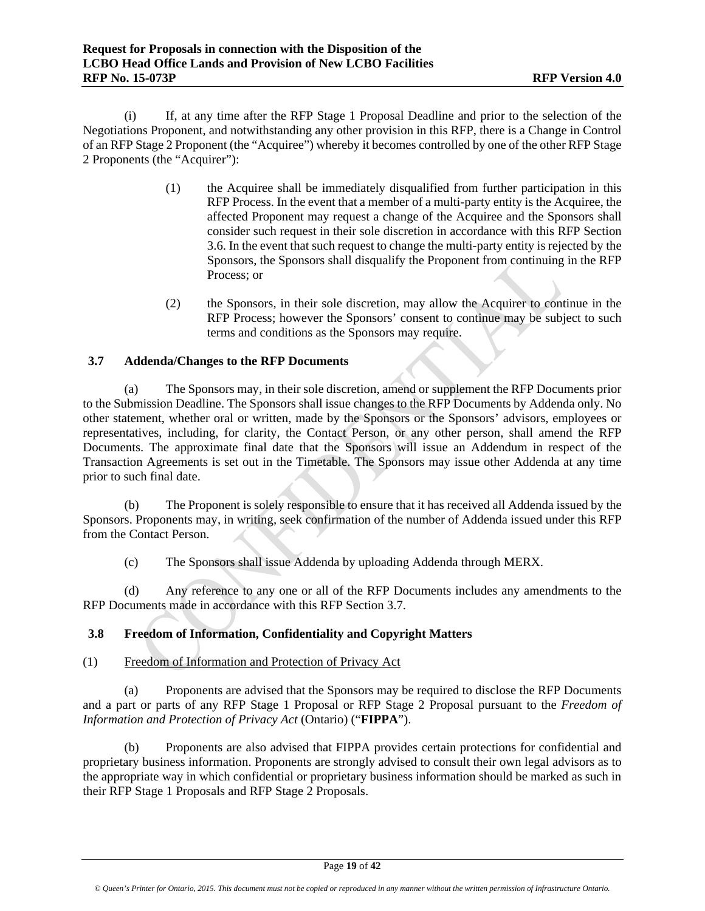(i) If, at any time after the RFP Stage 1 Proposal Deadline and prior to the selection of the Negotiations Proponent, and notwithstanding any other provision in this RFP, there is a Change in Control of an RFP Stage 2 Proponent (the "Acquiree") whereby it becomes controlled by one of the other RFP Stage 2 Proponents (the "Acquirer"):

(1) the Acquiree shall be immediately disqualified from further participation in this RFP Process. In the event that a member of a multi-party entity is the Acquiree, the affected Proponent may request a change of the Acquiree and the Sponsors shall consider such request in their sole discretion in accordance with this RFP Section 3.6. In the event that such request to change the multi-party entity is rejected by the Sponsors, the Sponsors shall disqualify the Proponent from continuing in the RFP Process; or

(2) the Sponsors, in their sole discretion, may allow the Acquirer to continue in the RFP Process; however the Sponsors' consent to continue may be subject to such terms and conditions as the Sponsors may require.

### 3.7 Addenda/Changes to the RFP Documents

(a) The Sponsors may, in their sole discretion, amend or supplement the RFP Documents prior to the Submission Deadline. The Sponsors shall issue changes to the RFP Documents by Addenda only. No other statement, whether oral or written, made by the Sponsors or the Sponsors' advisors, employees or representatives, including, for clarity, the Contact Person, or any other person, shall amend the RFP Documents. The approximate final date that the Sponsors will issue an Addendum in respect of the Transaction Agreements is set out in the Timetable. The Sponsors may issue other Addenda at any time prior to such final date.

(b) The Proponent is solely responsible to ensure that it has received all Addenda issued by the Sponsors. Proponents may, in writing, seek confirmation of the number of Addenda issued under this RFP from the Contact Person.

(c) The Sponsors shall issue Addenda by uploading Addenda through MERX.

(d) Any reference to any one or all of the RFP Documents includes any amendments to the RFP Documents made in accordance with this RFP Section 3.7.

### 3.8 Freedom of Information, Confidentiality and Copyright Matters

(1) Freedom of Information and Protection of Privacy Act

(a) Proponents are advised that the Sponsors may be required to disclose the RFP Documents and a part or parts of any RFP Stage 1 Proposal or RFP Stage 2 Proposal pursuant to the *Freedom of Information and Protection of Privacy Act* (Ontario) ("**FIPPA**").

(b) Proponents are also advised that FIPPA provides certain protections for confidential and proprietary business information. Proponents are strongly advised to consult their own legal advisors as to the appropriate way in which confidential or proprietary business information should be marked as such in their RFP Stage 1 Proposals and RFP Stage 2 Proposals.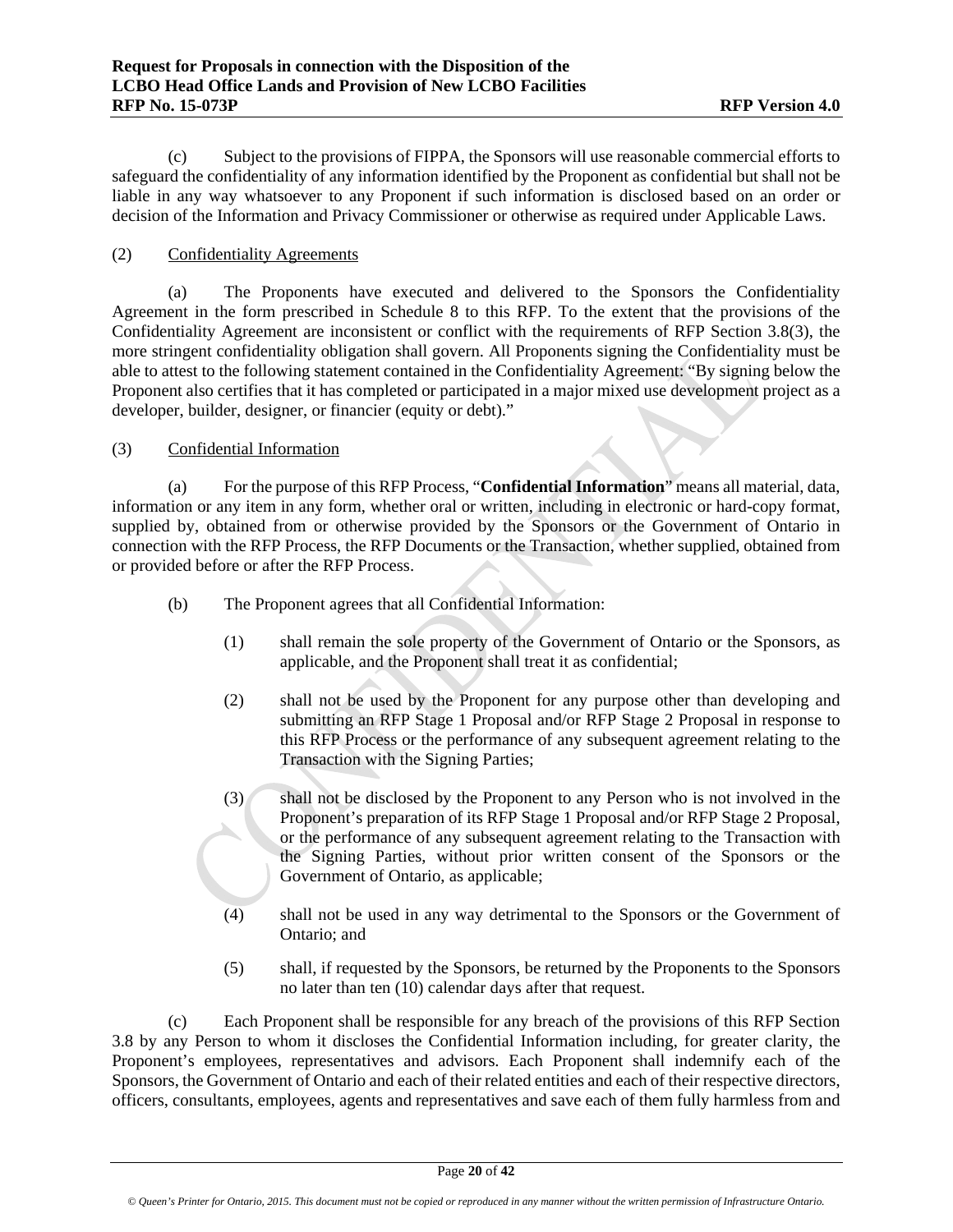(c) Subject to the provisions of FIPPA, the Sponsors will use reasonable commercial efforts to safeguard the confidentiality of any information identified by the Proponent as confidential but shall not be liable in any way whatsoever to any Proponent if such information is disclosed based on an order or decision of the Information and Privacy Commissioner or otherwise as required under Applicable Laws.

(2) Confidentiality Agreements

(a) The Proponents have executed and delivered to the Sponsors the Confidentiality Agreement in the form prescribed in Schedule 8 to this RFP. To the extent that the provisions of the Confidentiality Agreement are inconsistent or conflict with the requirements of RFP Section 3.8(3), the more stringent confidentiality obligation shall govern. All Proponents signing the Confidentiality must be able to attest to the following statement contained in the Confidentiality Agreement: "By signing below the Proponent also certifies that it has completed or participated in a major mixed use development project as a developer, builder, designer, or financier (equity or debt)."

(3) Confidential Information

(a) For the purpose of this RFP Process, "**Confidential Information**" means all material, data, information or any item in any form, whether oral or written, including in electronic or hard-copy format, supplied by, obtained from or otherwise provided by the Sponsors or the Government of Ontario in connection with the RFP Process, the RFP Documents or the Transaction, whether supplied, obtained from or provided before or after the RFP Process.

(b) The Proponent agrees that all Confidential Information:

(1) shall remain the sole property of the Government of Ontario or the Sponsors, as applicable, and the Proponent shall treat it as confidential;

(2) shall not be used by the Proponent for any purpose other than developing and submitting an RFP Stage 1 Proposal and/or RFP Stage 2 Proposal in response to this RFP Process or the performance of any subsequent agreement relating to the Transaction with the Signing Parties;

(3) shall not be disclosed by the Proponent to any Person who is not involved in the Proponent's preparation of its RFP Stage 1 Proposal and/or RFP Stage 2 Proposal, or the performance of any subsequent agreement relating to the Transaction with the Signing Parties, without prior written consent of the Sponsors or the Government of Ontario, as applicable;

(4) shall not be used in any way detrimental to the Sponsors or the Government of Ontario; and

(5) shall, if requested by the Sponsors, be returned by the Proponents to the Sponsors no later than ten (10) calendar days after that request.

(c) Each Proponent shall be responsible for any breach of the provisions of this RFP Section 3.8 by any Person to whom it discloses the Confidential Information including, for greater clarity, the Proponent's employees, representatives and advisors. Each Proponent shall indemnify each of the Sponsors, the Government of Ontario and each of their related entities and each of their respective directors, officers, consultants, employees, agents and representatives and save each of them fully harmless from and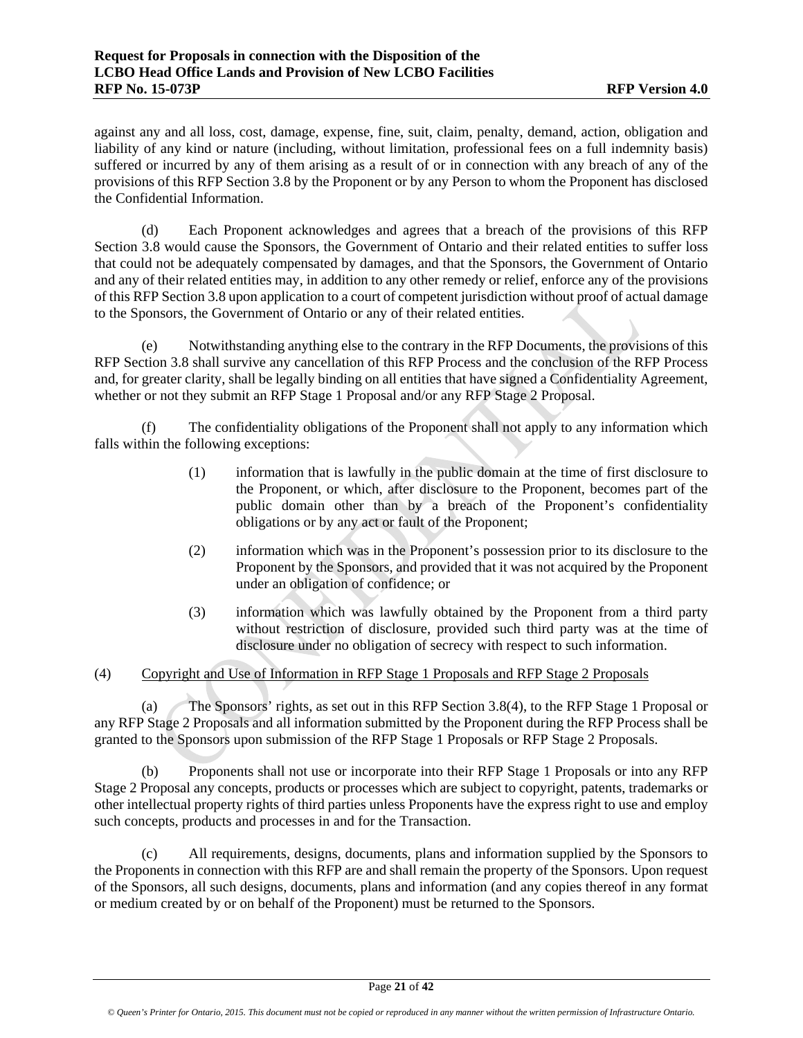against any and all loss, cost, damage, expense, fine, suit, claim, penalty, demand, action, obligation and liability of any kind or nature (including, without limitation, professional fees on a full indemnity basis) suffered or incurred by any of them arising as a result of or in connection with any breach of any of the provisions of this RFP Section 3.8 by the Proponent or by any Person to whom the Proponent has disclosed the Confidential Information.

(d) Each Proponent acknowledges and agrees that a breach of the provisions of this RFP Section 3.8 would cause the Sponsors, the Government of Ontario and their related entities to suffer loss that could not be adequately compensated by damages, and that the Sponsors, the Government of Ontario and any of their related entities may, in addition to any other remedy or relief, enforce any of the provisions of this RFP Section 3.8 upon application to a court of competent jurisdiction without proof of actual damage to the Sponsors, the Government of Ontario or any of their related entities.

(e) Notwithstanding anything else to the contrary in the RFP Documents, the provisions of this RFP Section 3.8 shall survive any cancellation of this RFP Process and the conclusion of the RFP Process and, for greater clarity, shall be legally binding on all entities that have signed a Confidentiality Agreement, whether or not they submit an RFP Stage 1 Proposal and/or any RFP Stage 2 Proposal.

(f) The confidentiality obligations of the Proponent shall not apply to any information which falls within the following exceptions:

(1) information that is lawfully in the public domain at the time of first disclosure to the Proponent, or which, after disclosure to the Proponent, becomes part of the public domain other than by a breach of the Proponent's confidentiality obligations or by any act or fault of the Proponent;

(2) information which was in the Proponent's possession prior to its disclosure to the Proponent by the Sponsors, and provided that it was not acquired by the Proponent under an obligation of confidence; or

(3) information which was lawfully obtained by the Proponent from a third party without restriction of disclosure, provided such third party was at the time of disclosure under no obligation of secrecy with respect to such information.

(4) <u>Copyright and Use of Information in RFP Stage 1 Proposals and RFP Stage 2 Proposals</u>

(a) The Sponsors' rights, as set out in this RFP Section 3.8(4), to the RFP Stage 1 Proposal or any RFP Stage 2 Proposals and all information submitted by the Proponent during the RFP Process shall be granted to the Sponsors upon submission of the RFP Stage 1 Proposals or RFP Stage 2 Proposals.

(b) Proponents shall not use or incorporate into their RFP Stage 1 Proposals or into any RFP Stage 2 Proposal any concepts, products or processes which are subject to copyright, patents, trademarks or other intellectual property rights of third parties unless Proponents have the express right to use and employ such concepts, products and processes in and for the Transaction.

(c) All requirements, designs, documents, plans and information supplied by the Sponsors to the Proponents in connection with this RFP are and shall remain the property of the Sponsors. Upon request of the Sponsors, all such designs, documents, plans and information (and any copies thereof in any format or medium created by or on behalf of the Proponent) must be returned to the Sponsors.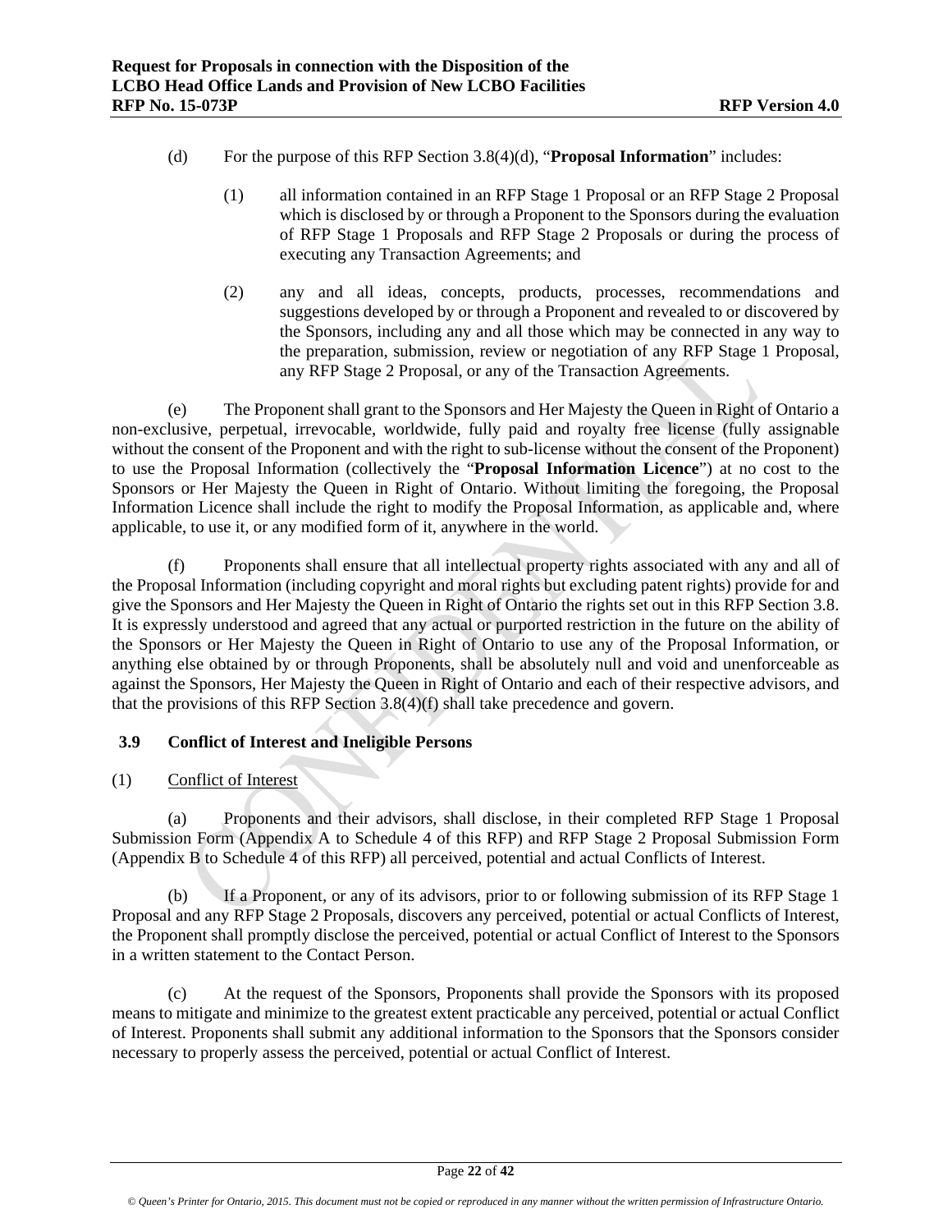(d) For the purpose of this RFP Section 3.8(4)(d), "**Proposal Information**" includes:

(1) all information contained in an RFP Stage 1 Proposal or an RFP Stage 2 Proposal which is disclosed by or through a Proponent to the Sponsors during the evaluation of RFP Stage 1 Proposals and RFP Stage 2 Proposals or during the process of executing any Transaction Agreements; and

(2) any and all ideas, concepts, products, processes, recommendations and suggestions developed by or through a Proponent and revealed to or discovered by the Sponsors, including any and all those which may be connected in any way to the preparation, submission, review or negotiation of any RFP Stage 1 Proposal, any RFP Stage 2 Proposal, or any of the Transaction Agreements.

(e) The Proponent shall grant to the Sponsors and Her Majesty the Queen in Right of Ontario a non-exclusive, perpetual, irrevocable, worldwide, fully paid and royalty free license (fully assignable without the consent of the Proponent and with the right to sub-license without the consent of the Proponent) to use the Proposal Information (collectively the "**Proposal Information Licence**") at no cost to the Sponsors or Her Majesty the Queen in Right of Ontario. Without limiting the foregoing, the Proposal Information Licence shall include the right to modify the Proposal Information, as applicable and, where applicable, to use it, or any modified form of it, anywhere in the world.

(f) Proponents shall ensure that all intellectual property rights associated with any and all of the Proposal Information (including copyright and moral rights but excluding patent rights) provide for and give the Sponsors and Her Majesty the Queen in Right of Ontario the rights set out in this RFP Section 3.8. It is expressly understood and agreed that any actual or purported restriction in the future on the ability of the Sponsors or Her Majesty the Queen in Right of Ontario to use any of the Proposal Information, or anything else obtained by or through Proponents, shall be absolutely null and void and unenforceable as against the Sponsors, Her Majesty the Queen in Right of Ontario and each of their respective advisors, and that the provisions of this RFP Section 3.8(4)(f) shall take precedence and govern.

### 3.9 Conflict of Interest and Ineligible Persons

(1) Conflict of Interest

(a) Proponents and their advisors, shall disclose, in their completed RFP Stage 1 Proposal Submission Form (Appendix A to Schedule 4 of this RFP) and RFP Stage 2 Proposal Submission Form (Appendix B to Schedule 4 of this RFP) all perceived, potential and actual Conflicts of Interest.

(b) If a Proponent, or any of its advisors, prior to or following submission of its RFP Stage 1 Proposal and any RFP Stage 2 Proposals, discovers any perceived, potential or actual Conflicts of Interest, the Proponent shall promptly disclose the perceived, potential or actual Conflict of Interest to the Sponsors in a written statement to the Contact Person.

(c) At the request of the Sponsors, Proponents shall provide the Sponsors with its proposed means to mitigate and minimize to the greatest extent practicable any perceived, potential or actual Conflict of Interest. Proponents shall submit any additional information to the Sponsors that the Sponsors consider necessary to properly assess the perceived, potential or actual Conflict of Interest.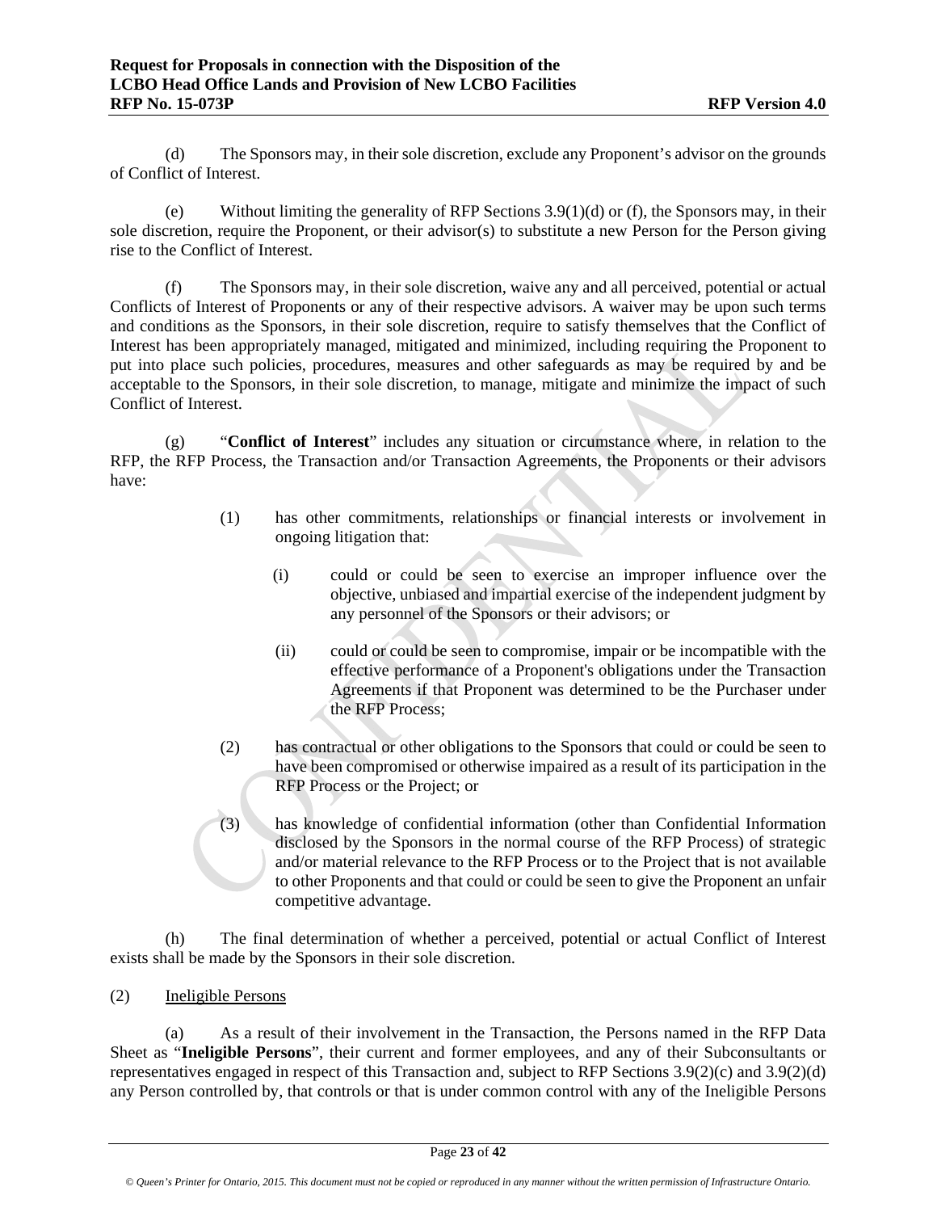(d) The Sponsors may, in their sole discretion, exclude any Proponent's advisor on the grounds of Conflict of Interest.

(e) Without limiting the generality of RFP Sections 3.9(1)(d) or (f), the Sponsors may, in their sole discretion, require the Proponent, or their advisor(s) to substitute a new Person for the Person giving rise to the Conflict of Interest.

(f) The Sponsors may, in their sole discretion, waive any and all perceived, potential or actual Conflicts of Interest of Proponents or any of their respective advisors. A waiver may be upon such terms and conditions as the Sponsors, in their sole discretion, require to satisfy themselves that the Conflict of Interest has been appropriately managed, mitigated and minimized, including requiring the Proponent to put into place such policies, procedures, measures and other safeguards as may be required by and be acceptable to the Sponsors, in their sole discretion, to manage, mitigate and minimize the impact of such Conflict of Interest.

(g) "**Conflict of Interest**" includes any situation or circumstance where, in relation to the RFP, the RFP Process, the Transaction and/or Transaction Agreements, the Proponents or their advisors have:

> (1) has other commitments, relationships or financial interests or involvement in ongoing litigation that:
>
> > (i) could or could be seen to exercise an improper influence over the objective, unbiased and impartial exercise of the independent judgment by any personnel of the Sponsors or their advisors; or
> >
> > (ii) could or could be seen to compromise, impair or be incompatible with the effective performance of a Proponent's obligations under the Transaction Agreements if that Proponent was determined to be the Purchaser under the RFP Process;
>
> (2) has contractual or other obligations to the Sponsors that could or could be seen to have been compromised or otherwise impaired as a result of its participation in the RFP Process or the Project; or
>
> (3) has knowledge of confidential information (other than Confidential Information disclosed by the Sponsors in the normal course of the RFP Process) of strategic and/or material relevance to the RFP Process or to the Project that is not available to other Proponents and that could or could be seen to give the Proponent an unfair competitive advantage.

(h) The final determination of whether a perceived, potential or actual Conflict of Interest exists shall be made by the Sponsors in their sole discretion.

(2) Ineligible Persons

(a) As a result of their involvement in the Transaction, the Persons named in the RFP Data Sheet as "**Ineligible Persons**", their current and former employees, and any of their Subconsultants or representatives engaged in respect of this Transaction and, subject to RFP Sections 3.9(2)(c) and 3.9(2)(d) any Person controlled by, that controls or that is under common control with any of the Ineligible Persons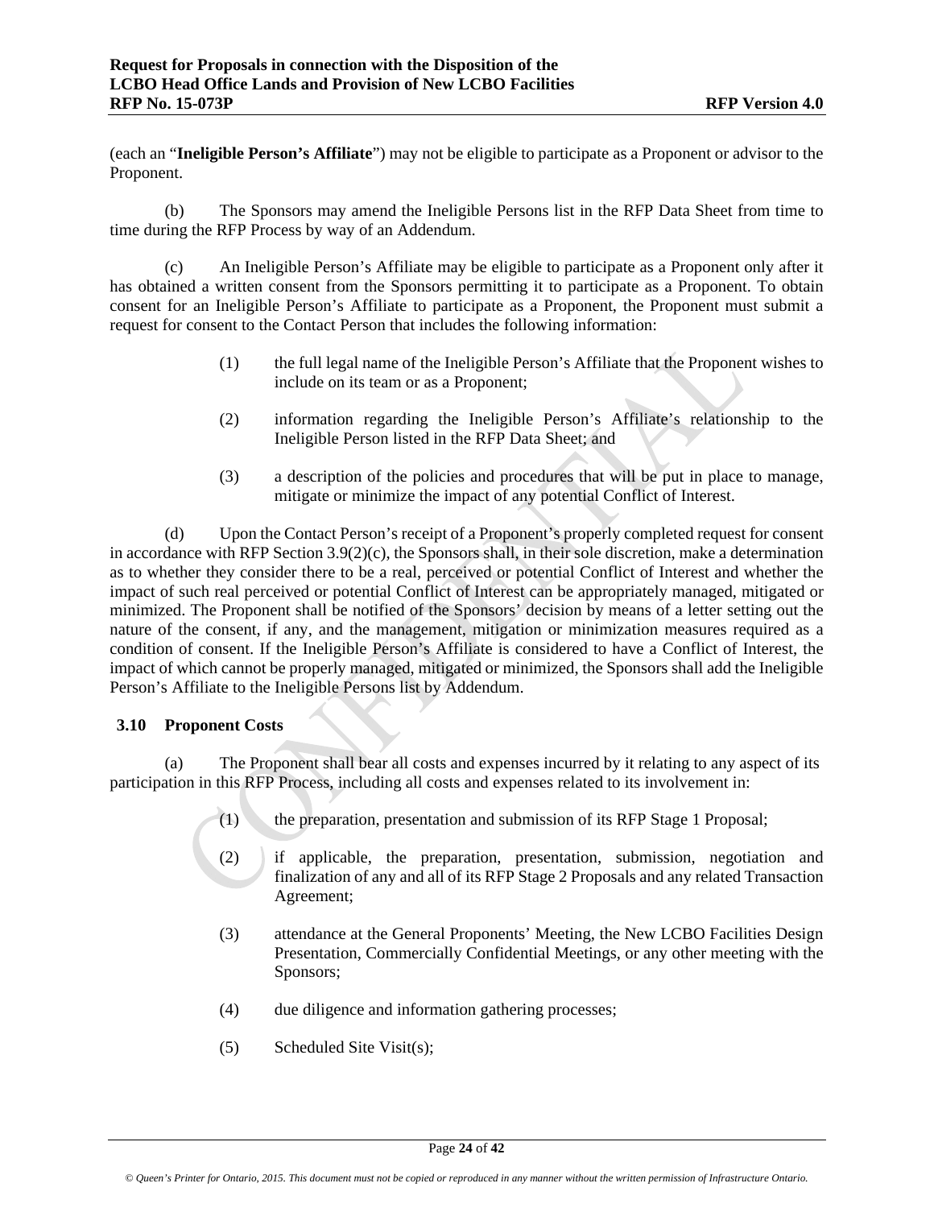(each an "**Ineligible Person's Affiliate**") may not be eligible to participate as a Proponent or advisor to the Proponent.

(b) The Sponsors may amend the Ineligible Persons list in the RFP Data Sheet from time to time during the RFP Process by way of an Addendum.

(c) An Ineligible Person's Affiliate may be eligible to participate as a Proponent only after it has obtained a written consent from the Sponsors permitting it to participate as a Proponent. To obtain consent for an Ineligible Person's Affiliate to participate as a Proponent, the Proponent must submit a request for consent to the Contact Person that includes the following information:

(1) the full legal name of the Ineligible Person's Affiliate that the Proponent wishes to include on its team or as a Proponent;

(2) information regarding the Ineligible Person's Affiliate's relationship to the Ineligible Person listed in the RFP Data Sheet; and

(3) a description of the policies and procedures that will be put in place to manage, mitigate or minimize the impact of any potential Conflict of Interest.

(d) Upon the Contact Person's receipt of a Proponent's properly completed request for consent in accordance with RFP Section 3.9(2)(c), the Sponsors shall, in their sole discretion, make a determination as to whether they consider there to be a real, perceived or potential Conflict of Interest and whether the impact of such real perceived or potential Conflict of Interest can be appropriately managed, mitigated or minimized. The Proponent shall be notified of the Sponsors' decision by means of a letter setting out the nature of the consent, if any, and the management, mitigation or minimization measures required as a condition of consent. If the Ineligible Person's Affiliate is considered to have a Conflict of Interest, the impact of which cannot be properly managed, mitigated or minimized, the Sponsors shall add the Ineligible Person's Affiliate to the Ineligible Persons list by Addendum.

### 3.10 Proponent Costs

(a) The Proponent shall bear all costs and expenses incurred by it relating to any aspect of its participation in this RFP Process, including all costs and expenses related to its involvement in:

(1) the preparation, presentation and submission of its RFP Stage 1 Proposal;

(2) if applicable, the preparation, presentation, submission, negotiation and finalization of any and all of its RFP Stage 2 Proposals and any related Transaction Agreement;

(3) attendance at the General Proponents' Meeting, the New LCBO Facilities Design Presentation, Commercially Confidential Meetings, or any other meeting with the Sponsors;

(4) due diligence and information gathering processes;

(5) Scheduled Site Visit(s);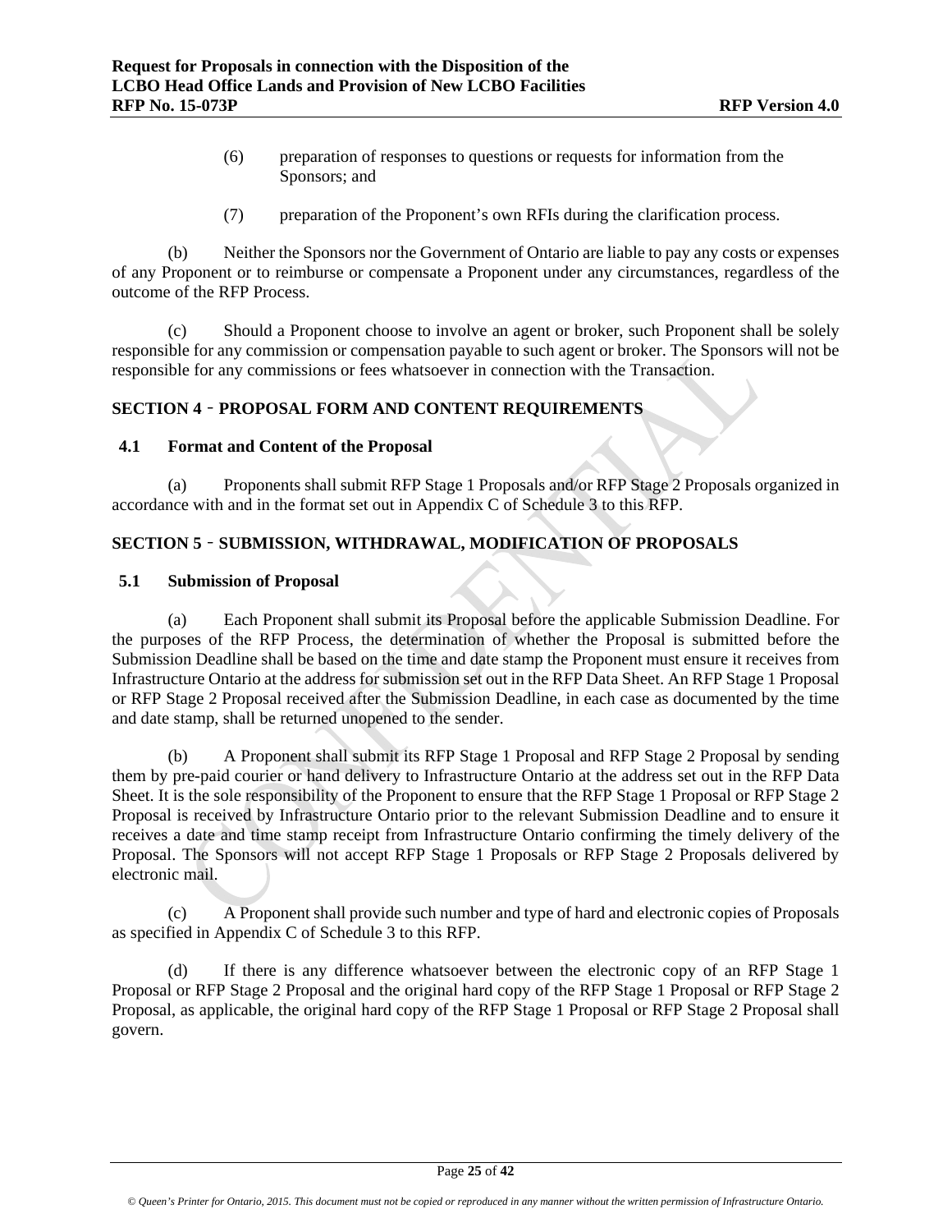(6) preparation of responses to questions or requests for information from the Sponsors; and

(7) preparation of the Proponent's own RFIs during the clarification process.

(b) Neither the Sponsors nor the Government of Ontario are liable to pay any costs or expenses of any Proponent or to reimburse or compensate a Proponent under any circumstances, regardless of the outcome of the RFP Process.

(c) Should a Proponent choose to involve an agent or broker, such Proponent shall be solely responsible for any commission or compensation payable to such agent or broker. The Sponsors will not be responsible for any commissions or fees whatsoever in connection with the Transaction.

## SECTION 4 ‑ PROPOSAL FORM AND CONTENT REQUIREMENTS

### 4.1 Format and Content of the Proposal

(a) Proponents shall submit RFP Stage 1 Proposals and/or RFP Stage 2 Proposals organized in accordance with and in the format set out in Appendix C of Schedule 3 to this RFP.

## SECTION 5 ‑ SUBMISSION, WITHDRAWAL, MODIFICATION OF PROPOSALS

### 5.1 Submission of Proposal

(a) Each Proponent shall submit its Proposal before the applicable Submission Deadline. For the purposes of the RFP Process, the determination of whether the Proposal is submitted before the Submission Deadline shall be based on the time and date stamp the Proponent must ensure it receives from Infrastructure Ontario at the address for submission set out in the RFP Data Sheet. An RFP Stage 1 Proposal or RFP Stage 2 Proposal received after the Submission Deadline, in each case as documented by the time and date stamp, shall be returned unopened to the sender.

(b) A Proponent shall submit its RFP Stage 1 Proposal and RFP Stage 2 Proposal by sending them by pre-paid courier or hand delivery to Infrastructure Ontario at the address set out in the RFP Data Sheet. It is the sole responsibility of the Proponent to ensure that the RFP Stage 1 Proposal or RFP Stage 2 Proposal is received by Infrastructure Ontario prior to the relevant Submission Deadline and to ensure it receives a date and time stamp receipt from Infrastructure Ontario confirming the timely delivery of the Proposal. The Sponsors will not accept RFP Stage 1 Proposals or RFP Stage 2 Proposals delivered by electronic mail.

(c) A Proponent shall provide such number and type of hard and electronic copies of Proposals as specified in Appendix C of Schedule 3 to this RFP.

(d) If there is any difference whatsoever between the electronic copy of an RFP Stage 1 Proposal or RFP Stage 2 Proposal and the original hard copy of the RFP Stage 1 Proposal or RFP Stage 2 Proposal, as applicable, the original hard copy of the RFP Stage 1 Proposal or RFP Stage 2 Proposal shall govern.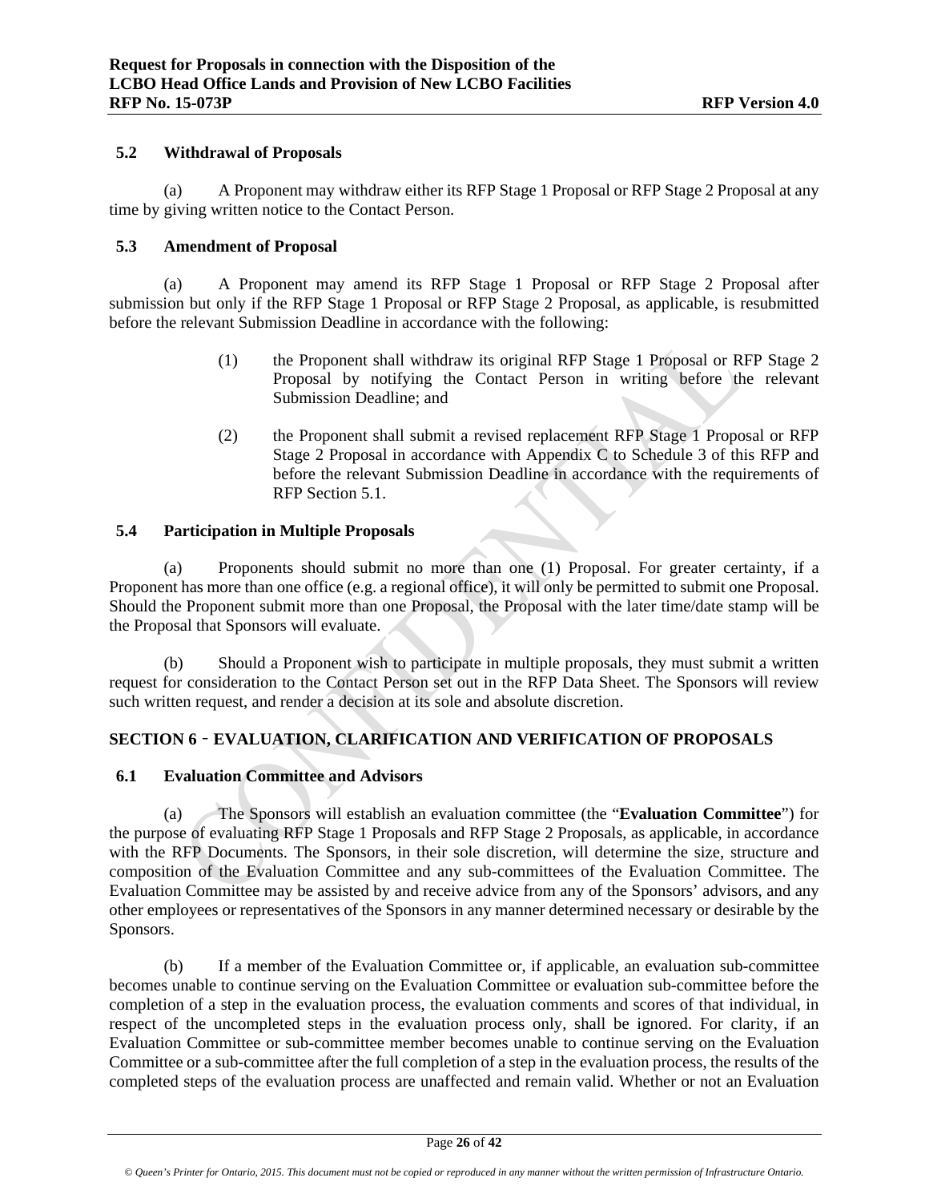### 5.2 Withdrawal of Proposals

(a) A Proponent may withdraw either its RFP Stage 1 Proposal or RFP Stage 2 Proposal at any time by giving written notice to the Contact Person.

### 5.3 Amendment of Proposal

(a) A Proponent may amend its RFP Stage 1 Proposal or RFP Stage 2 Proposal after submission but only if the RFP Stage 1 Proposal or RFP Stage 2 Proposal, as applicable, is resubmitted before the relevant Submission Deadline in accordance with the following:

(1) the Proponent shall withdraw its original RFP Stage 1 Proposal or RFP Stage 2 Proposal by notifying the Contact Person in writing before the relevant Submission Deadline; and

(2) the Proponent shall submit a revised replacement RFP Stage 1 Proposal or RFP Stage 2 Proposal in accordance with Appendix C to Schedule 3 of this RFP and before the relevant Submission Deadline in accordance with the requirements of RFP Section 5.1.

### 5.4 Participation in Multiple Proposals

(a) Proponents should submit no more than one (1) Proposal. For greater certainty, if a Proponent has more than one office (e.g. a regional office), it will only be permitted to submit one Proposal. Should the Proponent submit more than one Proposal, the Proposal with the later time/date stamp will be the Proposal that Sponsors will evaluate.

(b) Should a Proponent wish to participate in multiple proposals, they must submit a written request for consideration to the Contact Person set out in the RFP Data Sheet. The Sponsors will review such written request, and render a decision at its sole and absolute discretion.

## SECTION 6 - EVALUATION, CLARIFICATION AND VERIFICATION OF PROPOSALS

### 6.1 Evaluation Committee and Advisors

(a) The Sponsors will establish an evaluation committee (the "**Evaluation Committee**") for the purpose of evaluating RFP Stage 1 Proposals and RFP Stage 2 Proposals, as applicable, in accordance with the RFP Documents. The Sponsors, in their sole discretion, will determine the size, structure and composition of the Evaluation Committee and any sub-committees of the Evaluation Committee. The Evaluation Committee may be assisted by and receive advice from any of the Sponsors' advisors, and any other employees or representatives of the Sponsors in any manner determined necessary or desirable by the Sponsors.

(b) If a member of the Evaluation Committee or, if applicable, an evaluation sub-committee becomes unable to continue serving on the Evaluation Committee or evaluation sub-committee before the completion of a step in the evaluation process, the evaluation comments and scores of that individual, in respect of the uncompleted steps in the evaluation process only, shall be ignored. For clarity, if an Evaluation Committee or sub-committee member becomes unable to continue serving on the Evaluation Committee or a sub-committee after the full completion of a step in the evaluation process, the results of the completed steps of the evaluation process are unaffected and remain valid. Whether or not an Evaluation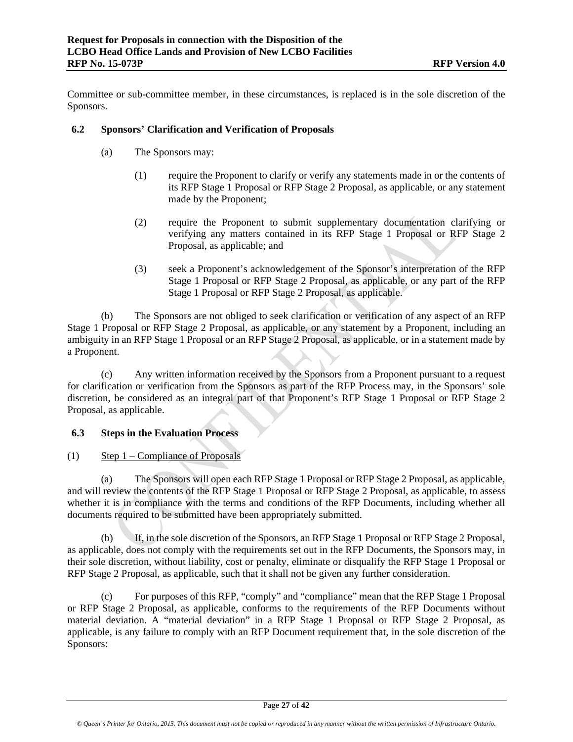Committee or sub-committee member, in these circumstances, is replaced is in the sole discretion of the Sponsors.

### 6.2 Sponsors' Clarification and Verification of Proposals

(a) The Sponsors may:

(1) require the Proponent to clarify or verify any statements made in or the contents of its RFP Stage 1 Proposal or RFP Stage 2 Proposal, as applicable, or any statement made by the Proponent;

(2) require the Proponent to submit supplementary documentation clarifying or verifying any matters contained in its RFP Stage 1 Proposal or RFP Stage 2 Proposal, as applicable; and

(3) seek a Proponent's acknowledgement of the Sponsor's interpretation of the RFP Stage 1 Proposal or RFP Stage 2 Proposal, as applicable, or any part of the RFP Stage 1 Proposal or RFP Stage 2 Proposal, as applicable.

(b) The Sponsors are not obliged to seek clarification or verification of any aspect of an RFP Stage 1 Proposal or RFP Stage 2 Proposal, as applicable, or any statement by a Proponent, including an ambiguity in an RFP Stage 1 Proposal or an RFP Stage 2 Proposal, as applicable, or in a statement made by a Proponent.

(c) Any written information received by the Sponsors from a Proponent pursuant to a request for clarification or verification from the Sponsors as part of the RFP Process may, in the Sponsors' sole discretion, be considered as an integral part of that Proponent's RFP Stage 1 Proposal or RFP Stage 2 Proposal, as applicable.

### 6.3 Steps in the Evaluation Process

(1) Step 1 – Compliance of Proposals

(a) The Sponsors will open each RFP Stage 1 Proposal or RFP Stage 2 Proposal, as applicable, and will review the contents of the RFP Stage 1 Proposal or RFP Stage 2 Proposal, as applicable, to assess whether it is in compliance with the terms and conditions of the RFP Documents, including whether all documents required to be submitted have been appropriately submitted.

(b) If, in the sole discretion of the Sponsors, an RFP Stage 1 Proposal or RFP Stage 2 Proposal, as applicable, does not comply with the requirements set out in the RFP Documents, the Sponsors may, in their sole discretion, without liability, cost or penalty, eliminate or disqualify the RFP Stage 1 Proposal or RFP Stage 2 Proposal, as applicable, such that it shall not be given any further consideration.

(c) For purposes of this RFP, "comply" and "compliance" mean that the RFP Stage 1 Proposal or RFP Stage 2 Proposal, as applicable, conforms to the requirements of the RFP Documents without material deviation. A "material deviation" in a RFP Stage 1 Proposal or RFP Stage 2 Proposal, as applicable, is any failure to comply with an RFP Document requirement that, in the sole discretion of the Sponsors: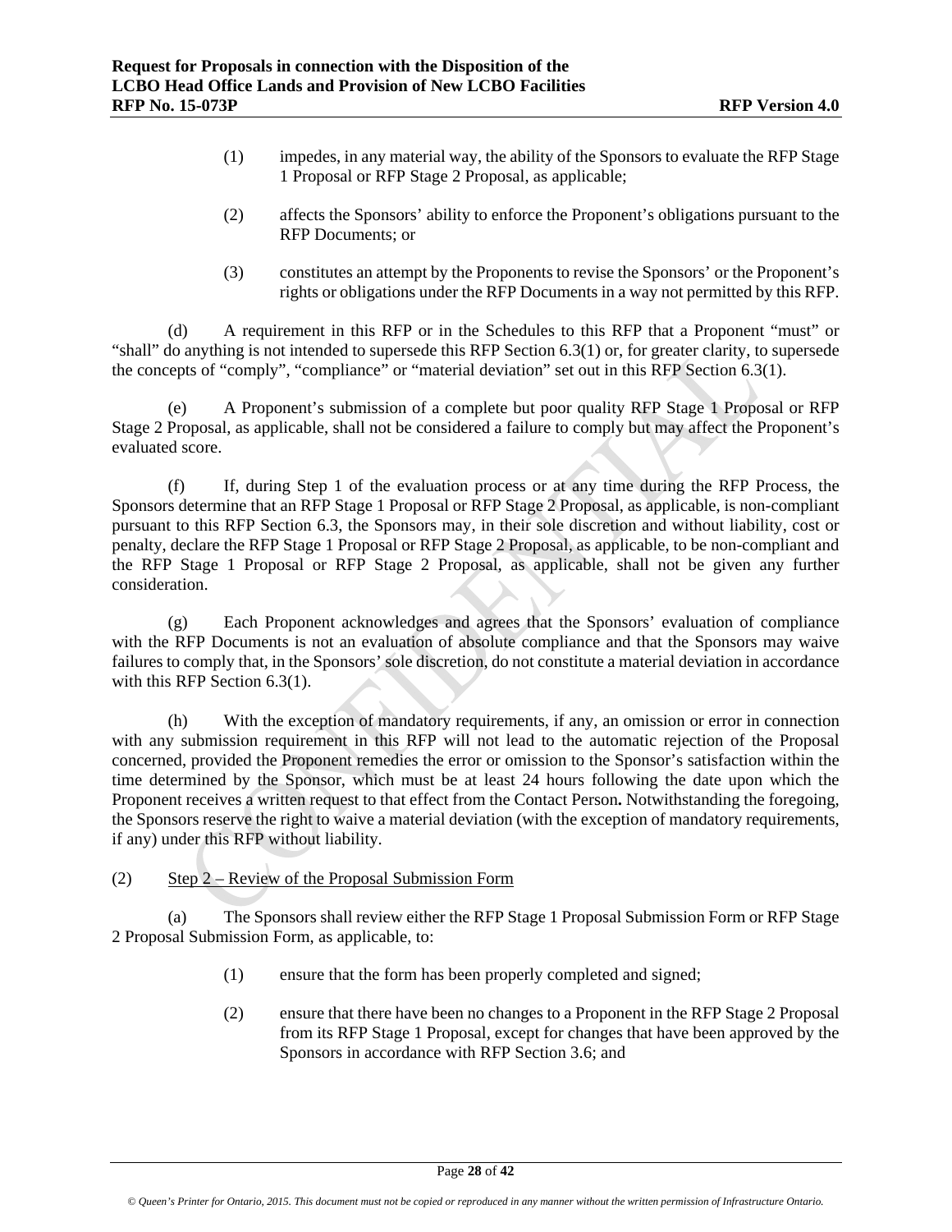(1) impedes, in any material way, the ability of the Sponsors to evaluate the RFP Stage 1 Proposal or RFP Stage 2 Proposal, as applicable;

(2) affects the Sponsors' ability to enforce the Proponent's obligations pursuant to the RFP Documents; or

(3) constitutes an attempt by the Proponents to revise the Sponsors' or the Proponent's rights or obligations under the RFP Documents in a way not permitted by this RFP.

(d) A requirement in this RFP or in the Schedules to this RFP that a Proponent "must" or "shall" do anything is not intended to supersede this RFP Section 6.3(1) or, for greater clarity, to supersede the concepts of "comply", "compliance" or "material deviation" set out in this RFP Section 6.3(1).

(e) A Proponent's submission of a complete but poor quality RFP Stage 1 Proposal or RFP Stage 2 Proposal, as applicable, shall not be considered a failure to comply but may affect the Proponent's evaluated score.

(f) If, during Step 1 of the evaluation process or at any time during the RFP Process, the Sponsors determine that an RFP Stage 1 Proposal or RFP Stage 2 Proposal, as applicable, is non-compliant pursuant to this RFP Section 6.3, the Sponsors may, in their sole discretion and without liability, cost or penalty, declare the RFP Stage 1 Proposal or RFP Stage 2 Proposal, as applicable, to be non-compliant and the RFP Stage 1 Proposal or RFP Stage 2 Proposal, as applicable, shall not be given any further consideration.

(g) Each Proponent acknowledges and agrees that the Sponsors' evaluation of compliance with the RFP Documents is not an evaluation of absolute compliance and that the Sponsors may waive failures to comply that, in the Sponsors' sole discretion, do not constitute a material deviation in accordance with this RFP Section 6.3(1).

(h) With the exception of mandatory requirements, if any, an omission or error in connection with any submission requirement in this RFP will not lead to the automatic rejection of the Proposal concerned, provided the Proponent remedies the error or omission to the Sponsor's satisfaction within the time determined by the Sponsor, which must be at least 24 hours following the date upon which the Proponent receives a written request to that effect from the Contact Person**.** Notwithstanding the foregoing, the Sponsors reserve the right to waive a material deviation (with the exception of mandatory requirements, if any) under this RFP without liability.

(2) Step 2 – Review of the Proposal Submission Form

(a) The Sponsors shall review either the RFP Stage 1 Proposal Submission Form or RFP Stage 2 Proposal Submission Form, as applicable, to:

(1) ensure that the form has been properly completed and signed;

(2) ensure that there have been no changes to a Proponent in the RFP Stage 2 Proposal from its RFP Stage 1 Proposal, except for changes that have been approved by the Sponsors in accordance with RFP Section 3.6; and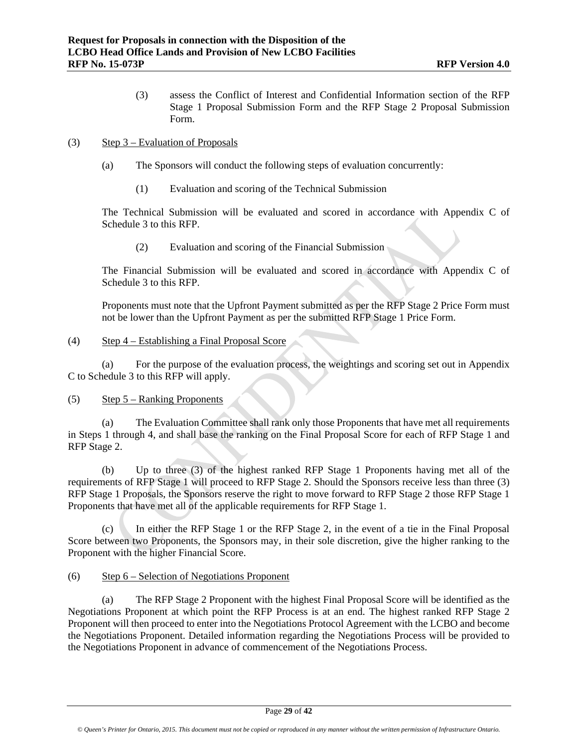(3) assess the Conflict of Interest and Confidential Information section of the RFP Stage 1 Proposal Submission Form and the RFP Stage 2 Proposal Submission Form.

(3) Step 3 – Evaluation of Proposals

(a) The Sponsors will conduct the following steps of evaluation concurrently:

(1) Evaluation and scoring of the Technical Submission

The Technical Submission will be evaluated and scored in accordance with Appendix C of Schedule 3 to this RFP.

(2) Evaluation and scoring of the Financial Submission

The Financial Submission will be evaluated and scored in accordance with Appendix C of Schedule 3 to this RFP.

Proponents must note that the Upfront Payment submitted as per the RFP Stage 2 Price Form must not be lower than the Upfront Payment as per the submitted RFP Stage 1 Price Form.

(4) Step 4 – Establishing a Final Proposal Score

(a) For the purpose of the evaluation process, the weightings and scoring set out in Appendix C to Schedule 3 to this RFP will apply.

(5) Step 5 – Ranking Proponents

(a) The Evaluation Committee shall rank only those Proponents that have met all requirements in Steps 1 through 4, and shall base the ranking on the Final Proposal Score for each of RFP Stage 1 and RFP Stage 2.

(b) Up to three (3) of the highest ranked RFP Stage 1 Proponents having met all of the requirements of RFP Stage 1 will proceed to RFP Stage 2. Should the Sponsors receive less than three (3) RFP Stage 1 Proposals, the Sponsors reserve the right to move forward to RFP Stage 2 those RFP Stage 1 Proponents that have met all of the applicable requirements for RFP Stage 1.

(c) In either the RFP Stage 1 or the RFP Stage 2, in the event of a tie in the Final Proposal Score between two Proponents, the Sponsors may, in their sole discretion, give the higher ranking to the Proponent with the higher Financial Score.

(6) Step 6 – Selection of Negotiations Proponent

(a) The RFP Stage 2 Proponent with the highest Final Proposal Score will be identified as the Negotiations Proponent at which point the RFP Process is at an end. The highest ranked RFP Stage 2 Proponent will then proceed to enter into the Negotiations Protocol Agreement with the LCBO and become the Negotiations Proponent. Detailed information regarding the Negotiations Process will be provided to the Negotiations Proponent in advance of commencement of the Negotiations Process.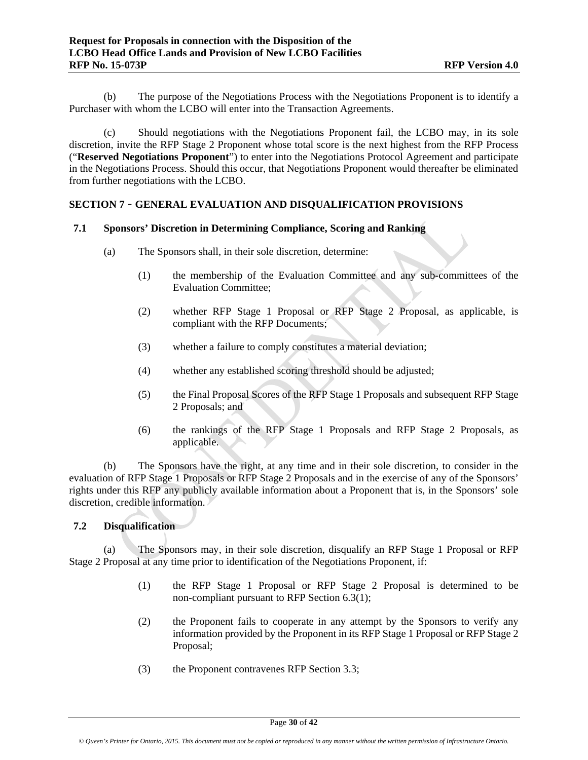(b) The purpose of the Negotiations Process with the Negotiations Proponent is to identify a Purchaser with whom the LCBO will enter into the Transaction Agreements.

(c) Should negotiations with the Negotiations Proponent fail, the LCBO may, in its sole discretion, invite the RFP Stage 2 Proponent whose total score is the next highest from the RFP Process ("**Reserved Negotiations Proponent**") to enter into the Negotiations Protocol Agreement and participate in the Negotiations Process. Should this occur, that Negotiations Proponent would thereafter be eliminated from further negotiations with the LCBO.

## SECTION 7 ‑ GENERAL EVALUATION AND DISQUALIFICATION PROVISIONS

### 7.1 Sponsors' Discretion in Determining Compliance, Scoring and Ranking

(a) The Sponsors shall, in their sole discretion, determine:

(1) the membership of the Evaluation Committee and any sub-committees of the Evaluation Committee;

(2) whether RFP Stage 1 Proposal or RFP Stage 2 Proposal, as applicable, is compliant with the RFP Documents;

(3) whether a failure to comply constitutes a material deviation;

(4) whether any established scoring threshold should be adjusted;

(5) the Final Proposal Scores of the RFP Stage 1 Proposals and subsequent RFP Stage 2 Proposals; and

(6) the rankings of the RFP Stage 1 Proposals and RFP Stage 2 Proposals, as applicable.

(b) The Sponsors have the right, at any time and in their sole discretion, to consider in the evaluation of RFP Stage 1 Proposals or RFP Stage 2 Proposals and in the exercise of any of the Sponsors' rights under this RFP any publicly available information about a Proponent that is, in the Sponsors' sole discretion, credible information.

### 7.2 Disqualification

(a) The Sponsors may, in their sole discretion, disqualify an RFP Stage 1 Proposal or RFP Stage 2 Proposal at any time prior to identification of the Negotiations Proponent, if:

(1) the RFP Stage 1 Proposal or RFP Stage 2 Proposal is determined to be non-compliant pursuant to RFP Section 6.3(1);

(2) the Proponent fails to cooperate in any attempt by the Sponsors to verify any information provided by the Proponent in its RFP Stage 1 Proposal or RFP Stage 2 Proposal;

(3) the Proponent contravenes RFP Section 3.3;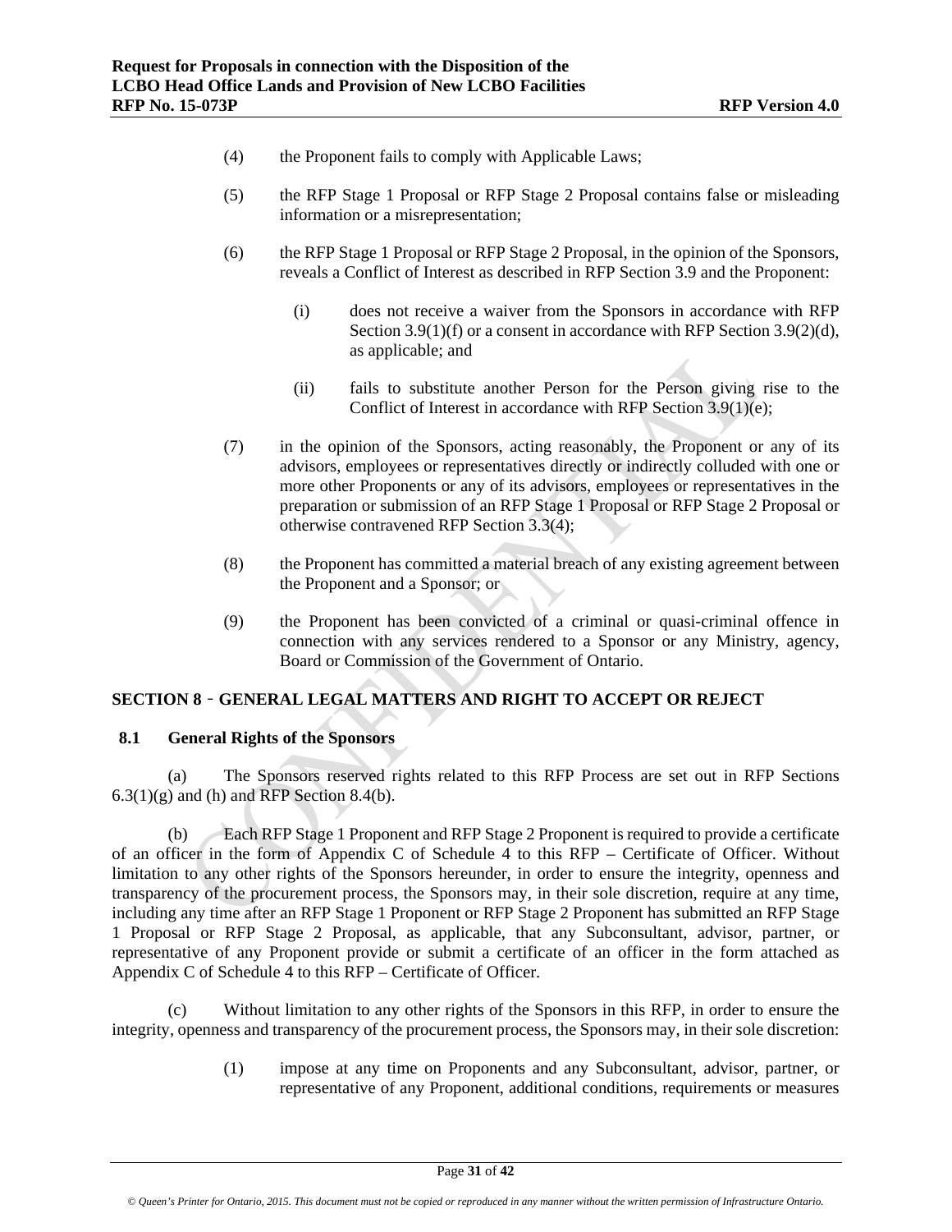(4) the Proponent fails to comply with Applicable Laws;

(5) the RFP Stage 1 Proposal or RFP Stage 2 Proposal contains false or misleading information or a misrepresentation;

(6) the RFP Stage 1 Proposal or RFP Stage 2 Proposal, in the opinion of the Sponsors, reveals a Conflict of Interest as described in RFP Section 3.9 and the Proponent:

(i) does not receive a waiver from the Sponsors in accordance with RFP Section 3.9(1)(f) or a consent in accordance with RFP Section 3.9(2)(d), as applicable; and

(ii) fails to substitute another Person for the Person giving rise to the Conflict of Interest in accordance with RFP Section 3.9(1)(e);

(7) in the opinion of the Sponsors, acting reasonably, the Proponent or any of its advisors, employees or representatives directly or indirectly colluded with one or more other Proponents or any of its advisors, employees or representatives in the preparation or submission of an RFP Stage 1 Proposal or RFP Stage 2 Proposal or otherwise contravened RFP Section 3.3(4);

(8) the Proponent has committed a material breach of any existing agreement between the Proponent and a Sponsor; or

(9) the Proponent has been convicted of a criminal or quasi-criminal offence in connection with any services rendered to a Sponsor or any Ministry, agency, Board or Commission of the Government of Ontario.

## SECTION 8 ‑ GENERAL LEGAL MATTERS AND RIGHT TO ACCEPT OR REJECT

### 8.1 General Rights of the Sponsors

(a) The Sponsors reserved rights related to this RFP Process are set out in RFP Sections 6.3(1)(g) and (h) and RFP Section 8.4(b).

(b) Each RFP Stage 1 Proponent and RFP Stage 2 Proponent is required to provide a certificate of an officer in the form of Appendix C of Schedule 4 to this RFP – Certificate of Officer. Without limitation to any other rights of the Sponsors hereunder, in order to ensure the integrity, openness and transparency of the procurement process, the Sponsors may, in their sole discretion, require at any time, including any time after an RFP Stage 1 Proponent or RFP Stage 2 Proponent has submitted an RFP Stage 1 Proposal or RFP Stage 2 Proposal, as applicable, that any Subconsultant, advisor, partner, or representative of any Proponent provide or submit a certificate of an officer in the form attached as Appendix C of Schedule 4 to this RFP – Certificate of Officer.

(c) Without limitation to any other rights of the Sponsors in this RFP, in order to ensure the integrity, openness and transparency of the procurement process, the Sponsors may, in their sole discretion:

(1) impose at any time on Proponents and any Subconsultant, advisor, partner, or representative of any Proponent, additional conditions, requirements or measures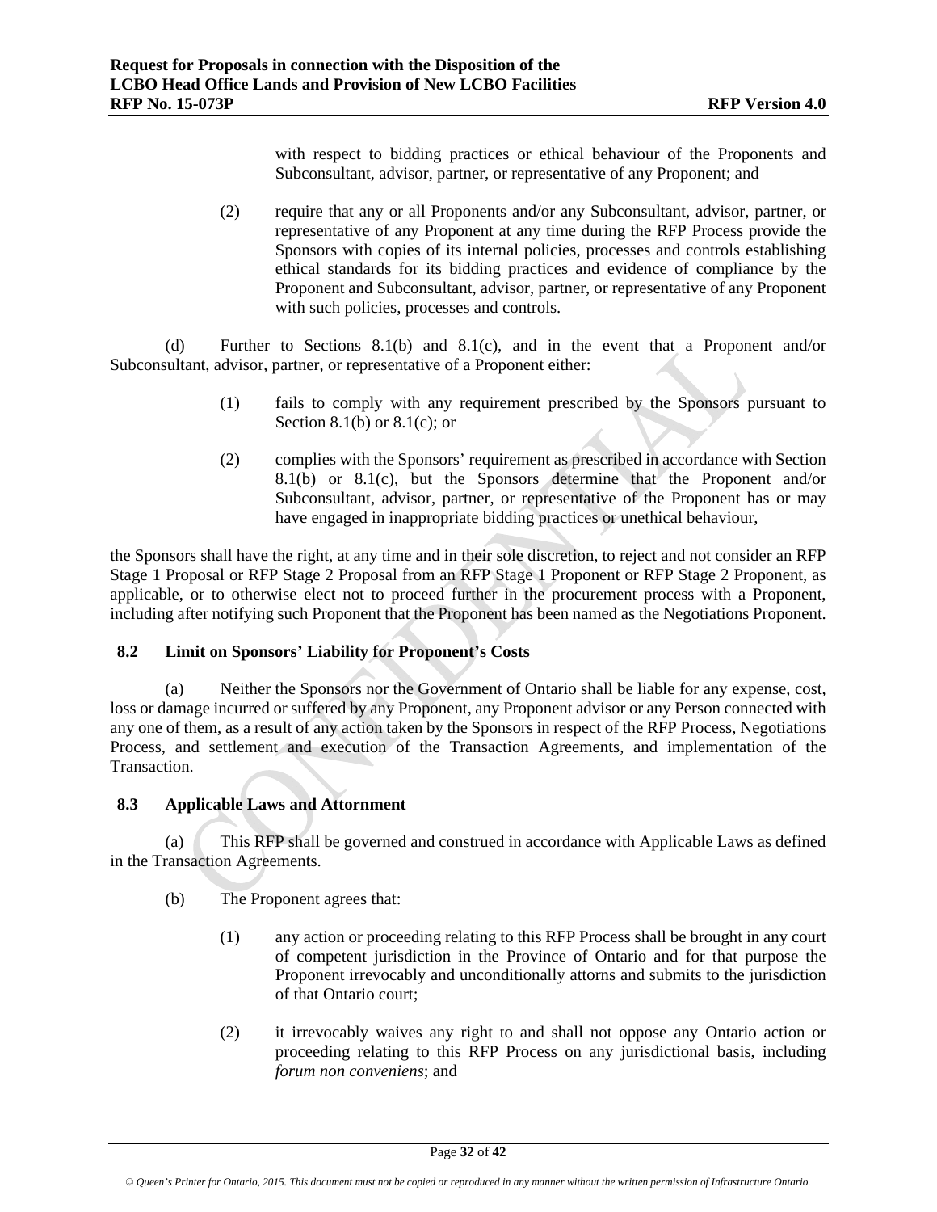with respect to bidding practices or ethical behaviour of the Proponents and Subconsultant, advisor, partner, or representative of any Proponent; and

(2) require that any or all Proponents and/or any Subconsultant, advisor, partner, or representative of any Proponent at any time during the RFP Process provide the Sponsors with copies of its internal policies, processes and controls establishing ethical standards for its bidding practices and evidence of compliance by the Proponent and Subconsultant, advisor, partner, or representative of any Proponent with such policies, processes and controls.

(d) Further to Sections 8.1(b) and 8.1(c), and in the event that a Proponent and/or Subconsultant, advisor, partner, or representative of a Proponent either:

(1) fails to comply with any requirement prescribed by the Sponsors pursuant to Section 8.1(b) or 8.1(c); or

(2) complies with the Sponsors' requirement as prescribed in accordance with Section 8.1(b) or 8.1(c), but the Sponsors determine that the Proponent and/or Subconsultant, advisor, partner, or representative of the Proponent has or may have engaged in inappropriate bidding practices or unethical behaviour,

the Sponsors shall have the right, at any time and in their sole discretion, to reject and not consider an RFP Stage 1 Proposal or RFP Stage 2 Proposal from an RFP Stage 1 Proponent or RFP Stage 2 Proponent, as applicable, or to otherwise elect not to proceed further in the procurement process with a Proponent, including after notifying such Proponent that the Proponent has been named as the Negotiations Proponent.

### 8.2 Limit on Sponsors' Liability for Proponent's Costs

(a) Neither the Sponsors nor the Government of Ontario shall be liable for any expense, cost, loss or damage incurred or suffered by any Proponent, any Proponent advisor or any Person connected with any one of them, as a result of any action taken by the Sponsors in respect of the RFP Process, Negotiations Process, and settlement and execution of the Transaction Agreements, and implementation of the Transaction.

### 8.3 Applicable Laws and Attornment

(a) This RFP shall be governed and construed in accordance with Applicable Laws as defined in the Transaction Agreements.

(b) The Proponent agrees that:

(1) any action or proceeding relating to this RFP Process shall be brought in any court of competent jurisdiction in the Province of Ontario and for that purpose the Proponent irrevocably and unconditionally attorns and submits to the jurisdiction of that Ontario court;

(2) it irrevocably waives any right to and shall not oppose any Ontario action or proceeding relating to this RFP Process on any jurisdictional basis, including *forum non conveniens*; and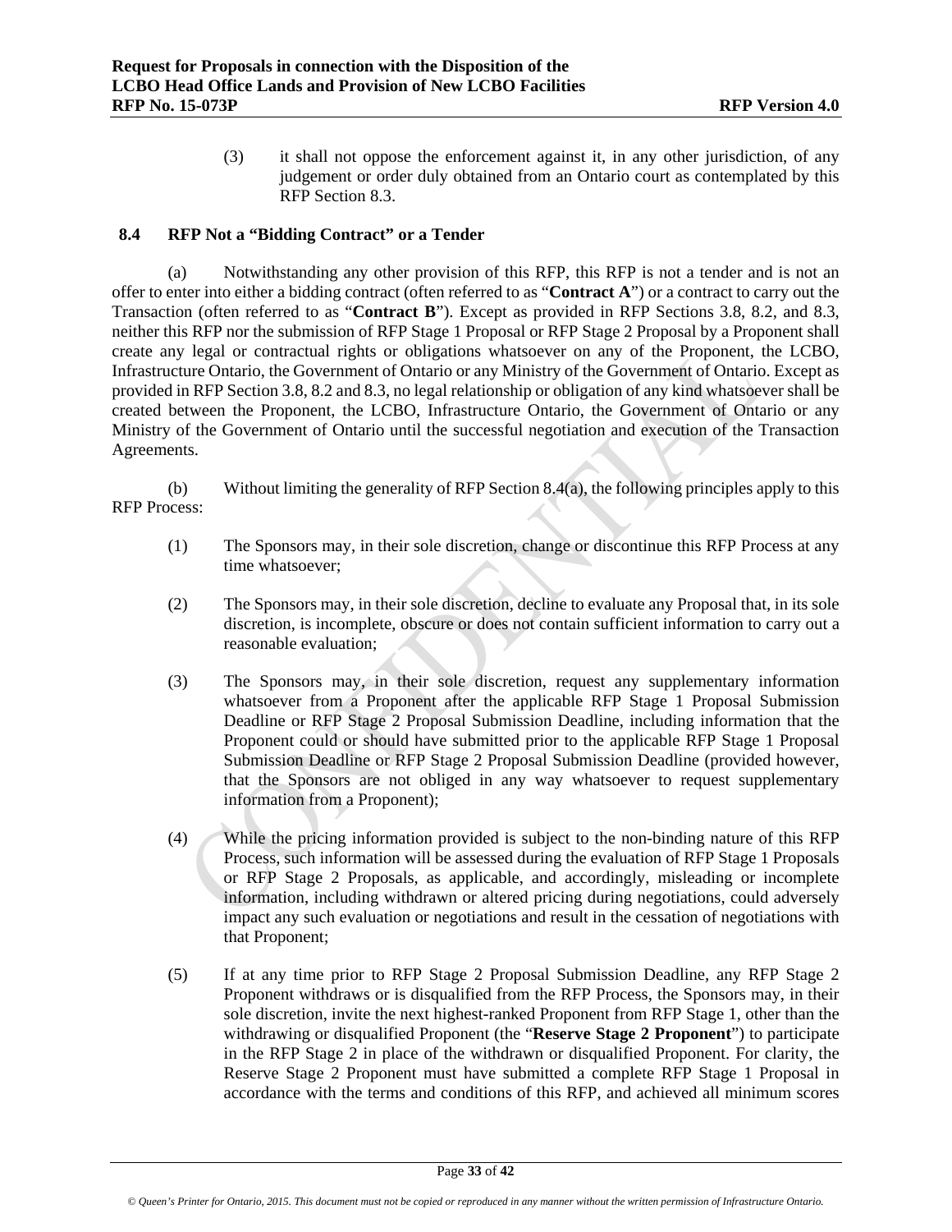(3) it shall not oppose the enforcement against it, in any other jurisdiction, of any judgement or order duly obtained from an Ontario court as contemplated by this RFP Section 8.3.

### 8.4 RFP Not a "Bidding Contract" or a Tender

(a) Notwithstanding any other provision of this RFP, this RFP is not a tender and is not an offer to enter into either a bidding contract (often referred to as "**Contract A**") or a contract to carry out the Transaction (often referred to as "**Contract B**"). Except as provided in RFP Sections 3.8, 8.2, and 8.3, neither this RFP nor the submission of RFP Stage 1 Proposal or RFP Stage 2 Proposal by a Proponent shall create any legal or contractual rights or obligations whatsoever on any of the Proponent, the LCBO, Infrastructure Ontario, the Government of Ontario or any Ministry of the Government of Ontario. Except as provided in RFP Section 3.8, 8.2 and 8.3, no legal relationship or obligation of any kind whatsoever shall be created between the Proponent, the LCBO, Infrastructure Ontario, the Government of Ontario or any Ministry of the Government of Ontario until the successful negotiation and execution of the Transaction Agreements.

(b) Without limiting the generality of RFP Section 8.4(a), the following principles apply to this RFP Process:

(1) The Sponsors may, in their sole discretion, change or discontinue this RFP Process at any time whatsoever;

(2) The Sponsors may, in their sole discretion, decline to evaluate any Proposal that, in its sole discretion, is incomplete, obscure or does not contain sufficient information to carry out a reasonable evaluation;

(3) The Sponsors may, in their sole discretion, request any supplementary information whatsoever from a Proponent after the applicable RFP Stage 1 Proposal Submission Deadline or RFP Stage 2 Proposal Submission Deadline, including information that the Proponent could or should have submitted prior to the applicable RFP Stage 1 Proposal Submission Deadline or RFP Stage 2 Proposal Submission Deadline (provided however, that the Sponsors are not obliged in any way whatsoever to request supplementary information from a Proponent);

(4) While the pricing information provided is subject to the non-binding nature of this RFP Process, such information will be assessed during the evaluation of RFP Stage 1 Proposals or RFP Stage 2 Proposals, as applicable, and accordingly, misleading or incomplete information, including withdrawn or altered pricing during negotiations, could adversely impact any such evaluation or negotiations and result in the cessation of negotiations with that Proponent;

(5) If at any time prior to RFP Stage 2 Proposal Submission Deadline, any RFP Stage 2 Proponent withdraws or is disqualified from the RFP Process, the Sponsors may, in their sole discretion, invite the next highest-ranked Proponent from RFP Stage 1, other than the withdrawing or disqualified Proponent (the "**Reserve Stage 2 Proponent**") to participate in the RFP Stage 2 in place of the withdrawn or disqualified Proponent. For clarity, the Reserve Stage 2 Proponent must have submitted a complete RFP Stage 1 Proposal in accordance with the terms and conditions of this RFP, and achieved all minimum scores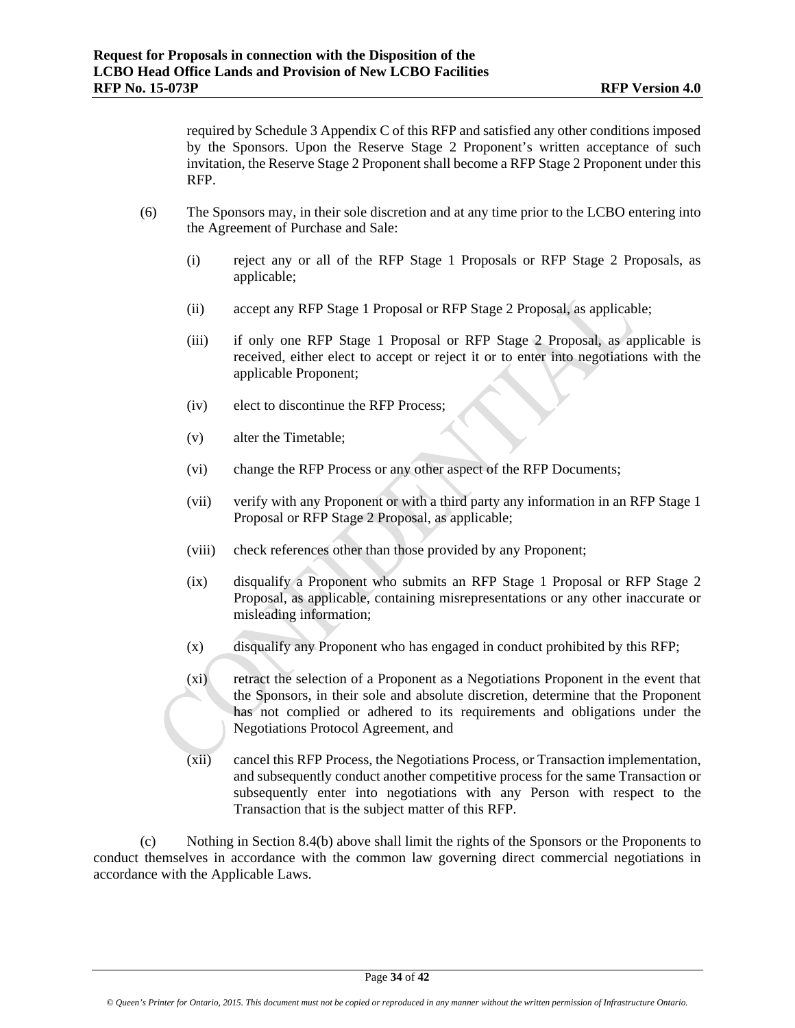required by Schedule 3 Appendix C of this RFP and satisfied any other conditions imposed by the Sponsors. Upon the Reserve Stage 2 Proponent's written acceptance of such invitation, the Reserve Stage 2 Proponent shall become a RFP Stage 2 Proponent under this RFP.

(6) The Sponsors may, in their sole discretion and at any time prior to the LCBO entering into the Agreement of Purchase and Sale:

(i) reject any or all of the RFP Stage 1 Proposals or RFP Stage 2 Proposals, as applicable;

(ii) accept any RFP Stage 1 Proposal or RFP Stage 2 Proposal, as applicable;

(iii) if only one RFP Stage 1 Proposal or RFP Stage 2 Proposal, as applicable is received, either elect to accept or reject it or to enter into negotiations with the applicable Proponent;

(iv) elect to discontinue the RFP Process;

(v) alter the Timetable;

(vi) change the RFP Process or any other aspect of the RFP Documents;

(vii) verify with any Proponent or with a third party any information in an RFP Stage 1 Proposal or RFP Stage 2 Proposal, as applicable;

(viii) check references other than those provided by any Proponent;

(ix) disqualify a Proponent who submits an RFP Stage 1 Proposal or RFP Stage 2 Proposal, as applicable, containing misrepresentations or any other inaccurate or misleading information;

(x) disqualify any Proponent who has engaged in conduct prohibited by this RFP;

(xi) retract the selection of a Proponent as a Negotiations Proponent in the event that the Sponsors, in their sole and absolute discretion, determine that the Proponent has not complied or adhered to its requirements and obligations under the Negotiations Protocol Agreement, and

(xii) cancel this RFP Process, the Negotiations Process, or Transaction implementation, and subsequently conduct another competitive process for the same Transaction or subsequently enter into negotiations with any Person with respect to the Transaction that is the subject matter of this RFP.

(c) Nothing in Section 8.4(b) above shall limit the rights of the Sponsors or the Proponents to conduct themselves in accordance with the common law governing direct commercial negotiations in accordance with the Applicable Laws.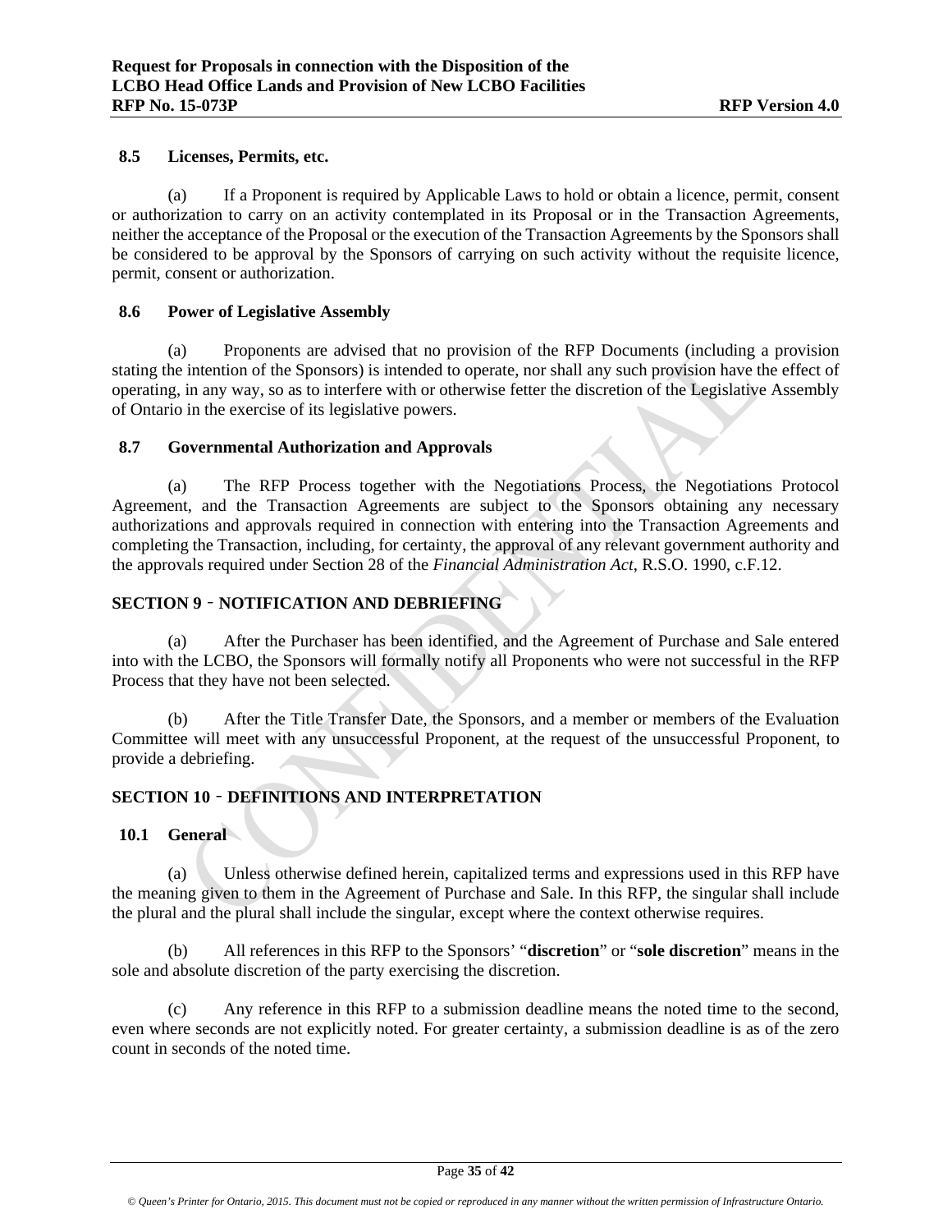### 8.5 Licenses, Permits, etc.

(a) If a Proponent is required by Applicable Laws to hold or obtain a licence, permit, consent or authorization to carry on an activity contemplated in its Proposal or in the Transaction Agreements, neither the acceptance of the Proposal or the execution of the Transaction Agreements by the Sponsors shall be considered to be approval by the Sponsors of carrying on such activity without the requisite licence, permit, consent or authorization.

### 8.6 Power of Legislative Assembly

(a) Proponents are advised that no provision of the RFP Documents (including a provision stating the intention of the Sponsors) is intended to operate, nor shall any such provision have the effect of operating, in any way, so as to interfere with or otherwise fetter the discretion of the Legislative Assembly of Ontario in the exercise of its legislative powers.

### 8.7 Governmental Authorization and Approvals

(a) The RFP Process together with the Negotiations Process, the Negotiations Protocol Agreement, and the Transaction Agreements are subject to the Sponsors obtaining any necessary authorizations and approvals required in connection with entering into the Transaction Agreements and completing the Transaction, including, for certainty, the approval of any relevant government authority and the approvals required under Section 28 of the *Financial Administration Act*, R.S.O. 1990, c.F.12.

## SECTION 9 ‑ NOTIFICATION AND DEBRIEFING

(a) After the Purchaser has been identified, and the Agreement of Purchase and Sale entered into with the LCBO, the Sponsors will formally notify all Proponents who were not successful in the RFP Process that they have not been selected.

(b) After the Title Transfer Date, the Sponsors, and a member or members of the Evaluation Committee will meet with any unsuccessful Proponent, at the request of the unsuccessful Proponent, to provide a debriefing.

## SECTION 10 ‑ DEFINITIONS AND INTERPRETATION

### 10.1 General

(a) Unless otherwise defined herein, capitalized terms and expressions used in this RFP have the meaning given to them in the Agreement of Purchase and Sale. In this RFP, the singular shall include the plural and the plural shall include the singular, except where the context otherwise requires.

(b) All references in this RFP to the Sponsors' "**discretion**" or "**sole discretion**" means in the sole and absolute discretion of the party exercising the discretion.

(c) Any reference in this RFP to a submission deadline means the noted time to the second, even where seconds are not explicitly noted. For greater certainty, a submission deadline is as of the zero count in seconds of the noted time.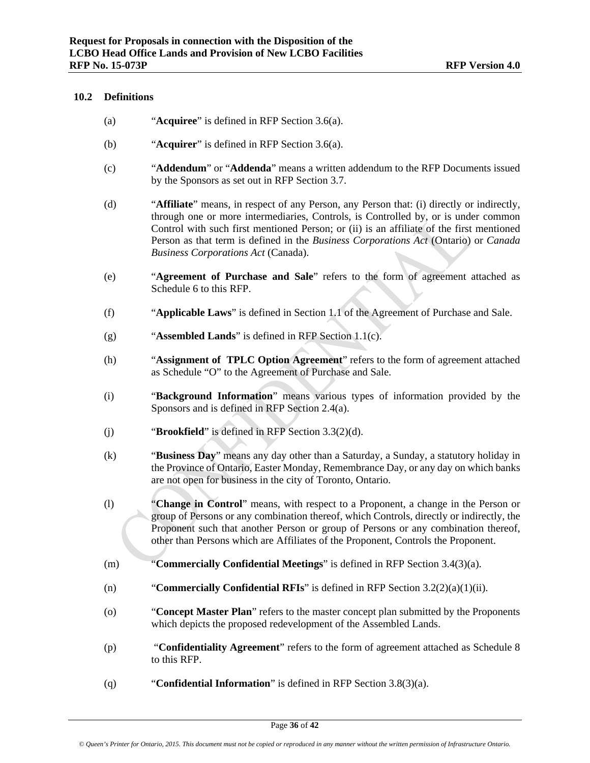## 10.2 Definitions

(a) "**Acquiree**" is defined in RFP Section 3.6(a).

(b) "**Acquirer**" is defined in RFP Section 3.6(a).

(c) "**Addendum**" or "**Addenda**" means a written addendum to the RFP Documents issued by the Sponsors as set out in RFP Section 3.7.

(d) "**Affiliate**" means, in respect of any Person, any Person that: (i) directly or indirectly, through one or more intermediaries, Controls, is Controlled by, or is under common Control with such first mentioned Person; or (ii) is an affiliate of the first mentioned Person as that term is defined in the *Business Corporations Act* (Ontario) or *Canada Business Corporations Act* (Canada).

(e) "**Agreement of Purchase and Sale**" refers to the form of agreement attached as Schedule 6 to this RFP.

(f) "**Applicable Laws**" is defined in Section 1.1 of the Agreement of Purchase and Sale.

(g) "**Assembled Lands**" is defined in RFP Section 1.1(c).

(h) "**Assignment of TPLC Option Agreement**" refers to the form of agreement attached as Schedule "O" to the Agreement of Purchase and Sale.

(i) "**Background Information**" means various types of information provided by the Sponsors and is defined in RFP Section 2.4(a).

(j) "**Brookfield**" is defined in RFP Section 3.3(2)(d).

(k) "**Business Day**" means any day other than a Saturday, a Sunday, a statutory holiday in the Province of Ontario, Easter Monday, Remembrance Day, or any day on which banks are not open for business in the city of Toronto, Ontario.

(l) "**Change in Control**" means, with respect to a Proponent, a change in the Person or group of Persons or any combination thereof, which Controls, directly or indirectly, the Proponent such that another Person or group of Persons or any combination thereof, other than Persons which are Affiliates of the Proponent, Controls the Proponent.

(m) "**Commercially Confidential Meetings**" is defined in RFP Section 3.4(3)(a).

(n) "**Commercially Confidential RFIs**" is defined in RFP Section 3.2(2)(a)(1)(ii).

(o) "**Concept Master Plan**" refers to the master concept plan submitted by the Proponents which depicts the proposed redevelopment of the Assembled Lands.

(p) "**Confidentiality Agreement**" refers to the form of agreement attached as Schedule 8 to this RFP.

(q) "**Confidential Information**" is defined in RFP Section 3.8(3)(a).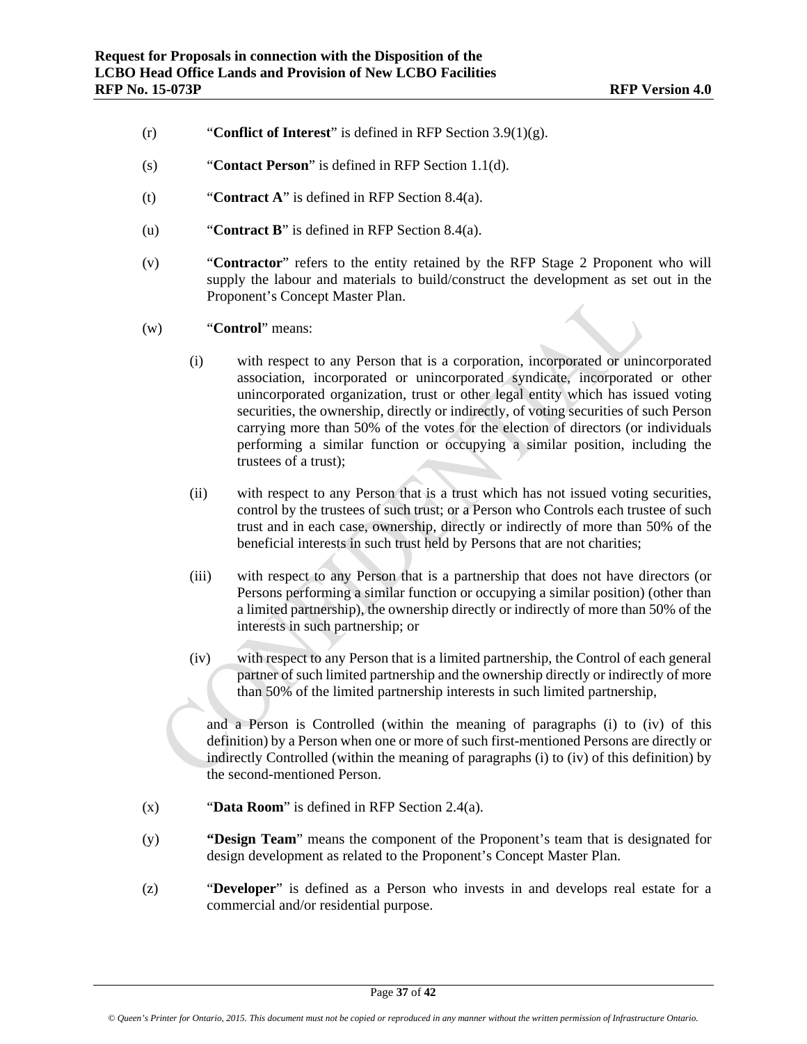(r) "**Conflict of Interest**" is defined in RFP Section 3.9(1)(g).

(s) "**Contact Person**" is defined in RFP Section 1.1(d).

(t) "**Contract A**" is defined in RFP Section 8.4(a).

(u) "**Contract B**" is defined in RFP Section 8.4(a).

(v) "**Contractor**" refers to the entity retained by the RFP Stage 2 Proponent who will supply the labour and materials to build/construct the development as set out in the Proponent's Concept Master Plan.

(w) "**Control**" means:

(i) with respect to any Person that is a corporation, incorporated or unincorporated association, incorporated or unincorporated syndicate, incorporated or other unincorporated organization, trust or other legal entity which has issued voting securities, the ownership, directly or indirectly, of voting securities of such Person carrying more than 50% of the votes for the election of directors (or individuals performing a similar function or occupying a similar position, including the trustees of a trust);

(ii) with respect to any Person that is a trust which has not issued voting securities, control by the trustees of such trust; or a Person who Controls each trustee of such trust and in each case, ownership, directly or indirectly of more than 50% of the beneficial interests in such trust held by Persons that are not charities;

(iii) with respect to any Person that is a partnership that does not have directors (or Persons performing a similar function or occupying a similar position) (other than a limited partnership), the ownership directly or indirectly of more than 50% of the interests in such partnership; or

(iv) with respect to any Person that is a limited partnership, the Control of each general partner of such limited partnership and the ownership directly or indirectly of more than 50% of the limited partnership interests in such limited partnership,

and a Person is Controlled (within the meaning of paragraphs (i) to (iv) of this definition) by a Person when one or more of such first-mentioned Persons are directly or indirectly Controlled (within the meaning of paragraphs (i) to (iv) of this definition) by the second-mentioned Person.

(x) "**Data Room**" is defined in RFP Section 2.4(a).

(y) "**Design Team**" means the component of the Proponent's team that is designated for design development as related to the Proponent's Concept Master Plan.

(z) "**Developer**" is defined as a Person who invests in and develops real estate for a commercial and/or residential purpose.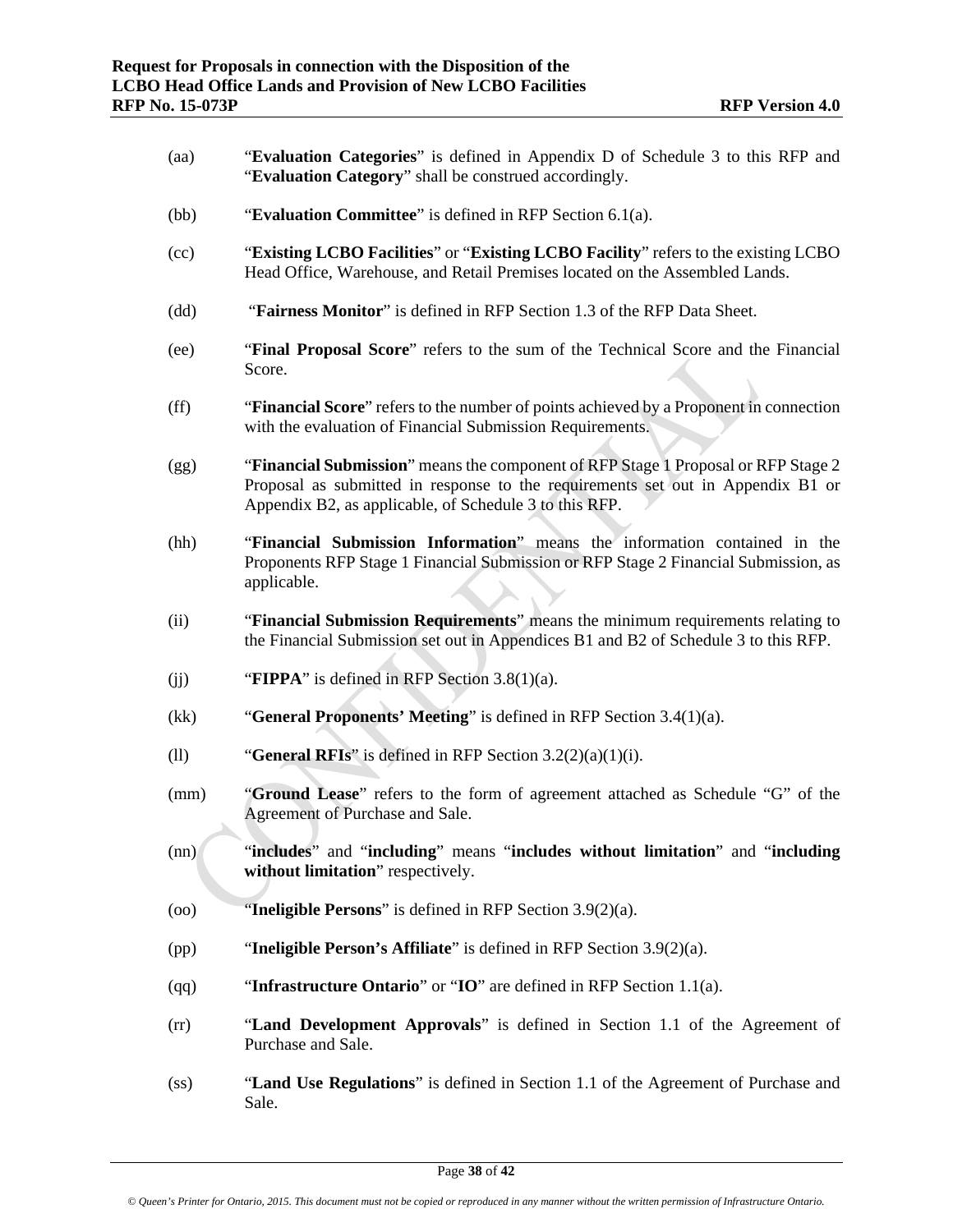(aa) "**Evaluation Categories**" is defined in Appendix D of Schedule 3 to this RFP and "**Evaluation Category**" shall be construed accordingly.

(bb) "**Evaluation Committee**" is defined in RFP Section 6.1(a).

(cc) "**Existing LCBO Facilities**" or "**Existing LCBO Facility**" refers to the existing LCBO Head Office, Warehouse, and Retail Premises located on the Assembled Lands.

(dd) "**Fairness Monitor**" is defined in RFP Section 1.3 of the RFP Data Sheet.

(ee) "**Final Proposal Score**" refers to the sum of the Technical Score and the Financial Score.

(ff) "**Financial Score**" refers to the number of points achieved by a Proponent in connection with the evaluation of Financial Submission Requirements.

(gg) "**Financial Submission**" means the component of RFP Stage 1 Proposal or RFP Stage 2 Proposal as submitted in response to the requirements set out in Appendix B1 or Appendix B2, as applicable, of Schedule 3 to this RFP.

(hh) "**Financial Submission Information**" means the information contained in the Proponents RFP Stage 1 Financial Submission or RFP Stage 2 Financial Submission, as applicable.

(ii) "**Financial Submission Requirements**" means the minimum requirements relating to the Financial Submission set out in Appendices B1 and B2 of Schedule 3 to this RFP.

(jj) "**FIPPA**" is defined in RFP Section 3.8(1)(a).

(kk) "**General Proponents' Meeting**" is defined in RFP Section 3.4(1)(a).

(ll) "**General RFIs**" is defined in RFP Section 3.2(2)(a)(1)(i).

(mm) "**Ground Lease**" refers to the form of agreement attached as Schedule "G" of the Agreement of Purchase and Sale.

(nn) "**includes**" and "**including**" means "**includes without limitation**" and "**including without limitation**" respectively.

(oo) "**Ineligible Persons**" is defined in RFP Section 3.9(2)(a).

(pp) "**Ineligible Person's Affiliate**" is defined in RFP Section 3.9(2)(a).

(qq) "**Infrastructure Ontario**" or "**IO**" are defined in RFP Section 1.1(a).

(rr) "**Land Development Approvals**" is defined in Section 1.1 of the Agreement of Purchase and Sale.

(ss) "**Land Use Regulations**" is defined in Section 1.1 of the Agreement of Purchase and Sale.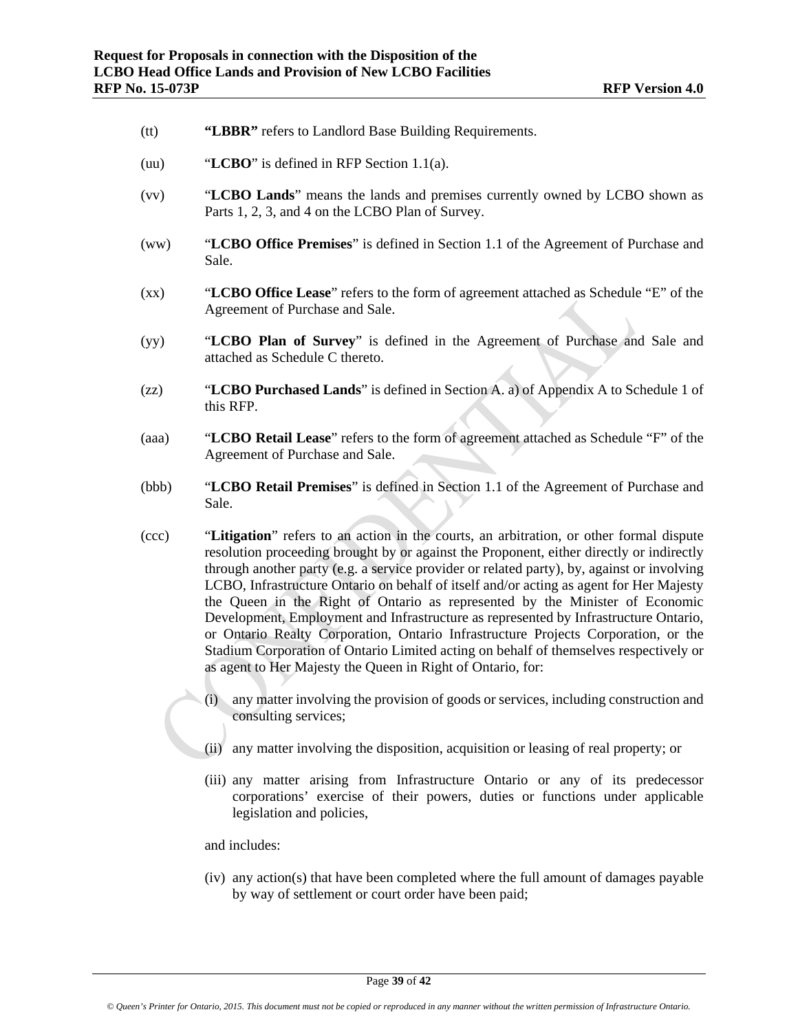(tt) **"LBBR"** refers to Landlord Base Building Requirements.

(uu) "**LCBO**" is defined in RFP Section 1.1(a).

(vv) "**LCBO Lands**" means the lands and premises currently owned by LCBO shown as Parts 1, 2, 3, and 4 on the LCBO Plan of Survey.

(ww) "**LCBO Office Premises**" is defined in Section 1.1 of the Agreement of Purchase and Sale.

(xx) "**LCBO Office Lease**" refers to the form of agreement attached as Schedule "E" of the Agreement of Purchase and Sale.

(yy) "**LCBO Plan of Survey**" is defined in the Agreement of Purchase and Sale and attached as Schedule C thereto.

(zz) "**LCBO Purchased Lands**" is defined in Section A. a) of Appendix A to Schedule 1 of this RFP.

(aaa) "**LCBO Retail Lease**" refers to the form of agreement attached as Schedule "F" of the Agreement of Purchase and Sale.

(bbb) "**LCBO Retail Premises**" is defined in Section 1.1 of the Agreement of Purchase and Sale.

(ccc) "**Litigation**" refers to an action in the courts, an arbitration, or other formal dispute resolution proceeding brought by or against the Proponent, either directly or indirectly through another party (e.g. a service provider or related party), by, against or involving LCBO, Infrastructure Ontario on behalf of itself and/or acting as agent for Her Majesty the Queen in the Right of Ontario as represented by the Minister of Economic Development, Employment and Infrastructure as represented by Infrastructure Ontario, or Ontario Realty Corporation, Ontario Infrastructure Projects Corporation, or the Stadium Corporation of Ontario Limited acting on behalf of themselves respectively or as agent to Her Majesty the Queen in Right of Ontario, for:

(i) any matter involving the provision of goods or services, including construction and consulting services;

(ii) any matter involving the disposition, acquisition or leasing of real property; or

(iii) any matter arising from Infrastructure Ontario or any of its predecessor corporations' exercise of their powers, duties or functions under applicable legislation and policies,

and includes:

(iv) any action(s) that have been completed where the full amount of damages payable by way of settlement or court order have been paid;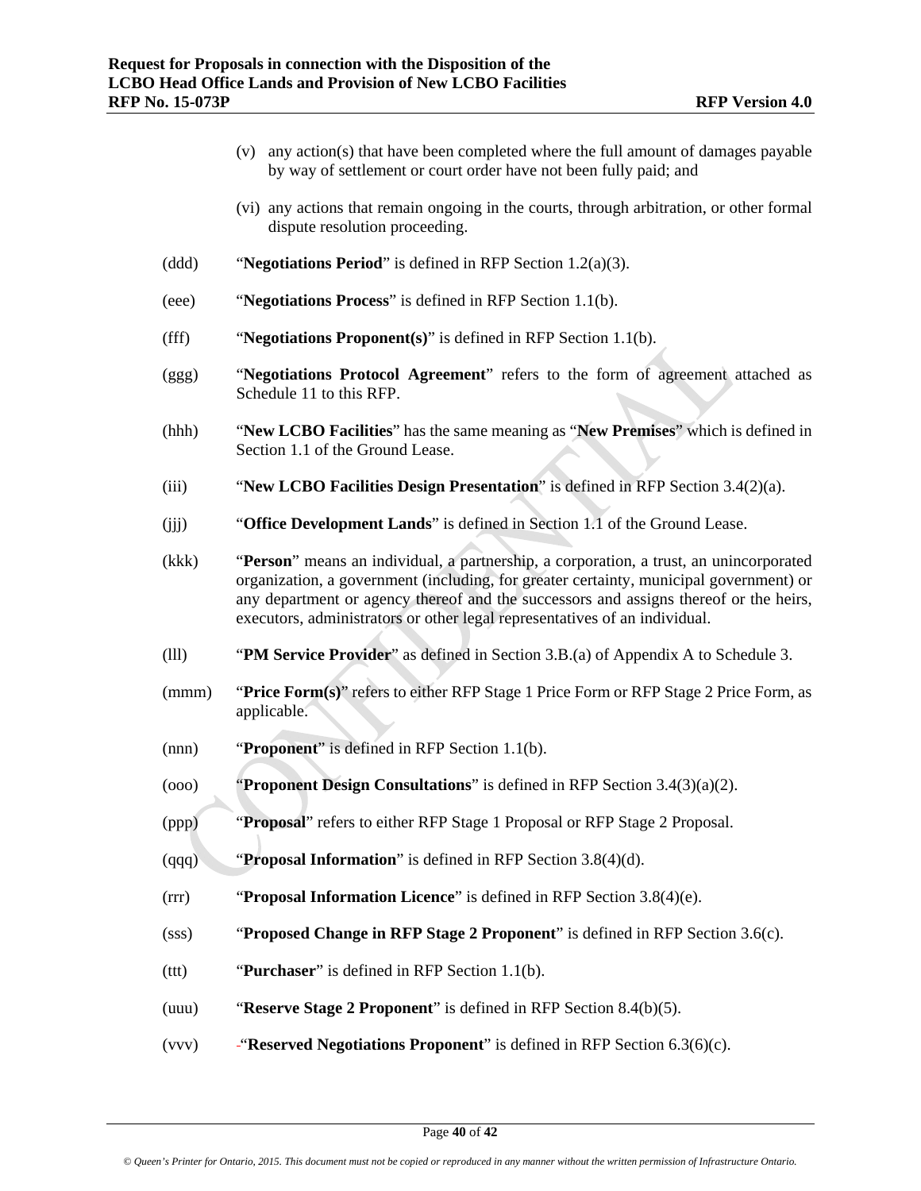(v) any action(s) that have been completed where the full amount of damages payable by way of settlement or court order have not been fully paid; and

(vi) any actions that remain ongoing in the courts, through arbitration, or other formal dispute resolution proceeding.

(ddd) "**Negotiations Period**" is defined in RFP Section 1.2(a)(3).

(eee) "**Negotiations Process**" is defined in RFP Section 1.1(b).

(fff) "**Negotiations Proponent(s)**" is defined in RFP Section 1.1(b).

(ggg) "**Negotiations Protocol Agreement**" refers to the form of agreement attached as Schedule 11 to this RFP.

(hhh) "**New LCBO Facilities**" has the same meaning as "**New Premises**" which is defined in Section 1.1 of the Ground Lease.

(iii) "**New LCBO Facilities Design Presentation**" is defined in RFP Section 3.4(2)(a).

(jjj) "**Office Development Lands**" is defined in Section 1.1 of the Ground Lease.

(kkk) "**Person**" means an individual, a partnership, a corporation, a trust, an unincorporated organization, a government (including, for greater certainty, municipal government) or any department or agency thereof and the successors and assigns thereof or the heirs, executors, administrators or other legal representatives of an individual.

(lll) "**PM Service Provider**" as defined in Section 3.B.(a) of Appendix A to Schedule 3.

(mmm) "**Price Form(s)**" refers to either RFP Stage 1 Price Form or RFP Stage 2 Price Form, as applicable.

(nnn) "**Proponent**" is defined in RFP Section 1.1(b).

(ooo) "**Proponent Design Consultations**" is defined in RFP Section 3.4(3)(a)(2).

(ppp) "**Proposal**" refers to either RFP Stage 1 Proposal or RFP Stage 2 Proposal.

(qqq) "**Proposal Information**" is defined in RFP Section 3.8(4)(d).

(rrr) "**Proposal Information Licence**" is defined in RFP Section 3.8(4)(e).

(sss) "**Proposed Change in RFP Stage 2 Proponent**" is defined in RFP Section 3.6(c).

(ttt) "**Purchaser**" is defined in RFP Section 1.1(b).

(uuu) "**Reserve Stage 2 Proponent**" is defined in RFP Section 8.4(b)(5).

(vvv) "**Reserved Negotiations Proponent**" is defined in RFP Section 6.3(6)(c).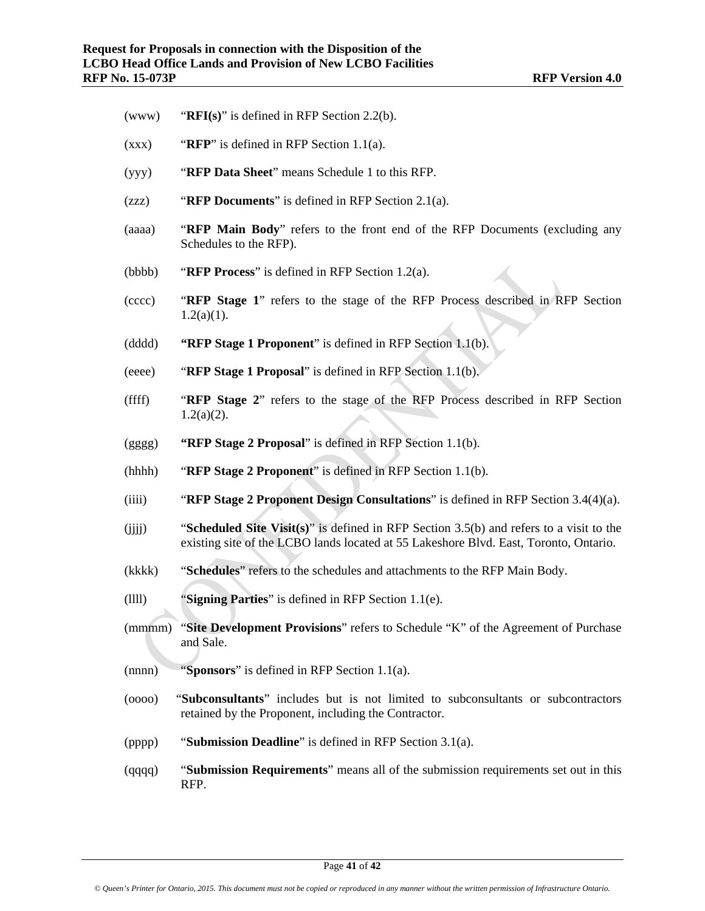(www) "**RFI(s)**" is defined in RFP Section 2.2(b).

(xxx) "**RFP**" is defined in RFP Section 1.1(a).

(yyy) "**RFP Data Sheet**" means Schedule 1 to this RFP.

(zzz) "**RFP Documents**" is defined in RFP Section 2.1(a).

(aaaa) "**RFP Main Body**" refers to the front end of the RFP Documents (excluding any Schedules to the RFP).

(bbbb) "**RFP Process**" is defined in RFP Section 1.2(a).

(cccc) "**RFP Stage 1**" refers to the stage of the RFP Process described in RFP Section 1.2(a)(1).

(dddd) **"RFP Stage 1 Proponent**" is defined in RFP Section 1.1(b).

(eeee) "**RFP Stage 1 Proposal**" is defined in RFP Section 1.1(b).

(ffff) "**RFP Stage 2**" refers to the stage of the RFP Process described in RFP Section 1.2(a)(2).

(gggg) **"RFP Stage 2 Proposal**" is defined in RFP Section 1.1(b).

(hhhh) "**RFP Stage 2 Proponent**" is defined in RFP Section 1.1(b).

(iiii) "**RFP Stage 2 Proponent Design Consultations**" is defined in RFP Section 3.4(4)(a).

(jjjj) "**Scheduled Site Visit(s)**" is defined in RFP Section 3.5(b) and refers to a visit to the existing site of the LCBO lands located at 55 Lakeshore Blvd. East, Toronto, Ontario.

(kkkk) "**Schedules**" refers to the schedules and attachments to the RFP Main Body.

(llll) "**Signing Parties**" is defined in RFP Section 1.1(e).

(mmmm) "**Site Development Provisions**" refers to Schedule "K" of the Agreement of Purchase and Sale.

(nnnn) "**Sponsors**" is defined in RFP Section 1.1(a).

(oooo) "**Subconsultants**" includes but is not limited to subconsultants or subcontractors retained by the Proponent, including the Contractor.

(pppp) "**Submission Deadline**" is defined in RFP Section 3.1(a).

(qqqq) "**Submission Requirements**" means all of the submission requirements set out in this RFP.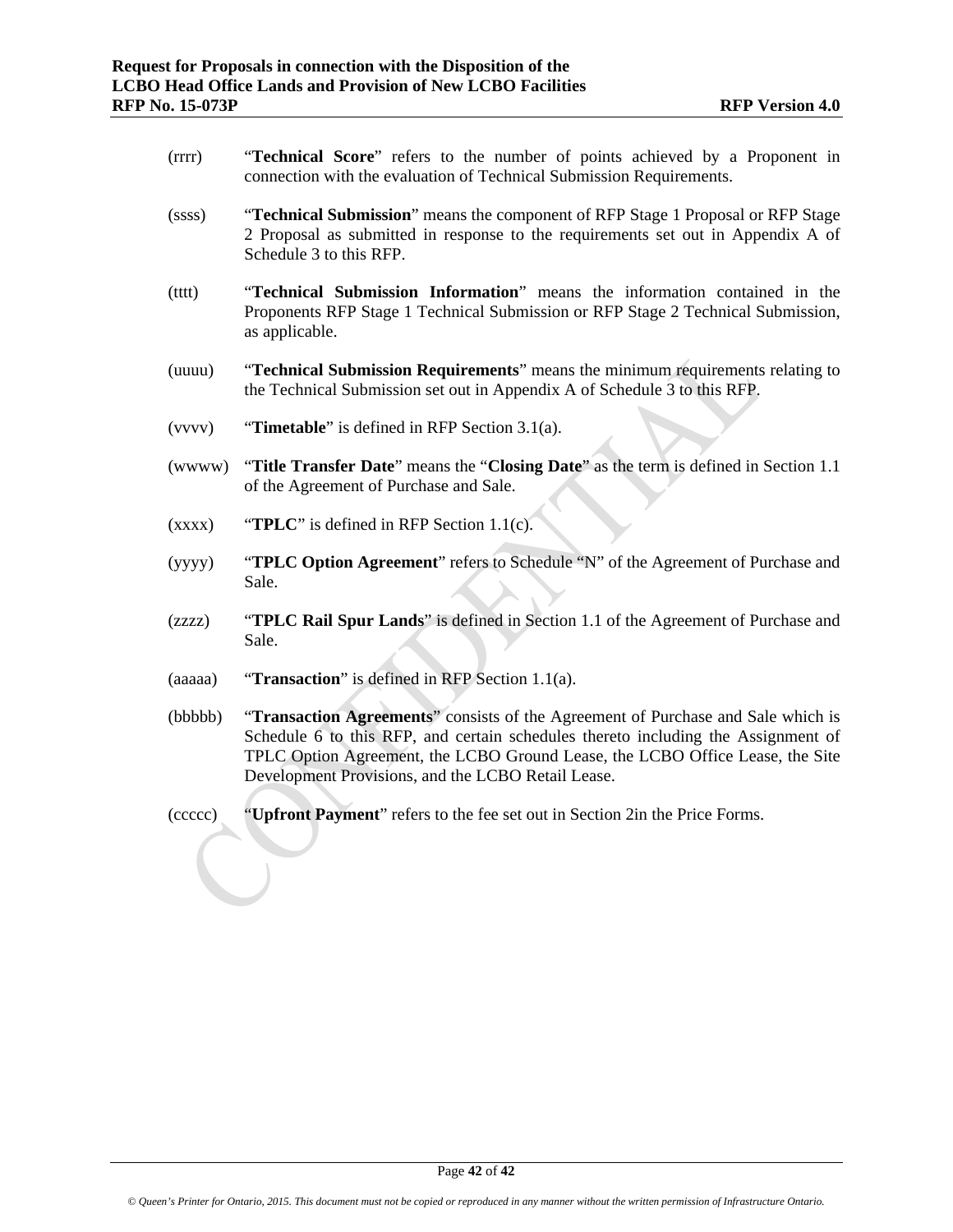(rrrr) "**Technical Score**" refers to the number of points achieved by a Proponent in connection with the evaluation of Technical Submission Requirements.

(ssss) "**Technical Submission**" means the component of RFP Stage 1 Proposal or RFP Stage 2 Proposal as submitted in response to the requirements set out in Appendix A of Schedule 3 to this RFP.

(tttt) "**Technical Submission Information**" means the information contained in the Proponents RFP Stage 1 Technical Submission or RFP Stage 2 Technical Submission, as applicable.

(uuuu) "**Technical Submission Requirements**" means the minimum requirements relating to the Technical Submission set out in Appendix A of Schedule 3 to this RFP.

(vvvv) "**Timetable**" is defined in RFP Section 3.1(a).

(wwww) "**Title Transfer Date**" means the "**Closing Date**" as the term is defined in Section 1.1 of the Agreement of Purchase and Sale.

(xxxx) "**TPLC**" is defined in RFP Section 1.1(c).

(yyyy) "**TPLC Option Agreement**" refers to Schedule "N" of the Agreement of Purchase and Sale.

(zzzz) "**TPLC Rail Spur Lands**" is defined in Section 1.1 of the Agreement of Purchase and Sale.

(aaaaa) "**Transaction**" is defined in RFP Section 1.1(a).

(bbbbb) "**Transaction Agreements**" consists of the Agreement of Purchase and Sale which is Schedule 6 to this RFP, and certain schedules thereto including the Assignment of TPLC Option Agreement, the LCBO Ground Lease, the LCBO Office Lease, the Site Development Provisions, and the LCBO Retail Lease.

(ccccc) "**Upfront Payment**" refers to the fee set out in Section 2in the Price Forms.